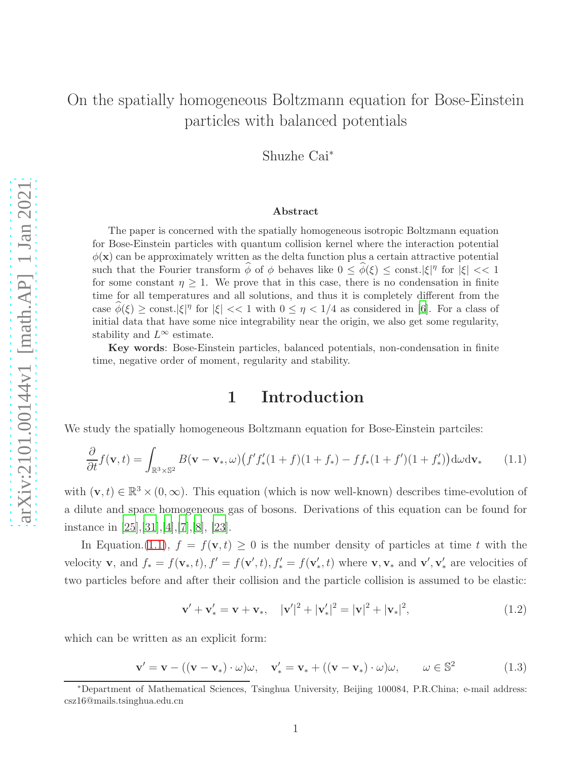# On the spatially homogeneous Boltzmann equation for Bose-Einstein particles with balanced potentials

Shuzhe Cai*

### Abstract

The paper is concerned with the spatially homogeneous isotropic Boltzmann equation for Bose-Einstein particles with quantum collision kernel where the interaction potential $\phi(\mathbf{x})$ can be approximately written as the delta function plus a certain attractive potential such that the Fourier transform $\widehat{\phi}$ of $\phi$ behaves like $0 \le \widehat{\phi}(\xi) \le \text{const.}|\xi|^\eta$ for $|\xi| << 1$ for some constant $\eta \ge 1$. We prove that in this case, there is no condensation in finite time for all temperatures and all solutions, and thus it is completely different from the case $\widehat{\phi}(\xi) \ge \text{const.}|\xi|^\eta$ for $|\xi| << 1$ with $0 \le \eta < 1/4$ as considered in [6]. For a class of initial data that have some nice integrability near the origin, we also get some regularity, stability and $L^\infty$ estimate.

**Key words**: Bose-Einstein particles, balanced potentials, non-condensation in finite time, negative order of moment, regularity and stability.

## 1 Introduction

We study the spatially homogeneous Boltzmann equation for Bose-Einstein partciles:

$$\frac{\partial}{\partial t} f(\mathbf{v}, t) = \int_{\mathbb{R}^3 \times \mathbb{S}^2} B(\mathbf{v} - \mathbf{v}_*, \omega)\big(f' f'_*(1+f)(1+f_*) - f f_*(1+f')(1+f'_*)\big) \mathrm{d}\omega \mathrm{d}\mathbf{v}_* \tag{1.1}$$

with $(\mathbf{v}, t) \in \mathbb{R}^3 \times (0, \infty)$. This equation (which is now well-known) describes time-evolution of a dilute and space homogeneous gas of bosons. Derivations of this equation can be found for instance in [25],[31],[4],[7],[8], [23].

In Equation.(1.1), $f = f(\mathbf{v}, t) \ge 0$ is the number density of particles at time $t$ with the velocity $\mathbf{v}$, and $f_* = f(\mathbf{v}_*, t), f' = f(\mathbf{v}', t), f'_* = f(\mathbf{v}'_*, t)$ where $\mathbf{v}, \mathbf{v}_*$ and $\mathbf{v}', \mathbf{v}'_*$ are velocities of two particles before and after their collision and the particle collision is assumed to be elastic:

$$\mathbf{v}' + \mathbf{v}'_* = \mathbf{v} + \mathbf{v}_*, \quad |\mathbf{v}'|^2 + |\mathbf{v}'_*|^2 = |\mathbf{v}|^2 + |\mathbf{v}_*|^2, \tag{1.2}$$

which can be written as an explicit form:

$$\mathbf{v}' = \mathbf{v} - ((\mathbf{v} - \mathbf{v}_*) \cdot \omega)\omega, \quad \mathbf{v}'_* = \mathbf{v}_* + ((\mathbf{v} - \mathbf{v}_*) \cdot \omega)\omega, \qquad \omega \in \mathbb{S}^2 \tag{1.3}$$

*Department of Mathematical Sciences, Tsinghua University, Beijing 100084, P.R.China; e-mail address: csz16@mails.tsinghua.edu.cn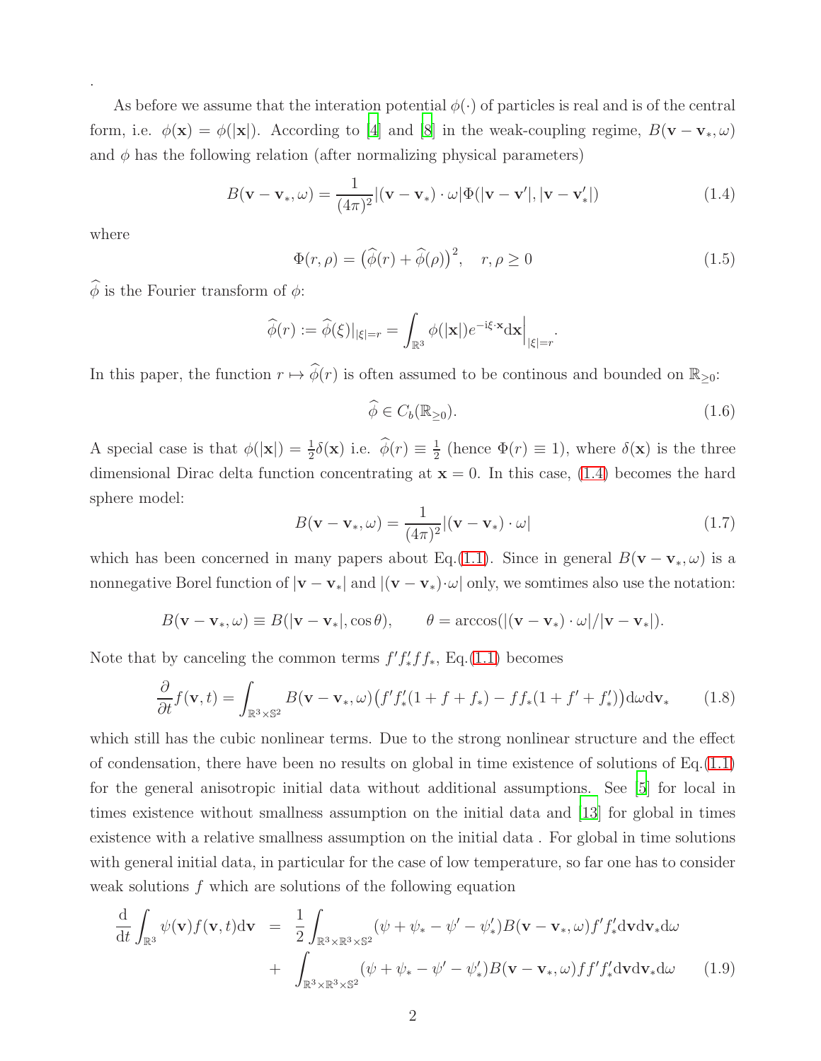.

As before we assume that the interation potential $\phi(\cdot)$ of particles is real and is of the central form, i.e. $\phi(\mathbf{x}) = \phi(|\mathbf{x}|)$. According to [4] and [8] in the weak-coupling regime, $B(\mathbf{v}-\mathbf{v}_*, \omega)$ and $\phi$ has the following relation (after normalizing physical parameters)

$$B(\mathbf{v}-\mathbf{v}_*, \omega) = \frac{1}{(4\pi)^2}|(\mathbf{v}-\mathbf{v}_*)\cdot\omega|\Phi(|\mathbf{v}-\mathbf{v}'|, |\mathbf{v}-\mathbf{v}_*'|) \tag{1.4}$$

where

$$\Phi(r,\rho) = \big(\widehat{\phi}(r) + \widehat{\phi}(\rho)\big)^2, \quad r,\rho \geq 0 \tag{1.5}$$

$\widehat{\phi}$ is the Fourier transform of $\phi$:

$$\widehat{\phi}(r) := \widehat{\phi}(\xi)|_{|\xi|=r} = \int_{\mathbb{R}^3}\phi(|\mathbf{x}|)e^{-\mathrm{i}\xi\cdot\mathbf{x}}\mathrm{d}\mathbf{x}\Big|_{|\xi|=r}.$$

In this paper, the function $r \mapsto \widehat{\phi}(r)$ is often assumed to be continous and bounded on $\mathbb{R}_{\geq 0}$:

$$\widehat{\phi} \in C_b(\mathbb{R}_{\geq 0}). \tag{1.6}$$

A special case is that $\phi(|\mathbf{x}|) = \frac{1}{2}\delta(\mathbf{x})$ i.e. $\widehat{\phi}(r) \equiv \frac{1}{2}$ (hence $\Phi(r) \equiv 1$), where $\delta(\mathbf{x})$ is the three dimensional Dirac delta function concentrating at $\mathbf{x} = 0$. In this case, (1.4) becomes the hard sphere model:

$$B(\mathbf{v}-\mathbf{v}_*, \omega) = \frac{1}{(4\pi)^2}|(\mathbf{v}-\mathbf{v}_*)\cdot\omega| \tag{1.7}$$

which has been concerned in many papers about Eq.(1.1). Since in general $B(\mathbf{v}-\mathbf{v}_*, \omega)$ is a nonnegative Borel function of $|\mathbf{v}-\mathbf{v}_*|$ and $|(\mathbf{v}-\mathbf{v}_*)\cdot\omega|$ only, we somtimes also use the notation:

$$B(\mathbf{v}-\mathbf{v}_*, \omega) \equiv B(|\mathbf{v}-\mathbf{v}_*|, \cos\theta), \qquad \theta = \arccos(|(\mathbf{v}-\mathbf{v}_*)\cdot\omega|/|\mathbf{v}-\mathbf{v}_*|).$$

Note that by canceling the common terms $f'f_*'ff_*$, Eq.(1.1) becomes

$$\frac{\partial}{\partial t}f(\mathbf{v},t) = \int_{\mathbb{R}^3\times\mathbb{S}^2} B(\mathbf{v}-\mathbf{v}_*, \omega)\big(f'f_*'(1+f+f_*) - ff_*(1+f'+f_*')\big)\mathrm{d}\omega\mathrm{d}\mathbf{v}_* \tag{1.8}$$

which still has the cubic nonlinear terms. Due to the strong nonlinear structure and the effect of condensation, there have been no results on global in time existence of solutions of Eq.(1.1) for the general anisotropic initial data without additional assumptions. See [5] for local in times existence without smallness assumption on the initial data and [13] for global in times existence with a relative smallness assumption on the initial data . For global in time solutions with general initial data, in particular for the case of low temperature, so far one has to consider weak solutions $f$ which are solutions of the following equation

$$\begin{aligned}
\frac{\mathrm{d}}{\mathrm{d}t}\int_{\mathbb{R}^3}\psi(\mathbf{v})f(\mathbf{v},t)\mathrm{d}\mathbf{v} &= \frac{1}{2}\int_{\mathbb{R}^3\times\mathbb{R}^3\times\mathbb{S}^2}(\psi+\psi_*-\psi'-\psi_*')B(\mathbf{v}-\mathbf{v}_*, \omega)f'f_*'\mathrm{d}\mathbf{v}\mathrm{d}\mathbf{v}_*\mathrm{d}\omega \\
&+ \int_{\mathbb{R}^3\times\mathbb{R}^3\times\mathbb{S}^2}(\psi+\psi_*-\psi'-\psi_*')B(\mathbf{v}-\mathbf{v}_*, \omega)ff'f_*'\mathrm{d}\mathbf{v}\mathrm{d}\mathbf{v}_*\mathrm{d}\omega
\end{aligned} \tag{1.9}$$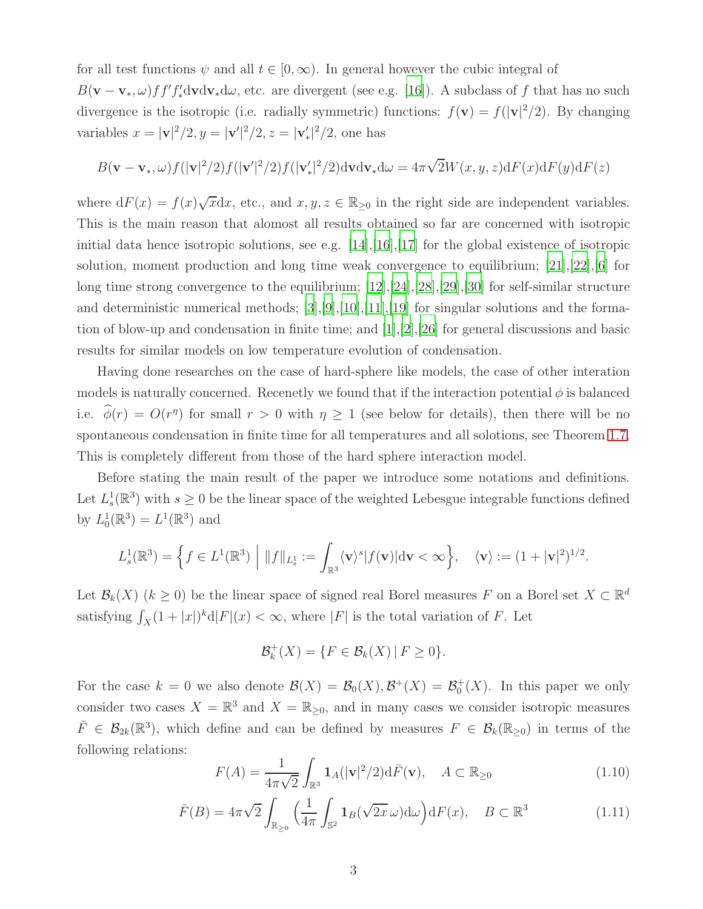for all test functions $\psi$ and all $t \in [0, \infty)$. In general however the cubic integral of $B(\mathbf{v} - \mathbf{v}_*, \omega) f f' f'_* \mathrm{d}\mathbf{v}\mathrm{d}\mathbf{v}_*\mathrm{d}\omega$, etc. are divergent (see e.g. [16]). A subclass of $f$ that has no such divergence is the isotropic (i.e. radially symmetric) functions: $f(\mathbf{v}) = f(|\mathbf{v}|^2/2)$. By changing variables $x = |\mathbf{v}|^2/2, y = |\mathbf{v}'|^2/2, z = |\mathbf{v}'_*|^2/2$, one has

$$B(\mathbf{v} - \mathbf{v}_*, \omega) f(|\mathbf{v}|^2/2) f(|\mathbf{v}'|^2/2) f(|\mathbf{v}'_*|^2/2) \mathrm{d}\mathbf{v}\mathrm{d}\mathbf{v}_*\mathrm{d}\omega = 4\pi\sqrt{2} W(x, y, z) \mathrm{d}F(x)\mathrm{d}F(y)\mathrm{d}F(z)$$

where $\mathrm{d}F(x) = f(x)\sqrt{x}\mathrm{d}x$, etc., and $x, y, z \in \mathbb{R}_{\ge 0}$ in the right side are independent variables. This is the main reason that alomost all results obtained so far are concerned with isotropic initial data hence isotropic solutions, see e.g. [14],[16],[17] for the global existence of isotropic solution, moment production and long time weak convergence to equilibrium; [21],[22],[6] for long time strong convergence to the equilibrium; [12],[24],[28],[29],[30] for self-similar structure and deterministic numerical methods; [3],[9],[10],[11],[19] for singular solutions and the formation of blow-up and condensation in finite time; and [1],[2],[26] for general discussions and basic results for similar models on low temperature evolution of condensation.

Having done researches on the case of hard-sphere like models, the case of other interation models is naturally concerned. Recenetly we found that if the interaction potential $\phi$ is balanced i.e. $\widehat{\phi}(r) = O(r^{\eta})$ for small $r > 0$ with $\eta \ge 1$ (see below for details), then there will be no spontaneous condensation in finite time for all temperatures and all solotions, see Theorem 1.7. This is completely different from those of the hard sphere interaction model.

Before stating the main result of the paper we introduce some notations and definitions. Let $L^1_s(\mathbb{R}^3)$ with $s \ge 0$ be the linear space of the weighted Lebesgue integrable functions defined by $L^1_0(\mathbb{R}^3) = L^1(\mathbb{R}^3)$ and

$$L^1_s(\mathbb{R}^3) = \Big\{ f \in L^1(\mathbb{R}^3) \;\Big|\; \|f\|_{L^1_s} := \int_{\mathbb{R}^3} \langle \mathbf{v} \rangle^s |f(\mathbf{v})| \mathrm{d}\mathbf{v} < \infty \Big\}, \quad \langle \mathbf{v} \rangle := (1 + |\mathbf{v}|^2)^{1/2}.$$

Let $\mathcal{B}_k(X)$ $(k \ge 0)$ be the linear space of signed real Borel measures $F$ on a Borel set $X \subset \mathbb{R}^d$ satisfying $\int_X (1 + |x|)^k \mathrm{d}|F|(x) < \infty$, where $|F|$ is the total variation of $F$. Let

$$\mathcal{B}^+_k(X) = \{ F \in \mathcal{B}_k(X) \,|\, F \ge 0 \}.$$

For the case $k = 0$ we also denote $\mathcal{B}(X) = \mathcal{B}_0(X), \mathcal{B}^+(X) = \mathcal{B}^+_0(X)$. In this paper we only consider two cases $X = \mathbb{R}^3$ and $X = \mathbb{R}_{\ge 0}$, and in many cases we consider isotropic measures $\bar{F} \in \mathcal{B}_{2k}(\mathbb{R}^3)$, which define and can be defined by measures $F \in \mathcal{B}_k(\mathbb{R}_{\ge 0})$ in terms of the following relations:

$$F(A) = \frac{1}{4\pi\sqrt{2}} \int_{\mathbb{R}^3} \mathbf{1}_A(|\mathbf{v}|^2/2) \mathrm{d}\bar{F}(\mathbf{v}), \quad A \subset \mathbb{R}_{\ge 0} \tag{1.10}$$

$$\bar{F}(B) = 4\pi\sqrt{2} \int_{\mathbb{R}_{\ge 0}} \Big( \frac{1}{4\pi} \int_{\mathbb{S}^2} \mathbf{1}_B(\sqrt{2x}\,\omega) \mathrm{d}\omega \Big) \mathrm{d}F(x), \quad B \subset \mathbb{R}^3 \tag{1.11}$$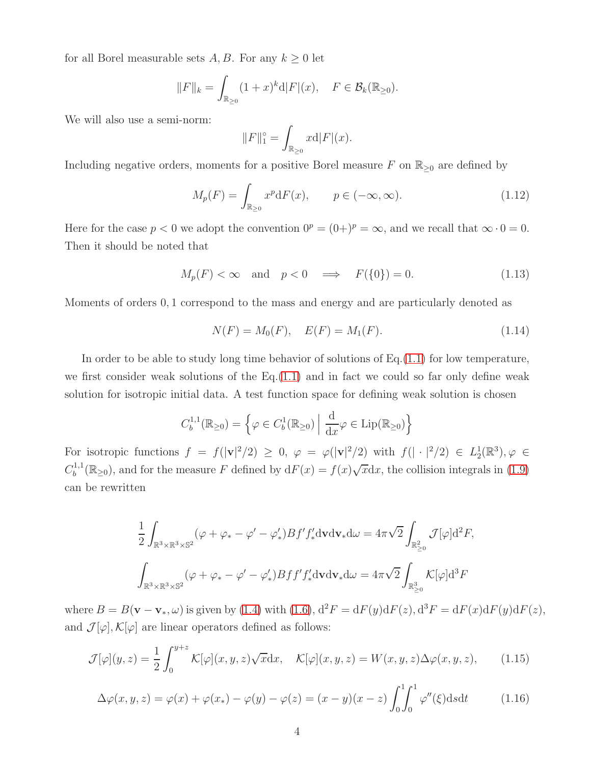for all Borel measurable sets $A, B$. For any $k \geq 0$ let

$$\|F\|_k = \int_{\mathbb{R}_{\geq 0}} (1+x)^k \mathrm{d}|F|(x), \quad F \in \mathcal{B}_k(\mathbb{R}_{\geq 0}).$$

We will also use a semi-norm:

$$\|F\|_1^\circ = \int_{\mathbb{R}_{\geq 0}} x \mathrm{d}|F|(x).$$

Including negative orders, moments for a positive Borel measure $F$ on $\mathbb{R}_{\geq 0}$ are defined by

$$M_p(F) = \int_{\mathbb{R}_{\geq 0}} x^p \mathrm{d}F(x), \qquad p \in (-\infty, \infty). \tag{1.12}$$

Here for the case $p < 0$ we adopt the convention $0^p = (0+)^p = \infty$, and we recall that $\infty \cdot 0 = 0$. Then it should be noted that

$$M_p(F) < \infty \quad \text{and} \quad p < 0 \quad \Longrightarrow \quad F(\{0\}) = 0. \tag{1.13}$$

Moments of orders $0, 1$ correspond to the mass and energy and are particularly denoted as

$$N(F) = M_0(F), \quad E(F) = M_1(F). \tag{1.14}$$

In order to be able to study long time behavior of solutions of Eq.(1.1) for low temperature, we first consider weak solutions of the Eq.(1.1) and in fact we could so far only define weak solution for isotropic initial data. A test function space for defining weak solution is chosen

$$C_b^{1,1}(\mathbb{R}_{\geq 0}) = \left\{ \varphi \in C_b^1(\mathbb{R}_{\geq 0}) \;\Big|\; \frac{\mathrm{d}}{\mathrm{d}x}\varphi \in \mathrm{Lip}(\mathbb{R}_{\geq 0}) \right\}$$

For isotropic functions $f = f(|\mathbf{v}|^2/2) \geq 0$, $\varphi = \varphi(|\mathbf{v}|^2/2)$ with $f(|\cdot|^2/2) \in L_2^1(\mathbb{R}^3), \varphi \in C_b^{1,1}(\mathbb{R}_{\geq 0})$, and for the measure $F$ defined by $\mathrm{d}F(x) = f(x)\sqrt{x}\mathrm{d}x$, the collision integrals in (1.9) can be rewritten

$$\frac{1}{2}\int_{\mathbb{R}^3 \times \mathbb{R}^3 \times \mathbb{S}^2} (\varphi + \varphi_* - \varphi' - \varphi'_*) B f' f'_* \mathrm{d}\mathbf{v}\mathrm{d}\mathbf{v}_*\mathrm{d}\omega = 4\pi\sqrt{2}\int_{\mathbb{R}^2_{\geq 0}} \mathcal{J}[\varphi]\mathrm{d}^2F,$$

$$\int_{\mathbb{R}^3 \times \mathbb{R}^3 \times \mathbb{S}^2} (\varphi + \varphi_* - \varphi' - \varphi'_*) B f f' f'_* \mathrm{d}\mathbf{v}\mathrm{d}\mathbf{v}_*\mathrm{d}\omega = 4\pi\sqrt{2}\int_{\mathbb{R}^3_{\geq 0}} \mathcal{K}[\varphi]\mathrm{d}^3F$$

where $B = B(\mathbf{v} - \mathbf{v}_*, \omega)$ is given by (1.4) with (1.6), $\mathrm{d}^2F = \mathrm{d}F(y)\mathrm{d}F(z)$, $\mathrm{d}^3F = \mathrm{d}F(x)\mathrm{d}F(y)\mathrm{d}F(z)$, and $\mathcal{J}[\varphi], \mathcal{K}[\varphi]$ are linear operators defined as follows:

$$\mathcal{J}[\varphi](y,z) = \frac{1}{2}\int_0^{y+z} \mathcal{K}[\varphi](x,y,z)\sqrt{x}\mathrm{d}x, \quad \mathcal{K}[\varphi](x,y,z) = W(x,y,z)\Delta\varphi(x,y,z), \tag{1.15}$$

$$\Delta\varphi(x,y,z) = \varphi(x) + \varphi(x_*) - \varphi(y) - \varphi(z) = (x-y)(x-z)\int_0^1\!\!\int_0^1 \varphi''(\xi)\mathrm{d}s\mathrm{d}t \tag{1.16}$$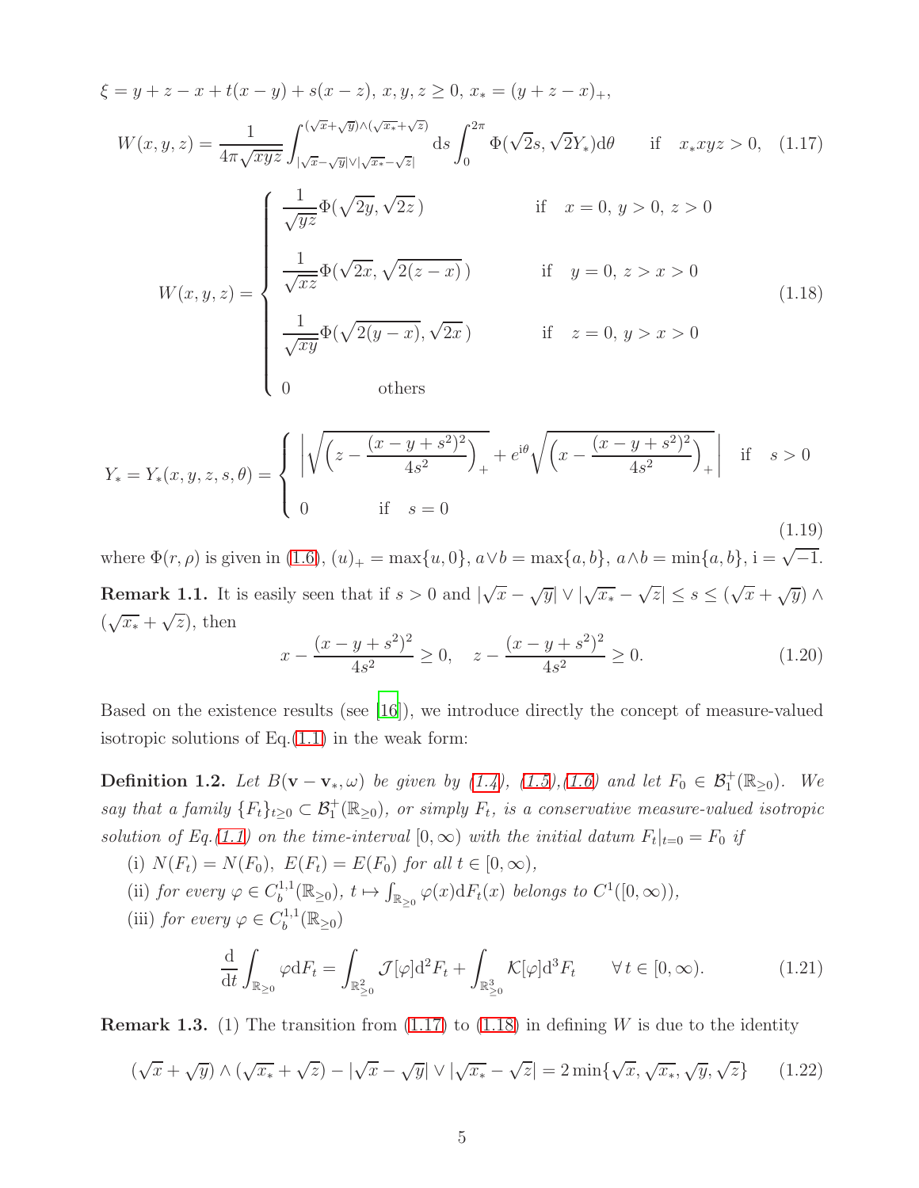$\xi = y + z - x + t(x - y) + s(x - z)$, $x, y, z \geq 0$, $x_* = (y + z - x)_+$,

$$W(x,y,z) = \frac{1}{4\pi\sqrt{xyz}} \int_{|\sqrt{x}-\sqrt{y}|\vee|\sqrt{x_*}-\sqrt{z}|}^{(\sqrt{x}+\sqrt{y})\wedge(\sqrt{x_*}+\sqrt{z})} \mathrm{d}s \int_0^{2\pi} \Phi(\sqrt{2}s, \sqrt{2}Y_*)\mathrm{d}\theta \qquad \text{if} \quad x_*xyz > 0, \tag{1.17}$$

$$W(x,y,z) = \begin{cases} \dfrac{1}{\sqrt{yz}}\Phi(\sqrt{2y}, \sqrt{2z}\,) & \text{if} \quad x = 0,\ y > 0,\ z > 0 \\[2ex] \dfrac{1}{\sqrt{xz}}\Phi(\sqrt{2x}, \sqrt{2(z-x)}\,) & \text{if} \quad y = 0,\ z > x > 0 \\[2ex] \dfrac{1}{\sqrt{xy}}\Phi(\sqrt{2(y-x)}, \sqrt{2x}\,) & \text{if} \quad z = 0,\ y > x > 0 \\[2ex] 0 \qquad \text{others} & \end{cases} \tag{1.18}$$

$$Y_* = Y_*(x,y,z,s,\theta) = \begin{cases} \left|\sqrt{\left(z - \dfrac{(x-y+s^2)^2}{4s^2}\right)_+} + e^{\mathrm{i}\theta}\sqrt{\left(x - \dfrac{(x-y+s^2)^2}{4s^2}\right)_+}\,\right| & \text{if} \quad s > 0 \\[2ex] 0 \qquad \text{if} \quad s = 0 & \end{cases} \tag{1.19}$$

where $\Phi(r,\rho)$ is given in (1.6), $(u)_+ = \max\{u, 0\}$, $a \vee b = \max\{a,b\}$, $a \wedge b = \min\{a,b\}$, $\mathrm{i} = \sqrt{-1}$.

**Remark 1.1.** It is easily seen that if $s > 0$ and $|\sqrt{x} - \sqrt{y}| \vee |\sqrt{x_*} - \sqrt{z}| \leq s \leq (\sqrt{x} + \sqrt{y}) \wedge (\sqrt{x_*} + \sqrt{z})$, then

$$x - \frac{(x-y+s^2)^2}{4s^2} \geq 0, \quad z - \frac{(x-y+s^2)^2}{4s^2} \geq 0. \tag{1.20}$$

Based on the existence results (see [16]), we introduce directly the concept of measure-valued isotropic solutions of Eq.(1.1) in the weak form:

**Definition 1.2.** *Let $B(\mathbf{v} - \mathbf{v}_*, \omega)$ be given by (1.4), (1.5), (1.6) and let $F_0 \in \mathcal{B}_1^+(\mathbb{R}_{\geq 0})$. We say that a family $\{F_t\}_{t \geq 0} \subset \mathcal{B}_1^+(\mathbb{R}_{\geq 0})$, or simply $F_t$, is a conservative measure-valued isotropic solution of Eq.(1.1) on the time-interval $[0, \infty)$ with the initial datum $F_t|_{t=0} = F_0$ if*

(i) *$N(F_t) = N(F_0)$, $E(F_t) = E(F_0)$ for all $t \in [0, \infty)$,*

(ii) *for every $\varphi \in C_b^{1,1}(\mathbb{R}_{\geq 0})$, $t \mapsto \int_{\mathbb{R}_{\geq 0}} \varphi(x)\mathrm{d}F_t(x)$ belongs to $C^1([0,\infty))$,*

(iii) *for every $\varphi \in C_b^{1,1}(\mathbb{R}_{\geq 0})$*

$$\frac{\mathrm{d}}{\mathrm{d}t}\int_{\mathbb{R}_{\geq 0}} \varphi \mathrm{d}F_t = \int_{\mathbb{R}_{\geq 0}^2} \mathcal{J}[\varphi]\mathrm{d}^2F_t + \int_{\mathbb{R}_{\geq 0}^3} \mathcal{K}[\varphi]\mathrm{d}^3F_t \qquad \forall\, t \in [0, \infty). \tag{1.21}$$

**Remark 1.3.** (1) The transition from (1.17) to (1.18) in defining $W$ is due to the identity

$$(\sqrt{x} + \sqrt{y}) \wedge (\sqrt{x_*} + \sqrt{z}) - |\sqrt{x} - \sqrt{y}| \vee |\sqrt{x_*} - \sqrt{z}| = 2\min\{\sqrt{x}, \sqrt{x_*}, \sqrt{y}, \sqrt{z}\} \tag{1.22}$$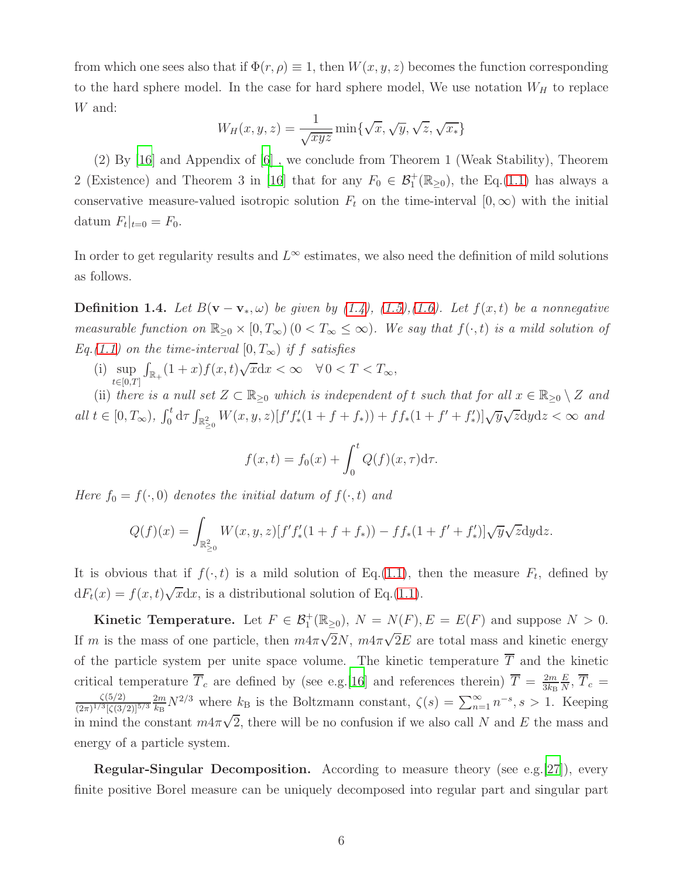from which one sees also that if $\Phi(r,\rho)\equiv 1$, then $W(x,y,z)$ becomes the function corresponding to the hard sphere model. In the case for hard sphere model, We use notation $W_H$ to replace $W$ and:

$$W_H(x,y,z)=\frac{1}{\sqrt{xyz}}\min\{\sqrt{x},\sqrt{y},\sqrt{z},\sqrt{x_*}\}$$

(2) By [16] and Appendix of [6] , we conclude from Theorem 1 (Weak Stability), Theorem 2 (Existence) and Theorem 3 in [16] that for any $F_0\in\mathcal{B}_1^+(\mathbb{R}_{\ge 0})$, the Eq.(1.1) has always a conservative measure-valued isotropic solution $F_t$ on the time-interval $[0,\infty)$ with the initial datum $F_t|_{t=0}=F_0$.

In order to get regularity results and $L^\infty$ estimates, we also need the definition of mild solutions as follows.

**Definition 1.4.** *Let $B(\mathbf{v}-\mathbf{v}_*,\omega)$ be given by (1.4), (1.5),(1.6). Let $f(x,t)$ be a nonnegative measurable function on $\mathbb{R}_{\ge 0}\times[0,T_\infty)$ $(0<T_\infty\le\infty)$. We say that $f(\cdot,t)$ is a mild solution of Eq.(1.1) on the time-interval $[0,T_\infty)$ if $f$ satisfies*

(i) $\sup\limits_{t\in[0,T]}\int_{\mathbb{R}_+}(1+x)f(x,t)\sqrt{x}\mathrm{d}x<\infty\quad\forall\, 0<T<T_\infty$,

(ii) *there is a null set $Z\subset\mathbb{R}_{\ge 0}$ which is independent of $t$ such that for all $x\in\mathbb{R}_{\ge 0}\setminus Z$ and all $t\in[0,T_\infty)$,* $\int_0^t\mathrm{d}\tau\int_{\mathbb{R}^2_{\ge 0}}W(x,y,z)[f'f'_*(1+f+f_*))+ff_*(1+f'+f'_*)]\sqrt{y}\sqrt{z}\mathrm{d}y\mathrm{d}z<\infty$ *and*

$$f(x,t)=f_0(x)+\int_0^t Q(f)(x,\tau)\mathrm{d}\tau.$$

*Here $f_0=f(\cdot,0)$ denotes the initial datum of $f(\cdot,t)$ and*

$$Q(f)(x)=\int_{\mathbb{R}^2_{\ge 0}}W(x,y,z)[f'f'_*(1+f+f_*))-ff_*(1+f'+f'_*)]\sqrt{y}\sqrt{z}\mathrm{d}y\mathrm{d}z.$$

It is obvious that if $f(\cdot,t)$ is a mild solution of Eq.(1.1), then the measure $F_t$, defined by $\mathrm{d}F_t(x)=f(x,t)\sqrt{x}\mathrm{d}x$, is a distributional solution of Eq.(1.1).

**Kinetic Temperature.** Let $F\in\mathcal{B}_1^+(\mathbb{R}_{\ge 0})$, $N=N(F), E=E(F)$ and suppose $N>0$. If $m$ is the mass of one particle, then $m4\pi\sqrt{2}N$, $m4\pi\sqrt{2}E$ are total mass and kinetic energy of the particle system per unite space volume. The kinetic temperature $\overline{T}$ and the kinetic critical temperature $\overline{T}_c$ are defined by (see e.g.[16] and references therein) $\overline{T}=\frac{2m}{3k_{\rm B}}\frac{E}{N}$, $\overline{T}_c=\frac{\zeta(5/2)}{(2\pi)^{1/3}[\zeta(3/2)]^{5/3}}\frac{2m}{k_{\rm B}}N^{2/3}$ where $k_{\rm B}$ is the Boltzmann constant, $\zeta(s)=\sum_{n=1}^\infty n^{-s}, s>1$. Keeping in mind the constant $m4\pi\sqrt{2}$, there will be no confusion if we also call $N$ and $E$ the mass and energy of a particle system.

**Regular-Singular Decomposition.** According to measure theory (see e.g.[27]), every finite positive Borel measure can be uniquely decomposed into regular part and singular part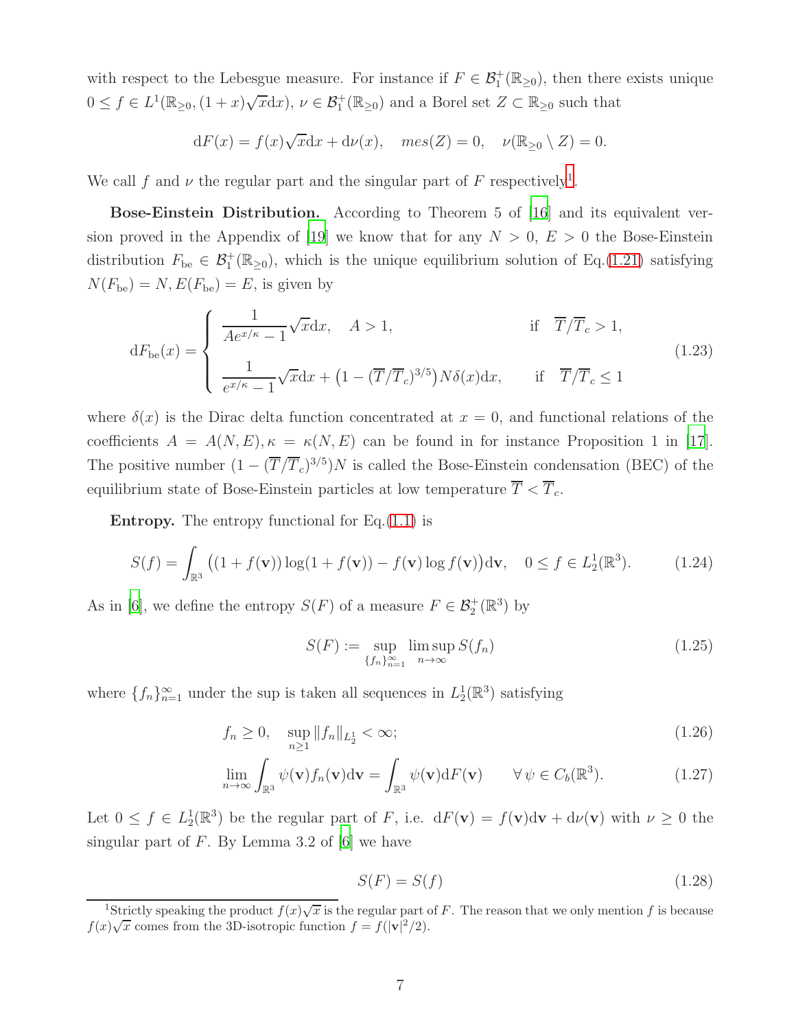with respect to the Lebesgue measure. For instance if $F \in \mathcal{B}_1^+(\mathbb{R}_{\ge 0})$, then there exists unique $0 \le f \in L^1(\mathbb{R}_{\ge 0}, (1+x)\sqrt{x}\mathrm{d}x)$, $\nu \in \mathcal{B}_1^+(\mathbb{R}_{\ge 0})$ and a Borel set $Z \subset \mathbb{R}_{\ge 0}$ such that

$$\mathrm{d}F(x) = f(x)\sqrt{x}\mathrm{d}x + \mathrm{d}\nu(x), \quad mes(Z) = 0, \quad \nu(\mathbb{R}_{\ge 0} \setminus Z) = 0.$$

We call $f$ and $\nu$ the regular part and the singular part of $F$ respectively[1].

**Bose-Einstein Distribution.** According to Theorem 5 of [16] and its equivalent version proved in the Appendix of [19] we know that for any $N > 0$, $E > 0$ the Bose-Einstein distribution $F_{\rm be} \in \mathcal{B}_1^+(\mathbb{R}_{\ge 0})$, which is the unique equilibrium solution of Eq.(1.21) satisfying $N(F_{\rm be}) = N, E(F_{\rm be}) = E$, is given by

$$\mathrm{d}F_{\rm be}(x) = \begin{cases} \dfrac{1}{Ae^{x/\kappa} - 1}\sqrt{x}\mathrm{d}x, \quad A > 1, & \text{if} \quad \overline{T}/\overline{T}_c > 1, \\[2ex] \dfrac{1}{e^{x/\kappa} - 1}\sqrt{x}\mathrm{d}x + \big(1 - (\overline{T}/\overline{T}_c)^{3/5}\big)N\delta(x)\mathrm{d}x, & \text{if} \quad \overline{T}/\overline{T}_c \le 1 \end{cases} \tag{1.23}$$

where $\delta(x)$ is the Dirac delta function concentrated at $x = 0$, and functional relations of the coefficients $A = A(N, E), \kappa = \kappa(N, E)$ can be found in for instance Proposition 1 in [17]. The positive number $(1 - (\overline{T}/\overline{T}_c)^{3/5})N$ is called the Bose-Einstein condensation (BEC) of the equilibrium state of Bose-Einstein particles at low temperature $\overline{T} < \overline{T}_c$.

**Entropy.** The entropy functional for Eq.(1.1) is

$$S(f) = \int_{\mathbb{R}^3} \big((1 + f(\mathbf{v}))\log(1 + f(\mathbf{v})) - f(\mathbf{v})\log f(\mathbf{v})\big)\mathrm{d}\mathbf{v}, \quad 0 \le f \in L_2^1(\mathbb{R}^3). \tag{1.24}$$

As in [6], we define the entropy $S(F)$ of a measure $F \in \mathcal{B}_2^+(\mathbb{R}^3)$ by

$$S(F) := \sup_{\{f_n\}_{n=1}^\infty} \limsup_{n \to \infty} S(f_n) \tag{1.25}$$

where $\{f_n\}_{n=1}^\infty$ under the sup is taken all sequences in $L_2^1(\mathbb{R}^3)$ satisfying

$$f_n \ge 0, \quad \sup_{n \ge 1} \|f_n\|_{L_2^1} < \infty; \tag{1.26}$$

$$\lim_{n \to \infty} \int_{\mathbb{R}^3} \psi(\mathbf{v}) f_n(\mathbf{v})\mathrm{d}\mathbf{v} = \int_{\mathbb{R}^3} \psi(\mathbf{v})\mathrm{d}F(\mathbf{v}) \qquad \forall\, \psi \in C_b(\mathbb{R}^3). \tag{1.27}$$

Let $0 \le f \in L_2^1(\mathbb{R}^3)$ be the regular part of $F$, i.e. $\mathrm{d}F(\mathbf{v}) = f(\mathbf{v})\mathrm{d}\mathbf{v} + \mathrm{d}\nu(\mathbf{v})$ with $\nu \ge 0$ the singular part of $F$. By Lemma 3.2 of [6] we have

$$S(F) = S(f) \tag{1.28}$$

[1] Strictly speaking the product $f(x)\sqrt{x}$ is the regular part of $F$. The reason that we only mention $f$ is because $f(x)\sqrt{x}$ comes from the 3D-isotropic function $f = f(|\mathbf{v}|^2/2)$.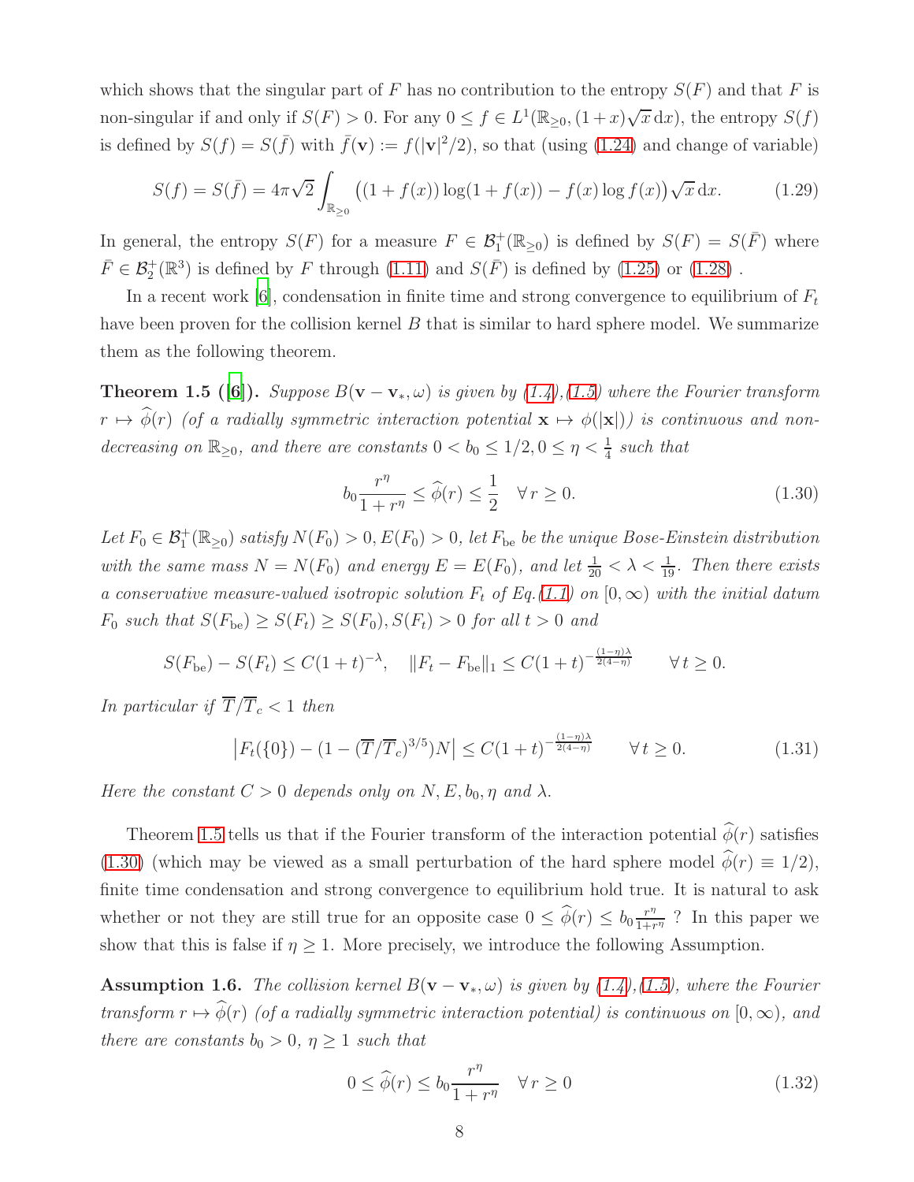which shows that the singular part of $F$ has no contribution to the entropy $S(F)$ and that $F$ is non-singular if and only if $S(F) > 0$. For any $0 \le f \in L^1(\mathbb{R}_{\ge 0}, (1+x)\sqrt{x}\,\mathrm{d}x)$, the entropy $S(f)$ is defined by $S(f) = S(\bar{f})$ with $\bar{f}(\mathbf{v}) := f(|\mathbf{v}|^2/2)$, so that (using (1.24) and change of variable)

$$S(f) = S(\bar{f}) = 4\pi\sqrt{2}\int_{\mathbb{R}_{\ge 0}} \big((1+f(x))\log(1+f(x)) - f(x)\log f(x)\big)\sqrt{x}\,\mathrm{d}x. \tag{1.29}$$

In general, the entropy $S(F)$ for a measure $F \in \mathcal{B}_1^+(\mathbb{R}_{\ge 0})$ is defined by $S(F) = S(\bar{F})$ where $\bar{F} \in \mathcal{B}_2^+(\mathbb{R}^3)$ is defined by $F$ through (1.11) and $S(\bar{F})$ is defined by (1.25) or (1.28) .

In a recent work [6], condensation in finite time and strong convergence to equilibrium of $F_t$ have been proven for the collision kernel $B$ that is similar to hard sphere model. We summarize them as the following theorem.

**Theorem 1.5 ([6]).** *Suppose $B(\mathbf{v}-\mathbf{v}_*, \omega)$ is given by (1.4),(1.5) where the Fourier transform $r \mapsto \widehat{\phi}(r)$ (of a radially symmetric interaction potential $\mathbf{x} \mapsto \phi(|\mathbf{x}|)$) is continuous and non-decreasing on $\mathbb{R}_{\ge 0}$, and there are constants $0 < b_0 \le 1/2, 0 \le \eta < \frac{1}{4}$ such that*

$$b_0 \frac{r^\eta}{1+r^\eta} \le \widehat{\phi}(r) \le \frac{1}{2} \quad \forall\, r \ge 0. \tag{1.30}$$

*Let $F_0 \in \mathcal{B}_1^+(\mathbb{R}_{\ge 0})$ satisfy $N(F_0) > 0, E(F_0) > 0$, let $F_{\rm be}$ be the unique Bose-Einstein distribution with the same mass $N = N(F_0)$ and energy $E = E(F_0)$, and let $\frac{1}{20} < \lambda < \frac{1}{19}$. Then there exists a conservative measure-valued isotropic solution $F_t$ of Eq.(1.1) on $[0,\infty)$ with the initial datum $F_0$ such that $S(F_{\rm be}) \ge S(F_t) \ge S(F_0), S(F_t) > 0$ for all $t > 0$ and*

$$S(F_{\rm be}) - S(F_t) \le C(1+t)^{-\lambda}, \quad \|F_t - F_{\rm be}\|_1 \le C(1+t)^{-\frac{(1-\eta)\lambda}{2(4-\eta)}} \qquad \forall\, t \ge 0.$$

*In particular if $\overline{T}/\overline{T}_c < 1$ then*

$$\big|F_t(\{0\}) - (1-(\overline{T}/\overline{T}_c)^{3/5})N\big| \le C(1+t)^{-\frac{(1-\eta)\lambda}{2(4-\eta)}} \qquad \forall\, t \ge 0. \tag{1.31}$$

*Here the constant $C > 0$ depends only on $N, E, b_0, \eta$ and $\lambda$.*

Theorem 1.5 tells us that if the Fourier transform of the interaction potential $\widehat{\phi}(r)$ satisfies (1.30) (which may be viewed as a small perturbation of the hard sphere model $\widehat{\phi}(r) \equiv 1/2$), finite time condensation and strong convergence to equilibrium hold true. It is natural to ask whether or not they are still true for an opposite case $0 \le \widehat{\phi}(r) \le b_0 \frac{r^\eta}{1+r^\eta}$ ? In this paper we show that this is false if $\eta \ge 1$. More precisely, we introduce the following Assumption.

**Assumption 1.6.** *The collision kernel $B(\mathbf{v}-\mathbf{v}_*, \omega)$ is given by (1.4),(1.5), where the Fourier transform $r \mapsto \widehat{\phi}(r)$ (of a radially symmetric interaction potential) is continuous on $[0,\infty)$, and there are constants $b_0 > 0$, $\eta \ge 1$ such that*

$$0 \le \widehat{\phi}(r) \le b_0 \frac{r^\eta}{1+r^\eta} \quad \forall\, r \ge 0 \tag{1.32}$$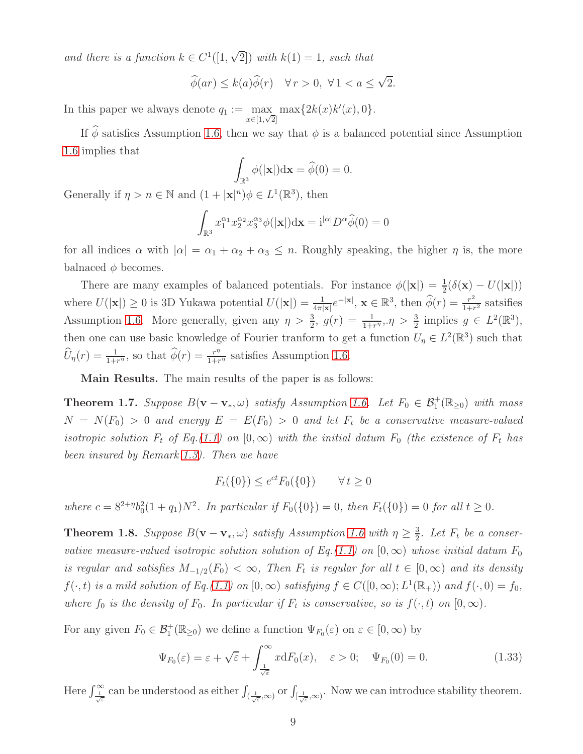*and there is a function $k \in C^1([1,\sqrt{2}])$ with $k(1)=1$, such that*

$$\widehat{\phi}(ar) \le k(a)\widehat{\phi}(r) \quad \forall\, r>0,\ \forall\, 1<a\le\sqrt{2}.$$

In this paper we always denote $q_1 := \max\limits_{x\in[1,\sqrt{2}]} \max\{2k(x)k'(x), 0\}$.

If $\widehat{\phi}$ satisfies Assumption 1.6, then we say that $\phi$ is a balanced potential since Assumption 1.6 implies that

$$\int_{\mathbb{R}^3} \phi(|\mathbf{x}|)\mathrm{d}\mathbf{x} = \widehat{\phi}(0) = 0.$$

Generally if $\eta > n \in \mathbb{N}$ and $(1+|\mathbf{x}|^n)\phi \in L^1(\mathbb{R}^3)$, then

$$\int_{\mathbb{R}^3} x_1^{\alpha_1}x_2^{\alpha_2}x_3^{\alpha_3}\phi(|\mathbf{x}|)\mathrm{d}\mathbf{x} = \mathrm{i}^{|\alpha|}D^{\alpha}\widehat{\phi}(0) = 0$$

for all indices $\alpha$ with $|\alpha| = \alpha_1+\alpha_2+\alpha_3 \le n$. Roughly speaking, the higher $\eta$ is, the more balnaced $\phi$ becomes.

There are many examples of balanced potentials. For instance $\phi(|\mathbf{x}|) = \frac{1}{2}(\delta(\mathbf{x}) - U(|\mathbf{x}|))$ where $U(|\mathbf{x}|)\ge 0$ is 3D Yukawa potential $U(|\mathbf{x}|) = \frac{1}{4\pi|\mathbf{x}|}e^{-|\mathbf{x}|}$, $\mathbf{x}\in\mathbb{R}^3$, then $\widehat{\phi}(r) = \frac{r^2}{1+r^2}$ satsifies Assumption 1.6. More generally, given any $\eta > \frac{3}{2}$, $g(r) = \frac{1}{1+r^{\eta}}, .\eta > \frac{3}{2}$ implies $g \in L^2(\mathbb{R}^3)$, then one can use basic knowledge of Fourier tranform to get a function $U_\eta \in L^2(\mathbb{R}^3)$ such that $\widehat{U}_\eta(r) = \frac{1}{1+r^\eta}$, so that $\widehat{\phi}(r) = \frac{r^\eta}{1+r^\eta}$ satisfies Assumption 1.6.

**Main Results.** The main results of the paper is as follows:

**Theorem 1.7.** *Suppose $B(\mathbf{v}-\mathbf{v}_*,\omega)$ satisfy Assumption 1.6. Let $F_0 \in \mathcal{B}_1^+(\mathbb{R}_{\ge 0})$ with mass $N = N(F_0) > 0$ and energy $E = E(F_0) > 0$ and let $F_t$ be a conservative measure-valued isotropic solution $F_t$ of Eq.(1.1) on $[0,\infty)$ with the initial datum $F_0$ (the existence of $F_t$ has been insured by Remark 1.3). Then we have*

$$F_t(\{0\}) \le e^{ct}F_0(\{0\}) \qquad \forall\, t\ge 0$$

*where $c = 8^{2+\eta}b_0^2(1+q_1)N^2$. In particular if $F_0(\{0\}) = 0$, then $F_t(\{0\}) = 0$ for all $t \ge 0$.*

**Theorem 1.8.** *Suppose $B(\mathbf{v}-\mathbf{v}_*,\omega)$ satisfy Assumption 1.6 with $\eta \ge \frac{3}{2}$. Let $F_t$ be a conservative measure-valued isotropic solution solution of Eq.(1.1) on $[0,\infty)$ whose initial datum $F_0$ is regular and satisfies $M_{-1/2}(F_0) < \infty$, Then $F_t$ is regular for all $t\in[0,\infty)$ and its density $f(\cdot,t)$ is a mild solution of Eq.(1.1) on $[0,\infty)$ satisfying $f \in C([0,\infty); L^1(\mathbb{R}_+))$ and $f(\cdot,0) = f_0$, where $f_0$ is the density of $F_0$. In particular if $F_t$ is conservative, so is $f(\cdot,t)$ on $[0,\infty)$.*

For any given $F_0 \in \mathcal{B}_1^+(\mathbb{R}_{\ge 0})$ we define a function $\Psi_{F_0}(\varepsilon)$ on $\varepsilon\in[0,\infty)$ by

$$\Psi_{F_0}(\varepsilon) = \varepsilon + \sqrt{\varepsilon} + \int_{\frac{1}{\sqrt{\varepsilon}}}^{\infty} x\,\mathrm{d}F_0(x), \quad \varepsilon > 0; \quad \Psi_{F_0}(0) = 0. \tag{1.33}$$

Here $\int_{\frac{1}{\sqrt{\varepsilon}}}^{\infty}$ can be understood as either $\int_{(\frac{1}{\sqrt{\varepsilon}},\infty)}$ or $\int_{[\frac{1}{\sqrt{\varepsilon}},\infty)}$. Now we can introduce stability theorem.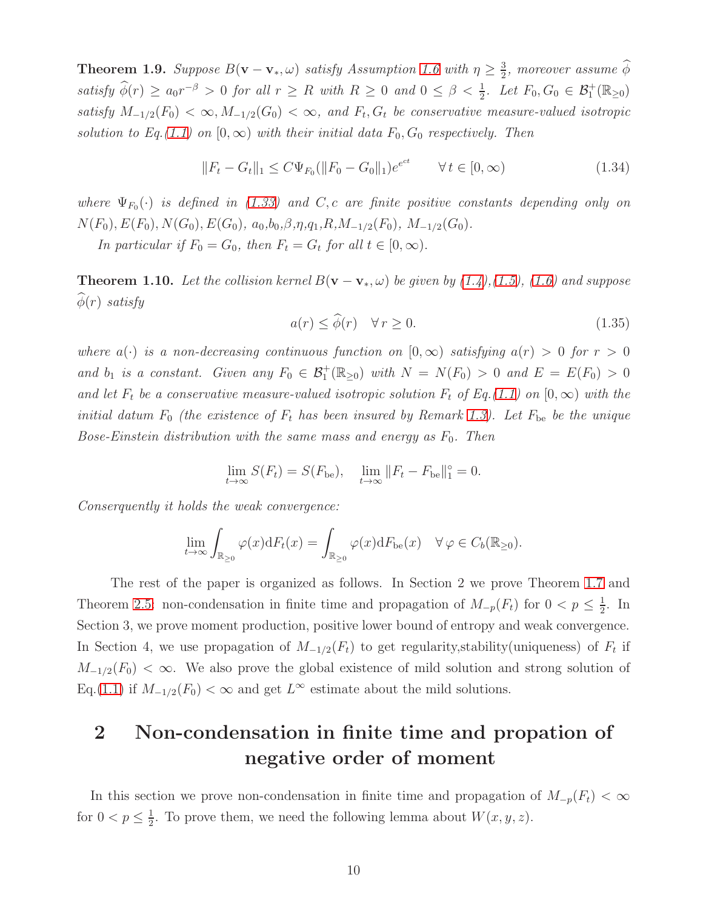**Theorem 1.9.** *Suppose $B(\mathbf{v}-\mathbf{v}_*,\omega)$ satisfy Assumption 1.6 with $\eta \ge \frac{3}{2}$, moreover assume $\widehat{\phi}$ satisfy $\widehat{\phi}(r) \ge a_0 r^{-\beta} > 0$ for all $r \ge R$ with $R \ge 0$ and $0 \le \beta < \frac{1}{2}$. Let $F_0, G_0 \in \mathcal{B}_1^+(\mathbb{R}_{\ge 0})$ satisfy $M_{-1/2}(F_0) < \infty, M_{-1/2}(G_0) < \infty$, and $F_t, G_t$ be conservative measure-valued isotropic solution to Eq.(1.1) on $[0,\infty)$ with their initial data $F_0, G_0$ respectively. Then*

$$\|F_t - G_t\|_1 \le C\Psi_{F_0}(\|F_0 - G_0\|_1)^{e^{ect}} \qquad \forall\, t \in [0,\infty) \tag{1.34}$$

*where $\Psi_{F_0}(\cdot)$ is defined in (1.33) and $C, c$ are finite positive constants depending only on $N(F_0), E(F_0), N(G_0), E(G_0)$, $a_0$,$b_0$,$\beta$,$\eta$,$q_1$,$R$,$M_{-1/2}(F_0)$, $M_{-1/2}(G_0)$.*

*In particular if $F_0 = G_0$, then $F_t = G_t$ for all $t \in [0,\infty)$.*

**Theorem 1.10.** *Let the collision kernel $B(\mathbf{v}-\mathbf{v}_*,\omega)$ be given by (1.4),(1.5), (1.6) and suppose $\widehat{\phi}(r)$ satisfy*

$$a(r) \le \widehat{\phi}(r) \quad \forall\, r \ge 0. \tag{1.35}$$

*where $a(\cdot)$ is a non-decreasing continuous function on $[0,\infty)$ satisfying $a(r) > 0$ for $r > 0$ and $b_1$ is a constant. Given any $F_0 \in \mathcal{B}_1^+(\mathbb{R}_{\ge 0})$ with $N = N(F_0) > 0$ and $E = E(F_0) > 0$ and let $F_t$ be a conservative measure-valued isotropic solution $F_t$ of Eq.(1.1) on $[0,\infty)$ with the initial datum $F_0$ (the existence of $F_t$ has been insured by Remark 1.3). Let $F_{\rm be}$ be the unique Bose-Einstein distribution with the same mass and energy as $F_0$. Then*

$$\lim_{t\to\infty} S(F_t) = S(F_{\rm be}), \quad \lim_{t\to\infty} \|F_t - F_{\rm be}\|_1^\circ = 0.$$

*Conserquently it holds the weak convergence:*

$$\lim_{t\to\infty} \int_{\mathbb{R}_{\ge 0}} \varphi(x)\mathrm{d}F_t(x) = \int_{\mathbb{R}_{\ge 0}} \varphi(x)\mathrm{d}F_{\rm be}(x) \quad \forall\, \varphi \in C_b(\mathbb{R}_{\ge 0}).$$

The rest of the paper is organized as follows. In Section 2 we prove Theorem 1.7 and Theorem 2.5: non-condensation in finite time and propagation of $M_{-p}(F_t)$ for $0 < p \le \frac{1}{2}$. In Section 3, we prove moment production, positive lower bound of entropy and weak convergence. In Section 4, we use propagation of $M_{-1/2}(F_t)$ to get regularity,stability(uniqueness) of $F_t$ if $M_{-1/2}(F_0) < \infty$. We also prove the global existence of mild solution and strong solution of Eq.(1.1) if $M_{-1/2}(F_0) < \infty$ and get $L^\infty$ estimate about the mild solutions.

# 2 Non-condensation in finite time and propation of negative order of moment

In this section we prove non-condensation in finite time and propagation of $M_{-p}(F_t) < \infty$ for $0 < p \le \frac{1}{2}$. To prove them, we need the following lemma about $W(x, y, z)$.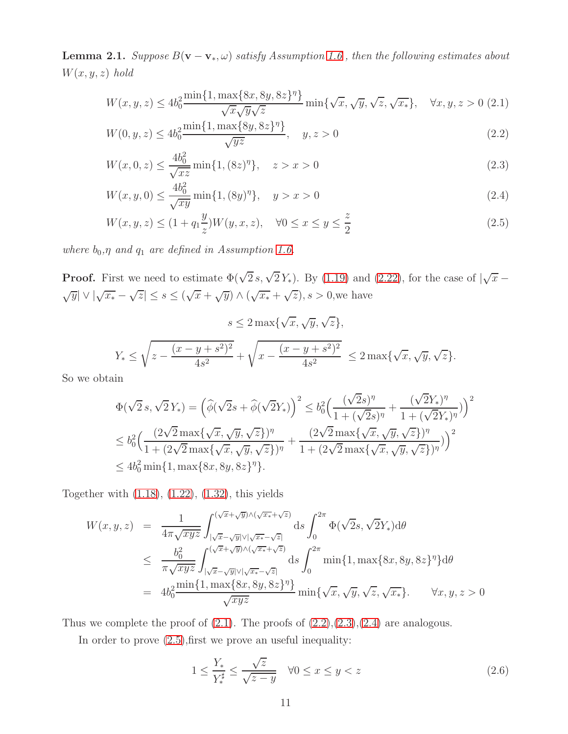**Lemma 2.1.** *Suppose $B(\mathbf{v}-\mathbf{v}_*,\omega)$ satisfy Assumption 1.6, then the following estimates about $W(x,y,z)$ hold*

$$W(x,y,z) \le 4b_0^2 \frac{\min\{1,\max\{8x,8y,8z\}^\eta\}}{\sqrt{x}\sqrt{y}\sqrt{z}} \min\{\sqrt{x},\sqrt{y},\sqrt{z},\sqrt{x_*}\}, \quad \forall x,y,z>0 \tag{2.1}$$

$$W(0,y,z) \le 4b_0^2 \frac{\min\{1,\max\{8y,8z\}^\eta\}}{\sqrt{yz}}, \quad y,z>0 \tag{2.2}$$

$$W(x,0,z) \le \frac{4b_0^2}{\sqrt{xz}} \min\{1,(8z)^\eta\}, \quad z>x>0 \tag{2.3}$$

$$W(x,y,0) \le \frac{4b_0^2}{\sqrt{xy}} \min\{1,(8y)^\eta\}, \quad y>x>0 \tag{2.4}$$

$$W(x,y,z) \le (1+q_1\frac{y}{z})W(y,x,z), \quad \forall 0\le x\le y\le \frac{z}{2} \tag{2.5}$$

*where $b_0$,$\eta$ and $q_1$ are defined in Assumption 1.6.*

**Proof.** First we need to estimate $\Phi(\sqrt{2}\,s,\sqrt{2}\,Y_*)$. By (1.19) and (2.22), for the case of $|\sqrt{x}-\sqrt{y}|\vee|\sqrt{x_*}-\sqrt{z}| \le s \le (\sqrt{x}+\sqrt{y})\wedge(\sqrt{x_*}+\sqrt{z}), s>0$,we have

$$s \le 2\max\{\sqrt{x},\sqrt{y},\sqrt{z}\},$$

$$Y_* \le \sqrt{z-\frac{(x-y+s^2)^2}{4s^2}} + \sqrt{x-\frac{(x-y+s^2)^2}{4s^2}} \ \le 2\max\{\sqrt{x},\sqrt{y},\sqrt{z}\}.$$

So we obtain

$$\begin{aligned}
&\Phi(\sqrt{2}\,s,\sqrt{2}\,Y_*) = \Big(\widehat{\phi}(\sqrt{2}s+\widehat{\phi}(\sqrt{2}Y_*)\Big)^2 \le b_0^2\Big(\frac{(\sqrt{2}s)^\eta}{1+(\sqrt{2}s)^\eta}+\frac{(\sqrt{2}Y_*)^\eta}{1+(\sqrt{2}Y_*)^\eta})\Big)^2\\
&\le b_0^2\Big(\frac{(2\sqrt{2}\max\{\sqrt{x},\sqrt{y},\sqrt{z}\})^\eta}{1+(2\sqrt{2}\max\{\sqrt{x},\sqrt{y},\sqrt{z}\})^\eta}+\frac{(2\sqrt{2}\max\{\sqrt{x},\sqrt{y},\sqrt{z}\})^\eta}{1+(2\sqrt{2}\max\{\sqrt{x},\sqrt{y},\sqrt{z}\})^\eta})\Big)^2\\
&\le 4b_0^2\min\{1,\max\{8x,8y,8z\}^\eta\}.
\end{aligned}$$

Together with (1.18), (1.22), (1.32), this yields

$$\begin{aligned}
W(x,y,z) &= \frac{1}{4\pi\sqrt{xyz}}\int_{|\sqrt{x}-\sqrt{y}|\vee|\sqrt{x_*}-\sqrt{z}|}^{(\sqrt{x}+\sqrt{y})\wedge(\sqrt{x_*}+\sqrt{z})} \mathrm{d}s\int_0^{2\pi}\Phi(\sqrt{2}s,\sqrt{2}Y_*)\mathrm{d}\theta\\
&\le \frac{b_0^2}{\pi\sqrt{xyz}}\int_{|\sqrt{x}-\sqrt{y}|\vee|\sqrt{x_*}-\sqrt{z}|}^{(\sqrt{x}+\sqrt{y})\wedge(\sqrt{x_*}+\sqrt{z})} \mathrm{d}s\int_0^{2\pi}\min\{1,\max\{8x,8y,8z\}^\eta\}\mathrm{d}\theta\\
&= 4b_0^2\frac{\min\{1,\max\{8x,8y,8z\}^\eta\}}{\sqrt{xyz}}\min\{\sqrt{x},\sqrt{y},\sqrt{z},\sqrt{x_*}\}. \qquad \forall x,y,z>0
\end{aligned}$$

Thus we complete the proof of (2.1). The proofs of (2.2),(2.3),(2.4) are analogous.

In order to prove (2.5),first we prove an useful inequality:

$$1 \le \frac{Y_*}{Y_*^\sharp} \le \frac{\sqrt{z}}{\sqrt{z-y}} \quad \forall 0\le x\le y<z \tag{2.6}$$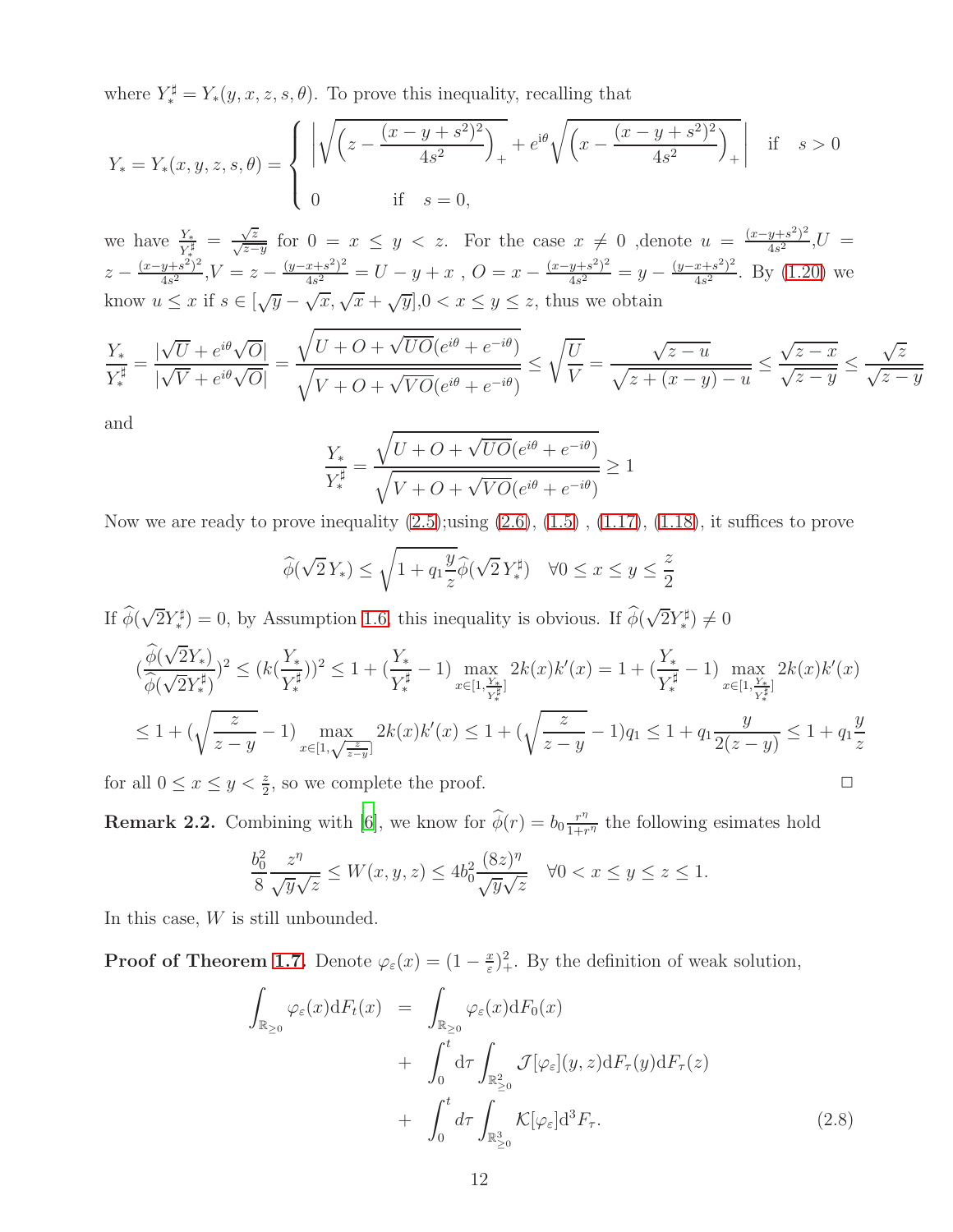where $Y_*^\sharp = Y_*(y, x, z, s, \theta)$. To prove this inequality, recalling that

$$
Y_* = Y_*(x, y, z, s, \theta) = \begin{cases} \left| \sqrt{\left(z - \frac{(x-y+s^2)^2}{4s^2}\right)_+} + e^{i\theta}\sqrt{\left(x - \frac{(x-y+s^2)^2}{4s^2}\right)_+} \right| & \text{if} \quad s > 0 \\ 0 \qquad \text{if} \quad s = 0, \end{cases}
$$

we have $\frac{Y_*}{Y_*^\sharp} = \frac{\sqrt{z}}{\sqrt{z-y}}$ for $0 = x \le y < z$. For the case $x \neq 0$ ,denote $u = \frac{(x-y+s^2)^2}{4s^2}$,$U = z - \frac{(x-y+s^2)^2}{4s^2}$,$V = z - \frac{(y-x+s^2)^2}{4s^2} = U - y + x$ , $O = x - \frac{(x-y+s^2)^2}{4s^2} = y - \frac{(y-x+s^2)^2}{4s^2}$. By (1.20) we know $u \le x$ if $s \in [\sqrt{y} - \sqrt{x}, \sqrt{x} + \sqrt{y}]$,$0 < x \le y \le z$, thus we obtain

$$
\frac{Y_*}{Y_*^\sharp} = \frac{|\sqrt{U} + e^{i\theta}\sqrt{O}|}{|\sqrt{V} + e^{i\theta}\sqrt{O}|} = \frac{\sqrt{U + O + \sqrt{UO}(e^{i\theta} + e^{-i\theta})}}{\sqrt{V + O + \sqrt{VO}(e^{i\theta} + e^{-i\theta})}} \le \sqrt{\frac{U}{V}} = \frac{\sqrt{z-u}}{\sqrt{z + (x-y) - u}} \le \frac{\sqrt{z-x}}{\sqrt{z-y}} \le \frac{\sqrt{z}}{\sqrt{z-y}}
$$

and

$$
\frac{Y_*}{Y_*^\sharp} = \frac{\sqrt{U + O + \sqrt{UO}(e^{i\theta} + e^{-i\theta})}}{\sqrt{V + O + \sqrt{VO}(e^{i\theta} + e^{-i\theta})}} \ge 1
$$

Now we are ready to prove inequality (2.5);using (2.6), (1.5) , (1.17), (1.18), it suffices to prove

$$
\widehat{\phi}(\sqrt{2}\,Y_*) \le \sqrt{1 + q_1\frac{y}{z}}\widehat{\phi}(\sqrt{2}\,Y_*^\sharp) \quad \forall 0 \le x \le y \le \frac{z}{2}
$$

If $\widehat{\phi}(\sqrt{2}Y_*^\sharp) = 0$, by Assumption 1.6, this inequality is obvious. If $\widehat{\phi}(\sqrt{2}Y_*^\sharp) \neq 0$

$$
\begin{aligned}
\left(\frac{\widehat{\phi}(\sqrt{2}Y_*)}{\widehat{\phi}(\sqrt{2}Y_*^\sharp)}\right)^2 &\le \left(k\left(\frac{Y_*}{Y_*^\sharp}\right)\right)^2 \le 1 + \left(\frac{Y_*}{Y_*^\sharp} - 1\right) \max_{x \in [1, \frac{Y_*}{Y_*^\sharp}]} 2k(x)k'(x) = 1 + \left(\frac{Y_*}{Y_*^\sharp} - 1\right) \max_{x \in [1, \frac{Y_*}{Y_*^\sharp}]} 2k(x)k'(x) \\
&\le 1 + \left(\sqrt{\frac{z}{z-y}} - 1\right) \max_{x \in [1, \sqrt{\frac{z}{z-y}}]} 2k(x)k'(x) \le 1 + \left(\sqrt{\frac{z}{z-y}} - 1\right)q_1 \le 1 + q_1\frac{y}{2(z-y)} \le 1 + q_1\frac{y}{z}
\end{aligned}
$$

for all $0 \le x \le y < \frac{z}{2}$, so we complete the proof. $\square$

**Remark 2.2.** Combining with [6], we know for $\widehat{\phi}(r) = b_0\frac{r^\eta}{1+r^\eta}$ the following esimates hold

$$
\frac{b_0^2}{8}\frac{z^\eta}{\sqrt{y}\sqrt{z}} \le W(x, y, z) \le 4b_0^2\frac{(8z)^\eta}{\sqrt{y}\sqrt{z}} \quad \forall 0 < x \le y \le z \le 1.
$$

In this case, $W$ is still unbounded.

**Proof of Theorem 1.7.** Denote $\varphi_\varepsilon(x) = (1 - \frac{x}{\varepsilon})_+^2$. By the definition of weak solution,

$$
\begin{aligned}
\int_{\mathbb{R}_{\ge 0}} \varphi_\varepsilon(x)\mathrm{d}F_t(x) &= \int_{\mathbb{R}_{\ge 0}} \varphi_\varepsilon(x)\mathrm{d}F_0(x) \\
&+ \int_0^t \mathrm{d}\tau \int_{\mathbb{R}_{\ge 0}^2} \mathcal{J}[\varphi_\varepsilon](y, z)\mathrm{d}F_\tau(y)\mathrm{d}F_\tau(z) \\
&+ \int_0^t d\tau \int_{\mathbb{R}_{\ge 0}^3} \mathcal{K}[\varphi_\varepsilon]\mathrm{d}^3F_\tau. \qquad (2.8)
\end{aligned}
$$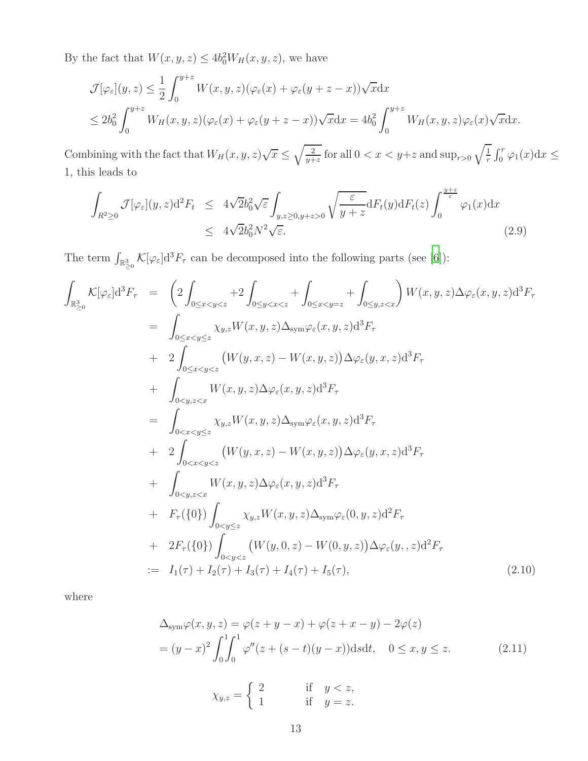By the fact that $W(x,y,z) \le 4b_0^2 W_H(x,y,z)$, we have

$$
\begin{aligned}
&\mathcal{J}[\varphi_\varepsilon](y,z) \le \frac{1}{2}\int_0^{y+z} W(x,y,z)(\varphi_\varepsilon(x)+\varphi_\varepsilon(y+z-x))\sqrt{x}\mathrm{d}x \\
&\le 2b_0^2\int_0^{y+z} W_H(x,y,z)(\varphi_\varepsilon(x)+\varphi_\varepsilon(y+z-x))\sqrt{x}\mathrm{d}x = 4b_0^2\int_0^{y+z} W_H(x,y,z)\varphi_\varepsilon(x)\sqrt{x}\mathrm{d}x.
\end{aligned}
$$

Combining with the fact that $W_H(x,y,z)\sqrt{x} \le \sqrt{\frac{2}{y+z}}$ for all $0 < x < y+z$ and $\sup_{r>0}\sqrt{\frac{1}{r}}\int_0^r \varphi_1(x)\mathrm{d}x \le 1$, this leads to

$$
\begin{aligned}
\int_{R^2\ge 0}\mathcal{J}[\varphi_\varepsilon](y,z)\mathrm{d}^2F_t &\le 4\sqrt{2}b_0^2\sqrt{\varepsilon}\int_{y,z\ge 0, y+z>0}\sqrt{\frac{\varepsilon}{y+z}}\mathrm{d}F_t(y)\mathrm{d}F_t(z)\int_0^{\frac{y+z}{\varepsilon}}\varphi_1(x)\mathrm{d}x \\
&\le 4\sqrt{2}b_0^2N^2\sqrt{\varepsilon}.
\end{aligned} \tag{2.9}
$$

The term $\int_{\mathbb{R}^3_{\ge 0}}\mathcal{K}[\varphi_\varepsilon]\mathrm{d}^3F_\tau$ can be decomposed into the following parts (see [6]):

$$
\begin{aligned}
\int_{\mathbb{R}^3_{\ge 0}}\mathcal{K}[\varphi_\varepsilon]\mathrm{d}^3F_\tau &= \left(2\int_{0\le x<y<z}+2\int_{0\le y<x<z}+\int_{0\le x<y=z}+\int_{0\le y,z<x}\right)W(x,y,z)\Delta\varphi_\varepsilon(x,y,z)\mathrm{d}^3F_\tau \\
&= \int_{0\le x<y\le z}\chi_{y,z}W(x,y,z)\Delta_{\mathrm{sym}}\varphi_\varepsilon(x,y,z)\mathrm{d}^3F_\tau \\
&+ 2\int_{0\le x<y<z}\big(W(y,x,z)-W(x,y,z)\big)\Delta\varphi_\varepsilon(y,x,z)\mathrm{d}^3F_\tau \\
&+ \int_{0<y,z<x}W(x,y,z)\Delta\varphi_\varepsilon(x,y,z)\mathrm{d}^3F_\tau \\
&= \int_{0<x<y\le z}\chi_{y,z}W(x,y,z)\Delta_{\mathrm{sym}}\varphi_\varepsilon(x,y,z)\mathrm{d}^3F_\tau \\
&+ 2\int_{0<x<y<z}\big(W(y,x,z)-W(x,y,z)\big)\Delta\varphi_\varepsilon(y,x,z)\mathrm{d}^3F_\tau \\
&+ \int_{0<y,z<x}W(x,y,z)\Delta\varphi_\varepsilon(x,y,z)\mathrm{d}^3F_\tau \\
&+ F_\tau(\{0\})\int_{0<y\le z}\chi_{y,z}W(x,y,z)\Delta_{\mathrm{sym}}\varphi_\varepsilon(0,y,z)\mathrm{d}^2F_\tau \\
&+ 2F_\tau(\{0\})\int_{0<y<z}\big(W(y,0,z)-W(0,y,z)\big)\Delta\varphi_\varepsilon(y,,z)\mathrm{d}^2F_\tau \\
&:= I_1(\tau)+I_2(\tau)+I_3(\tau)+I_4(\tau)+I_5(\tau),
\end{aligned} \tag{2.10}
$$

where

$$
\begin{aligned}
&\Delta_{\mathrm{sym}}\varphi(x,y,z) = \varphi(z+y-x)+\varphi(z+x-y)-2\varphi(z) \\
&= (y-x)^2\int_0^1\int_0^1\varphi''(z+(s-t)(y-x))\mathrm{d}s\mathrm{d}t, \quad 0\le x,y\le z.
\end{aligned} \tag{2.11}
$$

$$
\chi_{y,z} = \begin{cases} 2 & \text{if} \quad y<z, \\ 1 & \text{if} \quad y=z. \end{cases}
$$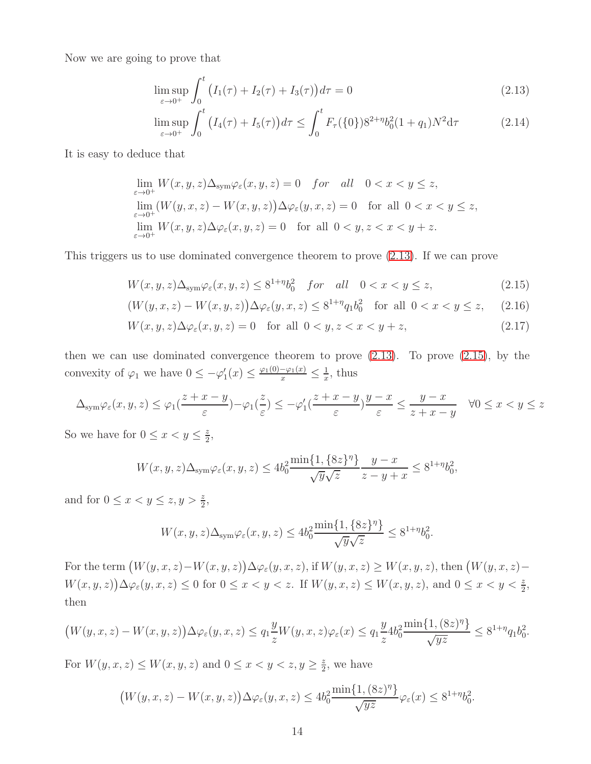Now we are going to prove that

$$\limsup_{\varepsilon\to 0^+}\int_0^t \big(I_1(\tau)+I_2(\tau)+I_3(\tau)\big)d\tau = 0 \tag{2.13}$$

$$\limsup_{\varepsilon\to 0^+}\int_0^t \big(I_4(\tau)+I_5(\tau)\big)d\tau \le \int_0^t F_\tau(\{0\})8^{2+\eta}b_0^2(1+q_1)N^2 \mathrm{d}\tau \tag{2.14}$$

It is easy to deduce that

$$\begin{aligned}
&\lim_{\varepsilon\to 0^+} W(x,y,z)\Delta_{\mathrm{sym}}\varphi_\varepsilon(x,y,z) = 0 \quad for \quad all \quad 0<x<y\le z,\\
&\lim_{\varepsilon\to 0^+} \big(W(y,x,z)-W(x,y,z)\big)\Delta\varphi_\varepsilon(y,x,z) = 0 \quad \text{for all } 0<x<y\le z,\\
&\lim_{\varepsilon\to 0^+} W(x,y,z)\Delta\varphi_\varepsilon(x,y,z) = 0 \quad \text{for all } 0<y,z<x<y+z.
\end{aligned}$$

This triggers us to use dominated convergence theorem to prove (2.13). If we can prove

$$W(x,y,z)\Delta_{\mathrm{sym}}\varphi_\varepsilon(x,y,z) \le 8^{1+\eta}b_0^2 \quad for \quad all \quad 0<x<y\le z, \tag{2.15}$$

$$\big(W(y,x,z)-W(x,y,z)\big)\Delta\varphi_\varepsilon(y,x,z) \le 8^{1+\eta}q_1b_0^2 \quad \text{for all } 0<x<y\le z, \tag{2.16}$$

$$W(x,y,z)\Delta\varphi_\varepsilon(x,y,z) = 0 \quad \text{for all } 0<y,z<x<y+z, \tag{2.17}$$

then we can use dominated convergence theorem to prove (2.13). To prove (2.15), by the convexity of $\varphi_1$ we have $0\le -\varphi_1'(x) \le \frac{\varphi_1(0)-\varphi_1(x)}{x} \le \frac{1}{x}$, thus

$$\Delta_{\mathrm{sym}}\varphi_\varepsilon(x,y,z) \le \varphi_1\Big(\frac{z+x-y}{\varepsilon}\Big)-\varphi_1\Big(\frac{z}{\varepsilon}\Big) \le -\varphi_1'\Big(\frac{z+x-y}{\varepsilon}\Big)\frac{y-x}{\varepsilon} \le \frac{y-x}{z+x-y} \quad \forall 0\le x<y\le z$$

So we have for $0\le x<y\le \frac{z}{2}$,

$$W(x,y,z)\Delta_{\mathrm{sym}}\varphi_\varepsilon(x,y,z) \le 4b_0^2\frac{\min\{1,\{8z\}^\eta\}}{\sqrt{y}\sqrt{z}}\frac{y-x}{z-y+x} \le 8^{1+\eta}b_0^2,$$

and for $0\le x<y\le z, y>\frac{z}{2}$,

$$W(x,y,z)\Delta_{\mathrm{sym}}\varphi_\varepsilon(x,y,z) \le 4b_0^2\frac{\min\{1,\{8z\}^\eta\}}{\sqrt{y}\sqrt{z}} \le 8^{1+\eta}b_0^2.$$

For the term $\big(W(y,x,z)-W(x,y,z)\big)\Delta\varphi_\varepsilon(y,x,z)$, if $W(y,x,z)\ge W(x,y,z)$, then $\big(W(y,x,z)-W(x,y,z)\big)\Delta\varphi_\varepsilon(y,x,z)\le 0$ for $0\le x<y<z$. If $W(y,x,z)\le W(x,y,z)$, and $0\le x<y<\frac{z}{2}$, then

$$\big(W(y,x,z)-W(x,y,z)\big)\Delta\varphi_\varepsilon(y,x,z) \le q_1\frac{y}{z}W(y,x,z)\varphi_\varepsilon(x) \le q_1\frac{y}{z}4b_0^2\frac{\min\{1,(8z)^\eta\}}{\sqrt{yz}} \le 8^{1+\eta}q_1b_0^2.$$

For $W(y,x,z)\le W(x,y,z)$ and $0\le x<y<z, y\ge\frac{z}{2}$, we have

$$\big(W(y,x,z)-W(x,y,z)\big)\Delta\varphi_\varepsilon(y,x,z) \le 4b_0^2\frac{\min\{1,(8z)^\eta\}}{\sqrt{yz}}\varphi_\varepsilon(x) \le 8^{1+\eta}b_0^2.$$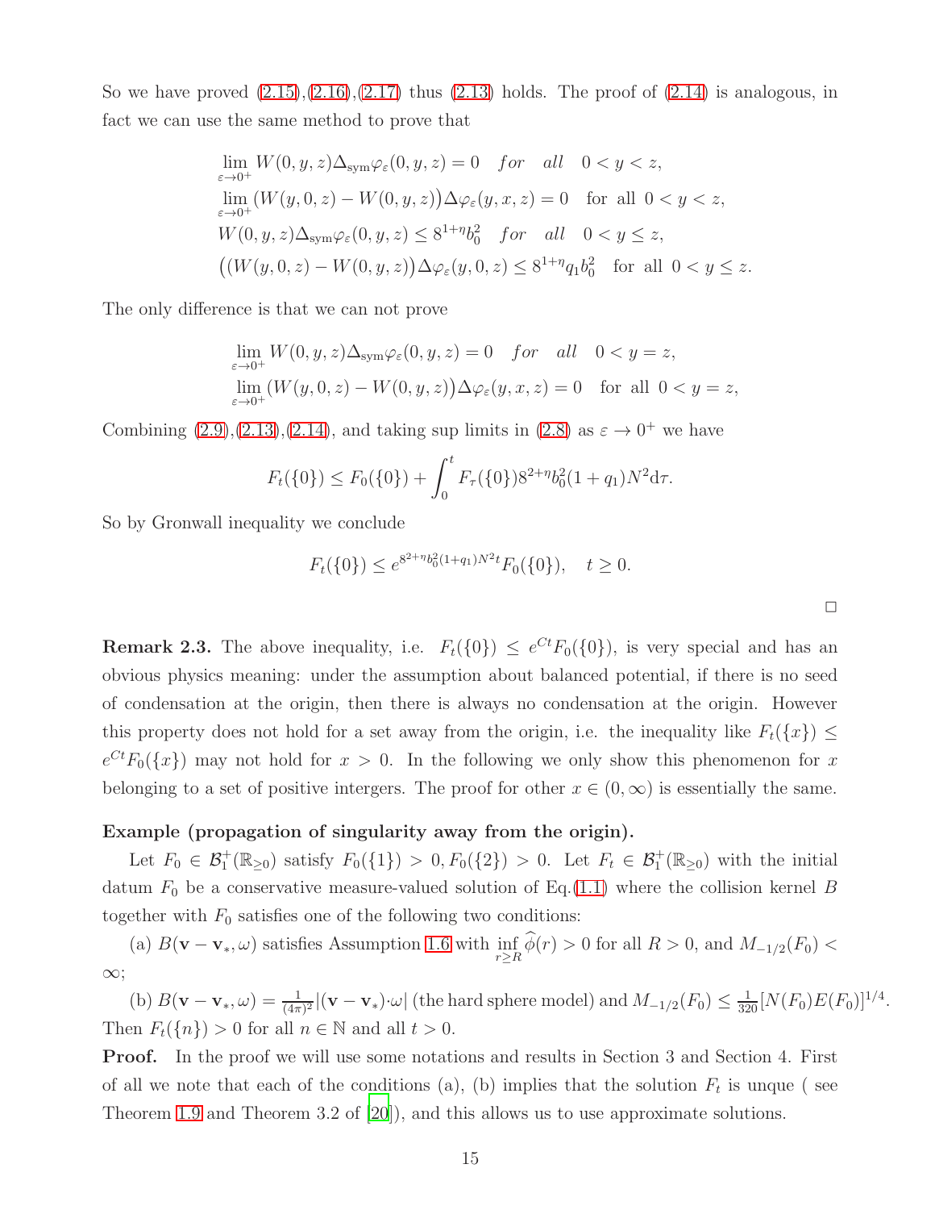So we have proved (2.15),(2.16),(2.17) thus (2.13) holds. The proof of (2.14) is analogous, in fact we can use the same method to prove that

$$
\begin{aligned}
&\lim_{\varepsilon\to 0^+} W(0,y,z)\Delta_{\rm sym}\varphi_\varepsilon(0,y,z)=0 \quad \textit{for} \quad \textit{all} \quad 0<y<z,\\
&\lim_{\varepsilon\to 0^+} \big(W(y,0,z)-W(0,y,z)\big)\Delta\varphi_\varepsilon(y,x,z)=0 \quad \text{for all } 0<y<z,\\
&W(0,y,z)\Delta_{\rm sym}\varphi_\varepsilon(0,y,z)\le 8^{1+\eta}b_0^2 \quad \textit{for} \quad \textit{all} \quad 0<y\le z,\\
&\big((W(y,0,z)-W(0,y,z)\big)\Delta\varphi_\varepsilon(y,0,z)\le 8^{1+\eta}q_1b_0^2 \quad \text{for all } 0<y\le z.
\end{aligned}
$$

The only difference is that we can not prove

$$
\begin{aligned}
&\lim_{\varepsilon\to 0^+} W(0,y,z)\Delta_{\rm sym}\varphi_\varepsilon(0,y,z)=0 \quad \textit{for} \quad \textit{all} \quad 0<y=z,\\
&\lim_{\varepsilon\to 0^+} \big(W(y,0,z)-W(0,y,z)\big)\Delta\varphi_\varepsilon(y,x,z)=0 \quad \text{for all } 0<y=z,
\end{aligned}
$$

Combining (2.9),(2.13),(2.14), and taking sup limits in (2.8) as $\varepsilon\to 0^+$ we have

$$
F_t(\{0\})\le F_0(\{0\})+\int_0^t F_\tau(\{0\})8^{2+\eta}b_0^2(1+q_1)N^2{\rm d}\tau.
$$

So by Gronwall inequality we conclude

$$
F_t(\{0\})\le e^{8^{2+\eta}b_0^2(1+q_1)N^2t}F_0(\{0\}),\quad t\ge 0.
$$

□

**Remark 2.3.** The above inequality, i.e. $F_t(\{0\})\le e^{Ct}F_0(\{0\})$, is very special and has an obvious physics meaning: under the assumption about balanced potential, if there is no seed of condensation at the origin, then there is always no condensation at the origin. However this property does not hold for a set away from the origin, i.e. the inequality like $F_t(\{x\})\le e^{Ct}F_0(\{x\})$ may not hold for $x>0$. In the following we only show this phenomenon for $x$ belonging to a set of positive intergers. The proof for other $x\in(0,\infty)$ is essentially the same.

**Example (propagation of singularity away from the origin).**

Let $F_0\in\mathcal{B}_1^+(\mathbb{R}_{\ge 0})$ satisfy $F_0(\{1\})>0, F_0(\{2\})>0$. Let $F_t\in\mathcal{B}_1^+(\mathbb{R}_{\ge 0})$ with the initial datum $F_0$ be a conservative measure-valued solution of Eq.(1.1) where the collision kernel $B$ together with $F_0$ satisfies one of the following two conditions:

(a) $B({\bf v}-{\bf v}_*,\omega)$ satisfies Assumption 1.6 with $\inf\limits_{r\ge R}\widehat{\phi}(r)>0$ for all $R>0$, and $M_{-1/2}(F_0)<\infty$;

(b) $B({\bf v}-{\bf v}_*,\omega)=\frac{1}{(4\pi)^2}|({\bf v}-{\bf v}_*)\cdot\omega|$ (the hard sphere model) and $M_{-1/2}(F_0)\le\frac{1}{320}[N(F_0)E(F_0)]^{1/4}$.

Then $F_t(\{n\})>0$ for all $n\in\mathbb{N}$ and all $t>0$.

**Proof.** In the proof we will use some notations and results in Section 3 and Section 4. First of all we note that each of the conditions (a), (b) implies that the solution $F_t$ is unque ( see Theorem 1.9 and Theorem 3.2 of [20]), and this allows us to use approximate solutions.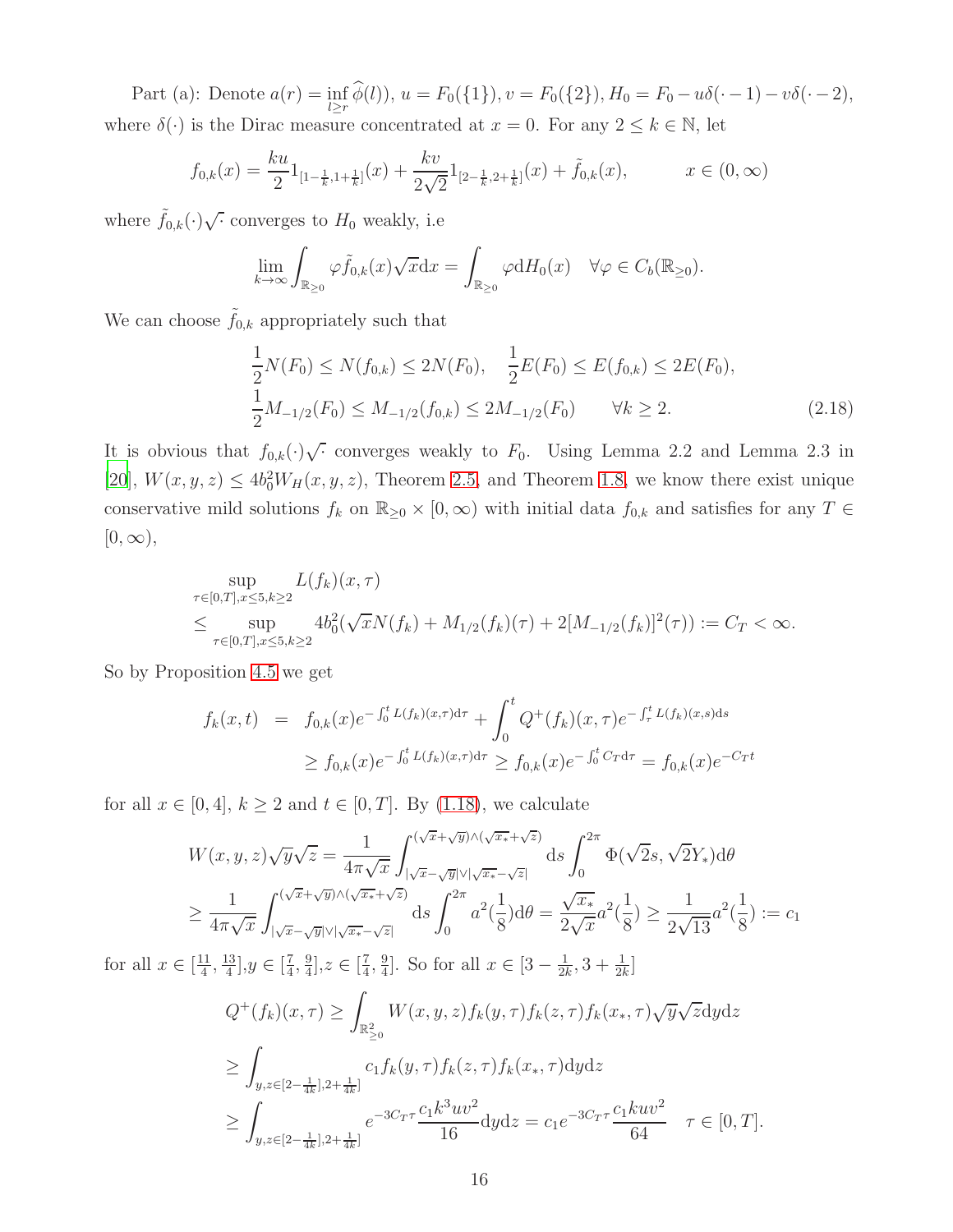Part (a): Denote $a(r) = \inf_{l\geq r} \widehat{\phi}(l))$, $u = F_0(\{1\})$, $v = F_0(\{2\})$, $H_0 = F_0 - u\delta(\cdot - 1) - v\delta(\cdot - 2)$, where $\delta(\cdot)$ is the Dirac measure concentrated at $x = 0$. For any $2 \leq k \in \mathbb{N}$, let

$$f_{0,k}(x) = \frac{ku}{2} 1_{[1-\frac{1}{k}, 1+\frac{1}{k}]}(x) + \frac{kv}{2\sqrt{2}} 1_{[2-\frac{1}{k}, 2+\frac{1}{k}]}(x) + \tilde{f}_{0,k}(x), \qquad x \in (0, \infty)$$

where $\tilde{f}_{0,k}(\cdot)\sqrt{\cdot}$ converges to $H_0$ weakly, i.e

$$\lim_{k\to\infty} \int_{\mathbb{R}_{\geq 0}} \varphi \tilde{f}_{0,k}(x)\sqrt{x}\mathrm{d}x = \int_{\mathbb{R}_{\geq 0}} \varphi \mathrm{d}H_0(x) \quad \forall \varphi \in C_b(\mathbb{R}_{\geq 0}).$$

We can choose $\tilde{f}_{0,k}$ appropriately such that

$$\begin{aligned} &\frac{1}{2}N(F_0) \leq N(f_{0,k}) \leq 2N(F_0), \quad \frac{1}{2}E(F_0) \leq E(f_{0,k}) \leq 2E(F_0), \\ &\frac{1}{2}M_{-1/2}(F_0) \leq M_{-1/2}(f_{0,k}) \leq 2M_{-1/2}(F_0) \qquad \forall k \geq 2. \end{aligned} \tag{2.18}$$

It is obvious that $f_{0,k}(\cdot)\sqrt{\cdot}$ converges weakly to $F_0$. Using Lemma 2.2 and Lemma 2.3 in [20], $W(x, y, z) \leq 4b_0^2 W_H(x, y, z)$, Theorem 2.5, and Theorem 1.8, we know there exist unique conservative mild solutions $f_k$ on $\mathbb{R}_{\geq 0} \times [0, \infty)$ with initial data $f_{0,k}$ and satisfies for any $T \in [0, \infty)$,

$$\begin{aligned} &\sup_{\tau\in[0,T], x\leq 5, k\geq 2} L(f_k)(x, \tau) \\ \leq &\sup_{\tau\in[0,T], x\leq 5, k\geq 2} 4b_0^2(\sqrt{x}N(f_k) + M_{1/2}(f_k)(\tau) + 2[M_{-1/2}(f_k)]^2(\tau)) := C_T < \infty. \end{aligned}$$

So by Proposition 4.5 we get

$$\begin{aligned} f_k(x, t) &= f_{0,k}(x)e^{-\int_0^t L(f_k)(x,\tau)\mathrm{d}\tau} + \int_0^t Q^+(f_k)(x, \tau)e^{-\int_\tau^t L(f_k)(x,s)\mathrm{d}s} \\ &\geq f_{0,k}(x)e^{-\int_0^t L(f_k)(x,\tau)\mathrm{d}\tau} \geq f_{0,k}(x)e^{-\int_0^t C_T \mathrm{d}\tau} = f_{0,k}(x)e^{-C_T t} \end{aligned}$$

for all $x \in [0, 4]$, $k \geq 2$ and $t \in [0, T]$. By (1.18), we calculate

$$\begin{aligned} &W(x, y, z)\sqrt{y}\sqrt{z} = \frac{1}{4\pi\sqrt{x}} \int_{|\sqrt{x}-\sqrt{y}|\vee|\sqrt{x_*}-\sqrt{z}|}^{(\sqrt{x}+\sqrt{y})\wedge(\sqrt{x_*}+\sqrt{z})} \mathrm{d}s \int_0^{2\pi} \Phi(\sqrt{2}s, \sqrt{2}Y_*)\mathrm{d}\theta \\ \geq &\frac{1}{4\pi\sqrt{x}} \int_{|\sqrt{x}-\sqrt{y}|\vee|\sqrt{x_*}-\sqrt{z}|}^{(\sqrt{x}+\sqrt{y})\wedge(\sqrt{x_*}+\sqrt{z})} \mathrm{d}s \int_0^{2\pi} a^2(\frac{1}{8})\mathrm{d}\theta = \frac{\sqrt{x_*}}{2\sqrt{x}}a^2(\frac{1}{8}) \geq \frac{1}{2\sqrt{13}}a^2(\frac{1}{8}) := c_1 \end{aligned}$$

for all $x \in [\frac{11}{4}, \frac{13}{4}]$, $y \in [\frac{7}{4}, \frac{9}{4}]$, $z \in [\frac{7}{4}, \frac{9}{4}]$. So for all $x \in [3 - \frac{1}{2k}, 3 + \frac{1}{2k}]$

$$\begin{aligned} Q^+(f_k)(x, \tau) &\geq \int_{\mathbb{R}^2_{\geq 0}} W(x, y, z)f_k(y, \tau)f_k(z, \tau)f_k(x_*, \tau)\sqrt{y}\sqrt{z}\mathrm{d}y\mathrm{d}z \\ &\geq \int_{y,z\in[2-\frac{1}{4k}, 2+\frac{1}{4k}]} c_1 f_k(y, \tau)f_k(z, \tau)f_k(x_*, \tau)\mathrm{d}y\mathrm{d}z \\ &\geq \int_{y,z\in[2-\frac{1}{4k}, 2+\frac{1}{4k}]} e^{-3C_T\tau}\frac{c_1 k^3 uv^2}{16}\mathrm{d}y\mathrm{d}z = c_1 e^{-3C_T\tau}\frac{c_1 kuv^2}{64} \quad \tau \in [0, T]. \end{aligned}$$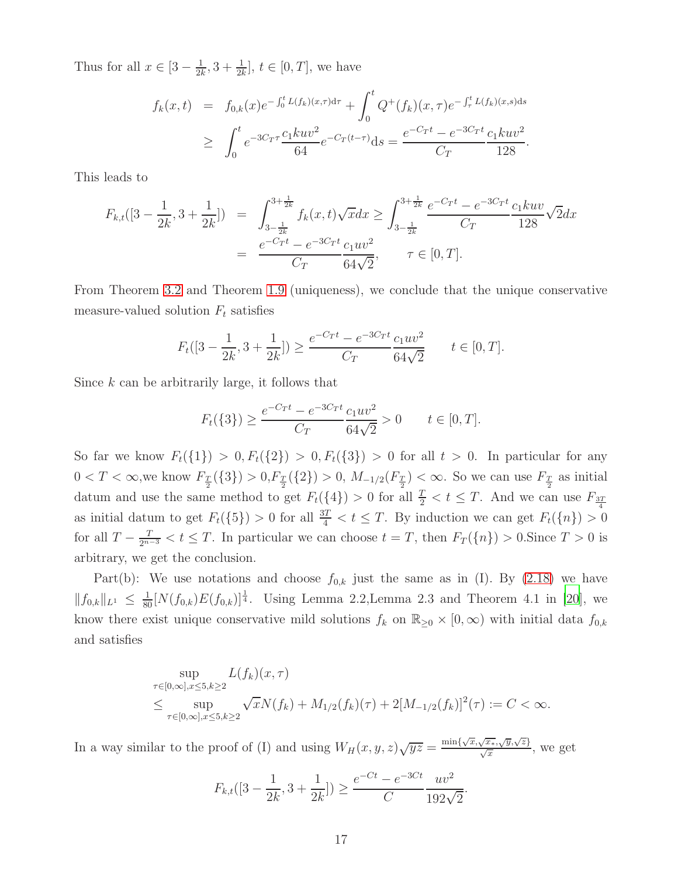Thus for all $x \in [3-\frac{1}{2k}, 3+\frac{1}{2k}]$, $t \in [0,T]$, we have

$$
\begin{aligned}
f_k(x,t) &= f_{0,k}(x)e^{-\int_0^t L(f_k)(x,\tau)\mathrm{d}\tau} + \int_0^t Q^+(f_k)(x,\tau)e^{-\int_\tau^t L(f_k)(x,s)\mathrm{d}s} \\
&\geq \int_0^t e^{-3C_T\tau}\frac{c_1 kuv^2}{64}e^{-C_T(t-\tau)}\mathrm{d}s = \frac{e^{-C_T t}-e^{-3C_T t}}{C_T}\frac{c_1 kuv^2}{128}.
\end{aligned}
$$

This leads to

$$
\begin{aligned}
F_{k,t}([3-\frac{1}{2k}, 3+\frac{1}{2k}]) &= \int_{3-\frac{1}{2k}}^{3+\frac{1}{2k}} f_k(x,t)\sqrt{x}dx \geq \int_{3-\frac{1}{2k}}^{3+\frac{1}{2k}} \frac{e^{-C_T t}-e^{-3C_T t}}{C_T}\frac{c_1 kuv}{128}\sqrt{2}dx \\
&= \frac{e^{-C_T t}-e^{-3C_T t}}{C_T}\frac{c_1 uv^2}{64\sqrt{2}}, \qquad \tau \in [0,T].
\end{aligned}
$$

From Theorem 3.2 and Theorem 1.9 (uniqueness), we conclude that the unique conservative measure-valued solution $F_t$ satisfies

$$
F_t([3-\frac{1}{2k}, 3+\frac{1}{2k}]) \geq \frac{e^{-C_T t}-e^{-3C_T t}}{C_T}\frac{c_1 uv^2}{64\sqrt{2}} \qquad t \in [0,T].
$$

Since $k$ can be arbitrarily large, it follows that

$$
F_t(\{3\}) \geq \frac{e^{-C_T t}-e^{-3C_T t}}{C_T}\frac{c_1 uv^2}{64\sqrt{2}} > 0 \qquad t \in [0,T].
$$

So far we know $F_t(\{1\}) > 0, F_t(\{2\}) > 0, F_t(\{3\}) > 0$ for all $t > 0$. In particular for any $0 < T < \infty$,we know $F_{\frac{T}{2}}(\{3\}) > 0$,$F_{\frac{T}{2}}(\{2\}) > 0$, $M_{-1/2}(F_{\frac{T}{2}}) < \infty$. So we can use $F_{\frac{T}{2}}$ as initial datum and use the same method to get $F_t(\{4\}) > 0$ for all $\frac{T}{2} < t \leq T$. And we can use $F_{\frac{3T}{4}}$ as initial datum to get $F_t(\{5\}) > 0$ for all $\frac{3T}{4} < t \leq T$. By induction we can get $F_t(\{n\}) > 0$ for all $T - \frac{T}{2^{n-3}} < t \leq T$. In particular we can choose $t = T$, then $F_T(\{n\}) > 0$.Since $T > 0$ is arbitrary, we get the conclusion.

Part(b): We use notations and choose $f_{0,k}$ just the same as in (I). By (2.18) we have $\|f_{0,k}\|_{L^1} \leq \frac{1}{80}[N(f_{0,k})E(f_{0,k})]^{\frac{1}{4}}$. Using Lemma 2.2,Lemma 2.3 and Theorem 4.1 in [20], we know there exist unique conservative mild solutions $f_k$ on $\mathbb{R}_{\geq 0} \times [0,\infty)$ with initial data $f_{0,k}$ and satisfies

$$
\begin{aligned}
&\sup_{\tau\in[0,\infty],x\leq 5,k\geq 2} L(f_k)(x,\tau) \\
&\leq \sup_{\tau\in[0,\infty],x\leq 5,k\geq 2} \sqrt{x}N(f_k) + M_{1/2}(f_k)(\tau) + 2[M_{-1/2}(f_k)]^2(\tau) := C < \infty.
\end{aligned}
$$

In a way similar to the proof of (I) and using $W_H(x,y,z)\sqrt{yz} = \frac{\min\{\sqrt{x},\sqrt{x_*},\sqrt{y},\sqrt{z}\}}{\sqrt{x}}$, we get

$$
F_{k,t}([3-\frac{1}{2k}, 3+\frac{1}{2k}]) \geq \frac{e^{-Ct}-e^{-3Ct}}{C}\frac{uv^2}{192\sqrt{2}}.
$$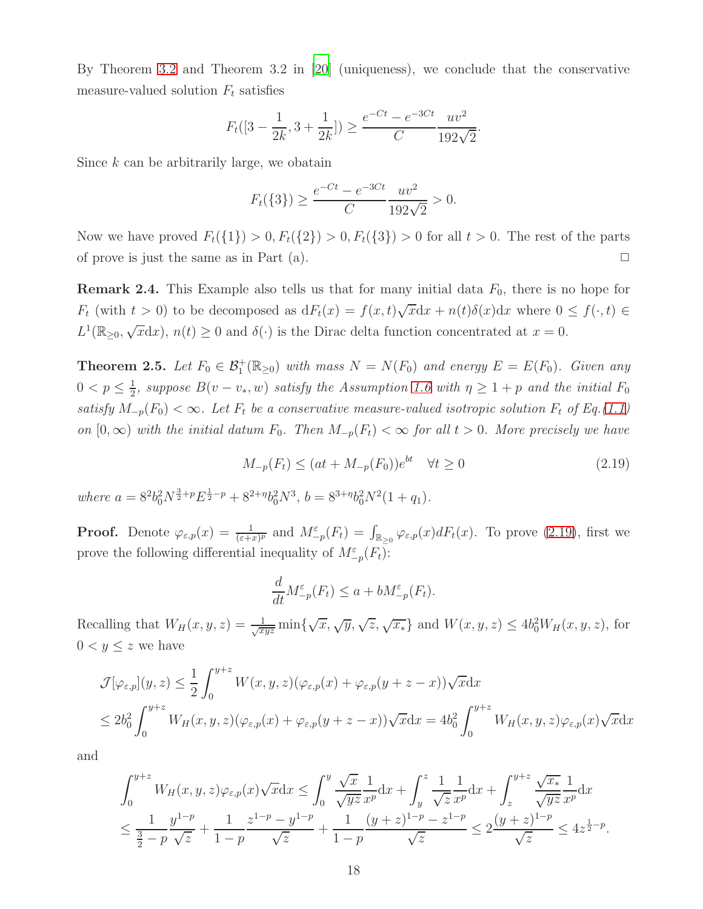By Theorem 3.2 and Theorem 3.2 in [20] (uniqueness), we conclude that the conservative measure-valued solution $F_t$ satisfies

$$F_t([3-\frac{1}{2k},3+\frac{1}{2k}])\ge \frac{e^{-Ct}-e^{-3Ct}}{C}\frac{uv^2}{192\sqrt{2}}.$$

Since $k$ can be arbitrarily large, we obatain

$$F_t(\{3\})\ge \frac{e^{-Ct}-e^{-3Ct}}{C}\frac{uv^2}{192\sqrt{2}}>0.$$

Now we have proved $F_t(\{1\})>0, F_t(\{2\})>0, F_t(\{3\})>0$ for all $t>0$. The rest of the parts of prove is just the same as in Part (a). □

**Remark 2.4.** This Example also tells us that for many initial data $F_0$, there is no hope for $F_t$ (with $t>0$) to be decomposed as $\mathrm{d}F_t(x)=f(x,t)\sqrt{x}\mathrm{d}x+n(t)\delta(x)\mathrm{d}x$ where $0\le f(\cdot,t)\in L^1(\mathbb{R}_{\ge 0},\sqrt{x}\mathrm{d}x)$, $n(t)\ge 0$ and $\delta(\cdot)$ is the Dirac delta function concentrated at $x=0$.

**Theorem 2.5.** *Let $F_0\in\mathcal{B}_1^+(\mathbb{R}_{\ge 0})$ with mass $N=N(F_0)$ and energy $E=E(F_0)$. Given any $0<p\le\frac{1}{2}$, suppose $B(v-v_*,w)$ satisfy the Assumption 1.6 with $\eta\ge 1+p$ and the initial $F_0$ satisfy $M_{-p}(F_0)<\infty$. Let $F_t$ be a conservative measure-valued isotropic solution $F_t$ of Eq.(1.1) on $[0,\infty)$ with the initial datum $F_0$. Then $M_{-p}(F_t)<\infty$ for all $t>0$. More precisely we have*

$$M_{-p}(F_t)\le (at+M_{-p}(F_0))e^{bt}\quad \forall t\ge 0 \tag{2.19}$$

*where $a=8^2b_0^2N^{\frac{3}{2}+p}E^{\frac{1}{2}-p}+8^{2+\eta}b_0^2N^3$, $b=8^{3+\eta}b_0^2N^2(1+q_1)$.*

**Proof.** Denote $\varphi_{\varepsilon,p}(x)=\frac{1}{(\varepsilon+x)^p}$ and $M^{\varepsilon}_{-p}(F_t)=\int_{\mathbb{R}_{\ge 0}}\varphi_{\varepsilon,p}(x)dF_t(x)$. To prove (2.19), first we prove the following differential inequality of $M^{\varepsilon}_{-p}(F_t)$:

$$\frac{d}{dt}M^{\varepsilon}_{-p}(F_t)\le a+bM^{\varepsilon}_{-p}(F_t).$$

Recalling that $W_H(x,y,z)=\frac{1}{\sqrt{xyz}}\min\{\sqrt{x},\sqrt{y},\sqrt{z},\sqrt{x_*}\}$ and $W(x,y,z)\le 4b_0^2W_H(x,y,z)$, for $0<y\le z$ we have

$$\begin{aligned}
&\mathcal{J}[\varphi_{\varepsilon,p}](y,z)\le\frac{1}{2}\int_0^{y+z}W(x,y,z)(\varphi_{\varepsilon,p}(x)+\varphi_{\varepsilon,p}(y+z-x))\sqrt{x}\mathrm{d}x\\
&\le 2b_0^2\int_0^{y+z}W_H(x,y,z)(\varphi_{\varepsilon,p}(x)+\varphi_{\varepsilon,p}(y+z-x))\sqrt{x}\mathrm{d}x=4b_0^2\int_0^{y+z}W_H(x,y,z)\varphi_{\varepsilon,p}(x)\sqrt{x}\mathrm{d}x
\end{aligned}$$

and

$$\begin{aligned}
&\int_0^{y+z}W_H(x,y,z)\varphi_{\varepsilon,p}(x)\sqrt{x}\mathrm{d}x\le\int_0^{y}\frac{\sqrt{x}}{\sqrt{yz}}\frac{1}{x^p}\mathrm{d}x+\int_y^{z}\frac{1}{\sqrt{z}}\frac{1}{x^p}\mathrm{d}x+\int_z^{y+z}\frac{\sqrt{x_*}}{\sqrt{yz}}\frac{1}{x^p}\mathrm{d}x\\
&\le\frac{1}{\frac{3}{2}-p}\frac{y^{1-p}}{\sqrt{z}}+\frac{1}{1-p}\frac{z^{1-p}-y^{1-p}}{\sqrt{z}}+\frac{1}{1-p}\frac{(y+z)^{1-p}-z^{1-p}}{\sqrt{z}}\le 2\frac{(y+z)^{1-p}}{\sqrt{z}}\le 4z^{\frac{1}{2}-p}.
\end{aligned}$$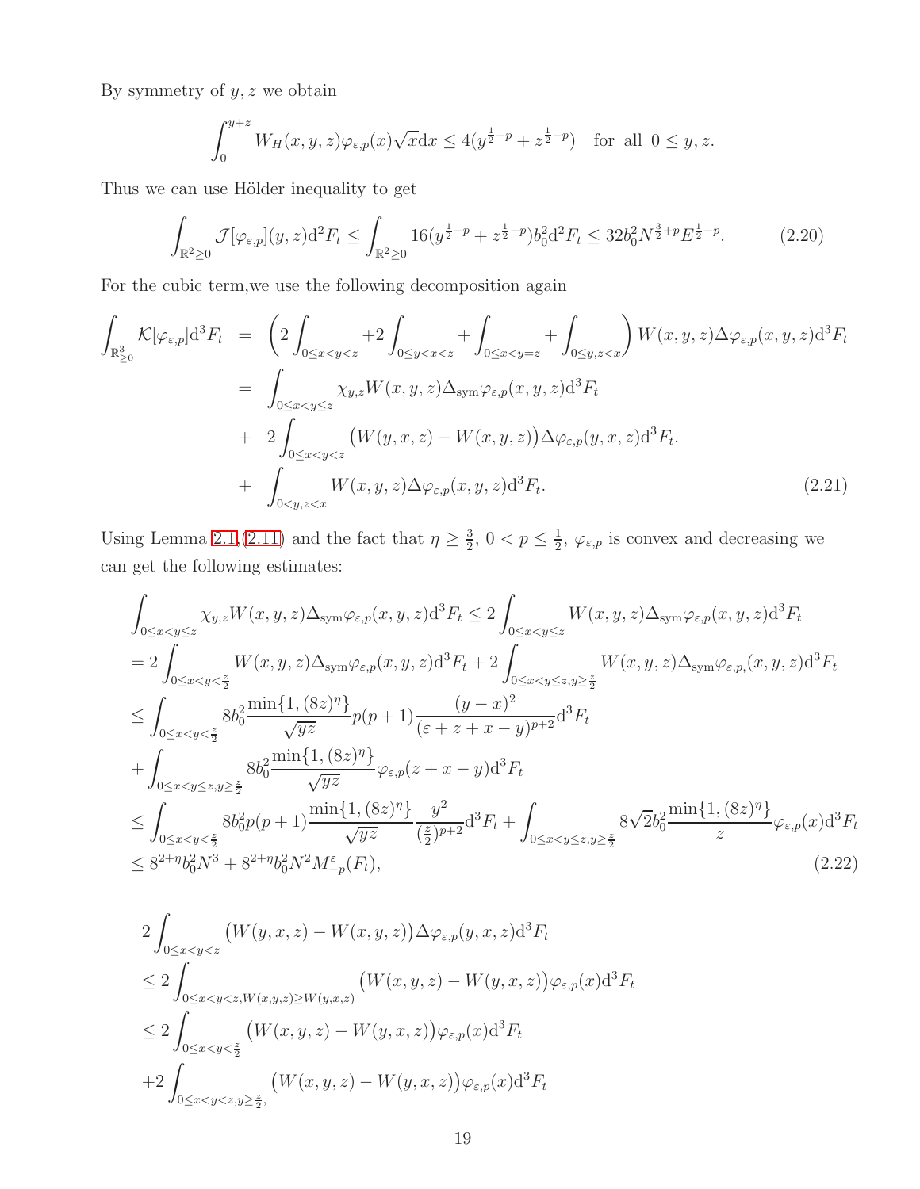By symmetry of $y, z$ we obtain

$$\int_0^{y+z} W_H(x,y,z)\varphi_{\varepsilon,p}(x)\sqrt{x}\mathrm{d}x \le 4(y^{\frac{1}{2}-p} + z^{\frac{1}{2}-p}) \quad \text{for all } 0 \le y, z.$$

Thus we can use Hölder inequality to get

$$\int_{\mathbb{R}^2\ge 0} \mathcal{J}[\varphi_{\varepsilon,p}](y,z)\mathrm{d}^2F_t \le \int_{\mathbb{R}^2\ge 0} 16(y^{\frac{1}{2}-p} + z^{\frac{1}{2}-p})b_0^2\mathrm{d}^2F_t \le 32b_0^2 N^{\frac{3}{2}+p}E^{\frac{1}{2}-p}. \tag{2.20}$$

For the cubic term,we use the following decomposition again

$$\begin{aligned}
\int_{\mathbb{R}^3_{\ge 0}} \mathcal{K}[\varphi_{\varepsilon,p}]\mathrm{d}^3F_t &= \left(2\int_{0\le x<y<z} + 2\int_{0\le y<x<z} + \int_{0\le x<y=z} + \int_{0\le y,z<x}\right) W(x,y,z)\Delta\varphi_{\varepsilon,p}(x,y,z)\mathrm{d}^3F_t \\
&= \int_{0\le x<y\le z} \chi_{y,z}W(x,y,z)\Delta_{\mathrm{sym}}\varphi_{\varepsilon,p}(x,y,z)\mathrm{d}^3F_t \\
&+ \; 2\int_{0\le x<y<z} \big(W(y,x,z) - W(x,y,z)\big)\Delta\varphi_{\varepsilon,p}(y,x,z)\mathrm{d}^3F_t. \\
&+ \; \int_{0<y,z<x} W(x,y,z)\Delta\varphi_{\varepsilon,p}(x,y,z)\mathrm{d}^3F_t.
\end{aligned} \tag{2.21}$$

Using Lemma 2.1,(2.11) and the fact that $\eta \ge \frac{3}{2}$, $0 < p \le \frac{1}{2}$, $\varphi_{\varepsilon,p}$ is convex and decreasing we can get the following estimates:

$$\begin{aligned}
&\int_{0\le x<y\le z} \chi_{y,z}W(x,y,z)\Delta_{\mathrm{sym}}\varphi_{\varepsilon,p}(x,y,z)\mathrm{d}^3F_t \le 2\int_{0\le x<y\le z} W(x,y,z)\Delta_{\mathrm{sym}}\varphi_{\varepsilon,p}(x,y,z)\mathrm{d}^3F_t \\
&= 2\int_{0\le x<y<\frac{z}{2}} W(x,y,z)\Delta_{\mathrm{sym}}\varphi_{\varepsilon,p}(x,y,z)\mathrm{d}^3F_t + 2\int_{0\le x<y\le z, y\ge\frac{z}{2}} W(x,y,z)\Delta_{\mathrm{sym}}\varphi_{\varepsilon,p,}(x,y,z)\mathrm{d}^3F_t \\
&\le \int_{0\le x<y<\frac{z}{2}} 8b_0^2\frac{\min\{1,(8z)^\eta\}}{\sqrt{yz}}p(p+1)\frac{(y-x)^2}{(\varepsilon+z+x-y)^{p+2}}\mathrm{d}^3F_t \\
&+ \int_{0\le x<y\le z, y\ge\frac{z}{2}} 8b_0^2\frac{\min\{1,(8z)^\eta\}}{\sqrt{yz}}\varphi_{\varepsilon,p}(z+x-y)\mathrm{d}^3F_t \\
&\le \int_{0\le x<y<\frac{z}{2}} 8b_0^2p(p+1)\frac{\min\{1,(8z)^\eta\}}{\sqrt{yz}}\frac{y^2}{(\frac{z}{2})^{p+2}}\mathrm{d}^3F_t + \int_{0\le x<y\le z, y\ge\frac{z}{2}} 8\sqrt{2}b_0^2\frac{\min\{1,(8z)^\eta\}}{z}\varphi_{\varepsilon,p}(x)\mathrm{d}^3F_t \\
&\le 8^{2+\eta}b_0^2N^3 + 8^{2+\eta}b_0^2N^2M_{-p}^{\varepsilon}(F_t),
\end{aligned} \tag{2.22}$$

$$\begin{aligned}
&2\int_{0\le x<y<z} \big(W(y,x,z) - W(x,y,z)\big)\Delta\varphi_{\varepsilon,p}(y,x,z)\mathrm{d}^3F_t \\
&\le 2\int_{0\le x<y<z, W(x,y,z)\ge W(y,x,z)} \big(W(x,y,z) - W(y,x,z)\big)\varphi_{\varepsilon,p}(x)\mathrm{d}^3F_t \\
&\le 2\int_{0\le x<y<\frac{z}{2}} \big(W(x,y,z) - W(y,x,z)\big)\varphi_{\varepsilon,p}(x)\mathrm{d}^3F_t \\
&+ 2\int_{0\le x<y<z, y\ge\frac{z}{2},} \big(W(x,y,z) - W(y,x,z)\big)\varphi_{\varepsilon,p}(x)\mathrm{d}^3F_t
\end{aligned}$$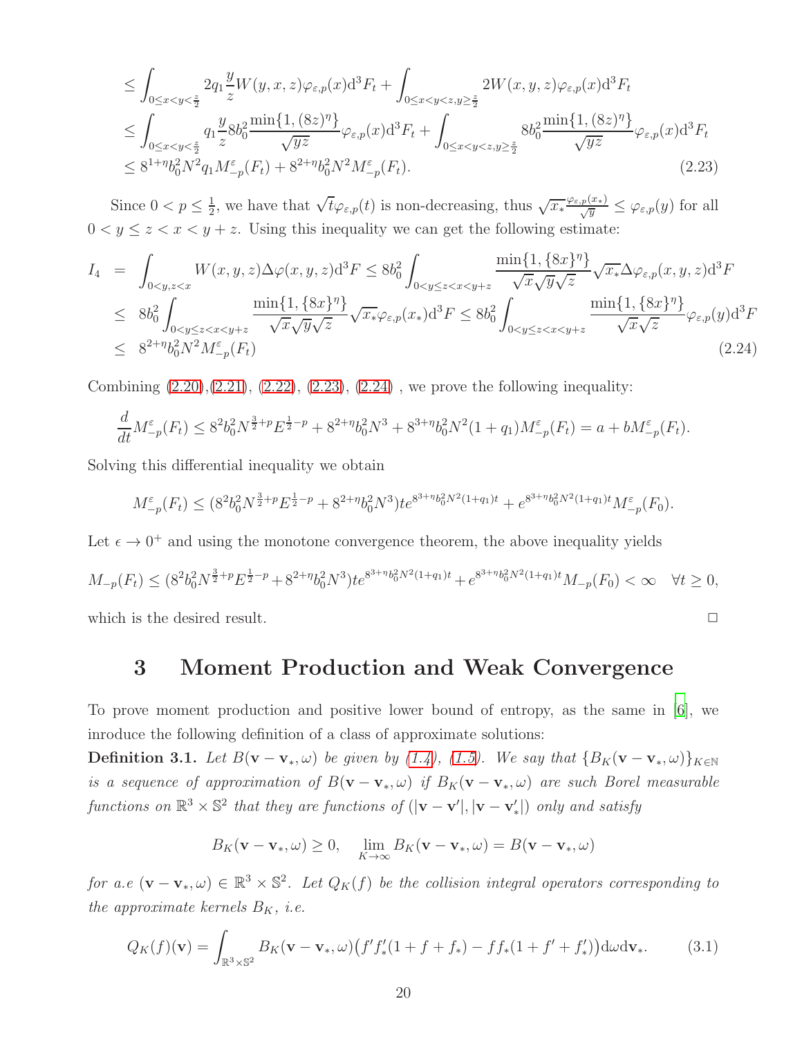$$
\begin{aligned}
&\le \int_{0\le x<y<\frac{z}{2}} 2q_1\frac{y}{z}W(y,x,z)\varphi_{\varepsilon,p}(x)\mathrm{d}^3F_t + \int_{0\le x<y<z, y\ge\frac{z}{2}} 2W(x,y,z)\varphi_{\varepsilon,p}(x)\mathrm{d}^3F_t\\
&\le \int_{0\le x<y<\frac{z}{2}} q_1\frac{y}{z}8b_0^2\frac{\min\{1,(8z)^\eta\}}{\sqrt{yz}}\varphi_{\varepsilon,p}(x)\mathrm{d}^3F_t + \int_{0\le x<y<z, y\ge\frac{z}{2}} 8b_0^2\frac{\min\{1,(8z)^\eta\}}{\sqrt{yz}}\varphi_{\varepsilon,p}(x)\mathrm{d}^3F_t\\
&\le 8^{1+\eta}b_0^2N^2q_1M^\varepsilon_{-p}(F_t) + 8^{2+\eta}b_0^2N^2M^\varepsilon_{-p}(F_t). \qquad (2.23)
\end{aligned}
$$

Since $0<p\le\frac{1}{2}$, we have that $\sqrt{t}\varphi_{\varepsilon,p}(t)$ is non-decreasing, thus $\sqrt{x_*}\frac{\varphi_{\varepsilon,p}(x_*)}{\sqrt{y}}\le\varphi_{\varepsilon,p}(y)$ for all $0<y\le z<x<y+z$. Using this inequality we can get the following estimate:

$$
\begin{aligned}
I_4 &= \int_{0<y,z<x} W(x,y,z)\Delta\varphi(x,y,z)\mathrm{d}^3F \le 8b_0^2\int_{0<y\le z<x<y+z}\frac{\min\{1,\{8x\}^\eta\}}{\sqrt{x}\sqrt{y}\sqrt{z}}\sqrt{x_*}\Delta\varphi_{\varepsilon,p}(x,y,z)\mathrm{d}^3F\\
&\le 8b_0^2\int_{0<y\le z<x<y+z}\frac{\min\{1,\{8x\}^\eta\}}{\sqrt{x}\sqrt{y}\sqrt{z}}\sqrt{x_*}\varphi_{\varepsilon,p}(x_*)\mathrm{d}^3F \le 8b_0^2\int_{0<y\le z<x<y+z}\frac{\min\{1,\{8x\}^\eta\}}{\sqrt{x}\sqrt{z}}\varphi_{\varepsilon,p}(y)\mathrm{d}^3F\\
&\le 8^{2+\eta}b_0^2N^2M^\varepsilon_{-p}(F_t) \qquad (2.24)
\end{aligned}
$$

Combining (2.20),(2.21), (2.22), (2.23), (2.24) , we prove the following inequality:

$$
\frac{d}{dt}M^\varepsilon_{-p}(F_t)\le 8^2b_0^2N^{\frac{3}{2}+p}E^{\frac{1}{2}-p} + 8^{2+\eta}b_0^2N^3 + 8^{3+\eta}b_0^2N^2(1+q_1)M^\varepsilon_{-p}(F_t) = a + bM^\varepsilon_{-p}(F_t).
$$

Solving this differential inequality we obtain

$$
M^\varepsilon_{-p}(F_t)\le(8^2b_0^2N^{\frac{3}{2}+p}E^{\frac{1}{2}-p}+8^{2+\eta}b_0^2N^3)te^{8^{3+\eta}b_0^2N^2(1+q_1)t} + e^{8^{3+\eta}b_0^2N^2(1+q_1)t}M^\varepsilon_{-p}(F_0).
$$

Let $\epsilon\to 0^+$ and using the monotone convergence theorem, the above inequality yields

$$
M_{-p}(F_t)\le(8^2b_0^2N^{\frac{3}{2}+p}E^{\frac{1}{2}-p}+8^{2+\eta}b_0^2N^3)te^{8^{3+\eta}b_0^2N^2(1+q_1)t} + e^{8^{3+\eta}b_0^2N^2(1+q_1)t}M_{-p}(F_0)<\infty \quad \forall t\ge 0,
$$

which is the desired result. □

# 3 Moment Production and Weak Convergence

To prove moment production and positive lower bound of entropy, as the same in [6], we inroduce the following definition of a class of approximate solutions:

**Definition 3.1.** *Let $B(\mathbf{v}-\mathbf{v}_*,\omega)$ be given by (1.4), (1.5). We say that $\{B_K(\mathbf{v}-\mathbf{v}_*,\omega)\}_{K\in\mathbb{N}}$ is a sequence of approximation of $B(\mathbf{v}-\mathbf{v}_*,\omega)$ if $B_K(\mathbf{v}-\mathbf{v}_*,\omega)$ are such Borel measurable functions on $\mathbb{R}^3\times\mathbb{S}^2$ that they are functions of $(|\mathbf{v}-\mathbf{v}'|,|\mathbf{v}-\mathbf{v}'_*|)$ only and satisfy*

$$
B_K(\mathbf{v}-\mathbf{v}_*,\omega)\ge 0,\quad \lim_{K\to\infty}B_K(\mathbf{v}-\mathbf{v}_*,\omega)=B(\mathbf{v}-\mathbf{v}_*,\omega)
$$

*for a.e $(\mathbf{v}-\mathbf{v}_*,\omega)\in\mathbb{R}^3\times\mathbb{S}^2$. Let $Q_K(f)$ be the collision integral operators corresponding to the approximate kernels $B_K$, i.e.*

$$
Q_K(f)(\mathbf{v})=\int_{\mathbb{R}^3\times\mathbb{S}^2}B_K(\mathbf{v}-\mathbf{v}_*,\omega)\big(f'f'_*(1+f+f_*)-ff_*(1+f'+f'_*)\big)\mathrm{d}\omega\mathrm{d}\mathbf{v}_*. \qquad (3.1)
$$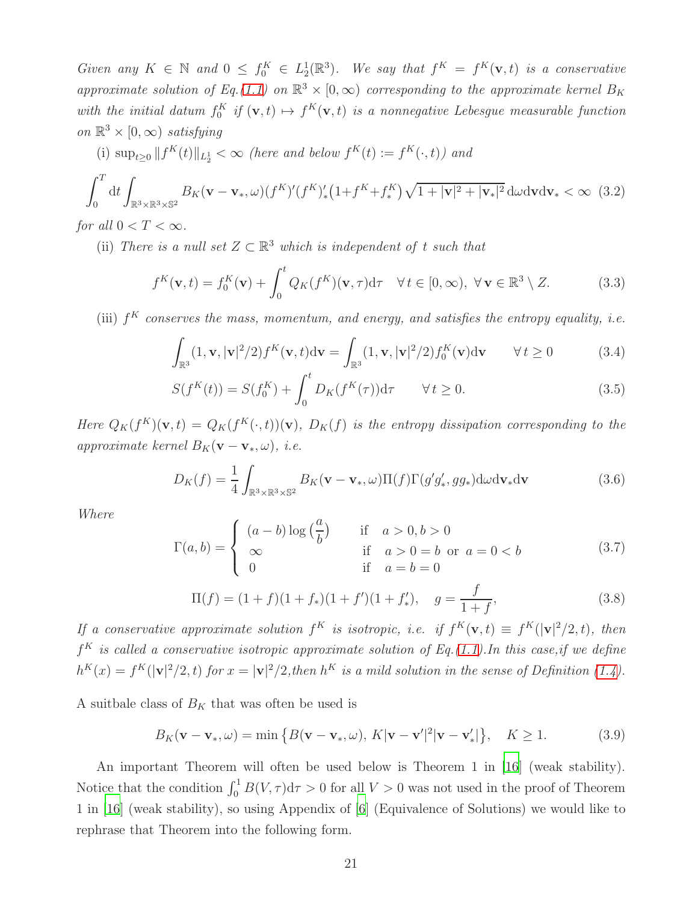*Given any $K \in \mathbb{N}$ and $0 \le f_0^K \in L_2^1(\mathbb{R}^3)$. We say that $f^K = f^K(\mathbf{v}, t)$ is a conservative approximate solution of Eq.(1.1) on $\mathbb{R}^3 \times [0, \infty)$ corresponding to the approximate kernel $B_K$ with the initial datum $f_0^K$ if $(\mathbf{v}, t) \mapsto f^K(\mathbf{v}, t)$ is a nonnegative Lebesgue measurable function on $\mathbb{R}^3 \times [0, \infty)$ satisfying*

(i) $\sup_{t \ge 0} \|f^K(t)\|_{L_2^1} < \infty$ *(here and below $f^K(t) := f^K(\cdot, t)$) and*

$$\int_0^T \mathrm{d}t \int_{\mathbb{R}^3 \times \mathbb{R}^3 \times \mathbb{S}^2} B_K(\mathbf{v} - \mathbf{v}_*, \omega)(f^K)'(f^K)'_*\big(1 + f^K + f^K_*\big)\sqrt{1 + |\mathbf{v}|^2 + |\mathbf{v}_*|^2}\,\mathrm{d}\omega \mathrm{d}\mathbf{v} \mathrm{d}\mathbf{v}_* < \infty \quad (3.2)$$

*for all $0 < T < \infty$.*

(ii) *There is a null set $Z \subset \mathbb{R}^3$ which is independent of $t$ such that*

$$f^K(\mathbf{v}, t) = f_0^K(\mathbf{v}) + \int_0^t Q_K(f^K)(\mathbf{v}, \tau)\mathrm{d}\tau \quad \forall\, t \in [0, \infty),\ \forall\, \mathbf{v} \in \mathbb{R}^3 \setminus Z. \quad (3.3)$$

(iii) *$f^K$ conserves the mass, momentum, and energy, and satisfies the entropy equality, i.e.*

$$\int_{\mathbb{R}^3} (1, \mathbf{v}, |\mathbf{v}|^2/2) f^K(\mathbf{v}, t)\mathrm{d}\mathbf{v} = \int_{\mathbb{R}^3} (1, \mathbf{v}, |\mathbf{v}|^2/2) f_0^K(\mathbf{v})\mathrm{d}\mathbf{v} \qquad \forall\, t \ge 0 \quad (3.4)$$

$$S(f^K(t)) = S(f_0^K) + \int_0^t D_K(f^K(\tau))\mathrm{d}\tau \qquad \forall\, t \ge 0. \quad (3.5)$$

*Here $Q_K(f^K)(\mathbf{v}, t) = Q_K(f^K(\cdot, t))(\mathbf{v})$, $D_K(f)$ is the entropy dissipation corresponding to the approximate kernel $B_K(\mathbf{v} - \mathbf{v}_*, \omega)$, i.e.*

$$D_K(f) = \frac{1}{4}\int_{\mathbb{R}^3 \times \mathbb{R}^3 \times \mathbb{S}^2} B_K(\mathbf{v} - \mathbf{v}_*, \omega)\Pi(f)\Gamma(g'g'_*, gg_*)\mathrm{d}\omega \mathrm{d}\mathbf{v}_* \mathrm{d}\mathbf{v} \quad (3.6)$$

*Where*

$$\Gamma(a, b) = \begin{cases} (a - b)\log\left(\dfrac{a}{b}\right) & \text{if} \quad a > 0, b > 0 \\ \infty & \text{if} \quad a > 0 = b \ \text{ or } \ a = 0 < b \\ 0 & \text{if} \quad a = b = 0 \end{cases} \quad (3.7)$$

$$\Pi(f) = (1 + f)(1 + f_*)(1 + f')(1 + f'_*), \quad g = \frac{f}{1 + f}, \quad (3.8)$$

*If a conservative approximate solution $f^K$ is isotropic, i.e. if $f^K(\mathbf{v}, t) \equiv f^K(|\mathbf{v}|^2/2, t)$, then $f^K$ is called a conservative isotropic approximate solution of Eq.(1.1).In this case,if we define $h^K(x) = f^K(|\mathbf{v}|^2/2, t)$ for $x = |\mathbf{v}|^2/2$,then $h^K$ is a mild solution in the sense of Definition (1.4).*

A suitbale class of $B_K$ that was often be used is

$$B_K(\mathbf{v} - \mathbf{v}_*, \omega) = \min\big\{B(\mathbf{v} - \mathbf{v}_*, \omega),\ K|\mathbf{v} - \mathbf{v}'|^2|\mathbf{v} - \mathbf{v}'_*|\big\}, \quad K \ge 1. \quad (3.9)$$

An important Theorem will often be used below is Theorem 1 in [16] (weak stability). Notice that the condition $\int_0^1 B(V, \tau)\mathrm{d}\tau > 0$ for all $V > 0$ was not used in the proof of Theorem 1 in [16] (weak stability), so using Appendix of [6] (Equivalence of Solutions) we would like to rephrase that Theorem into the following form.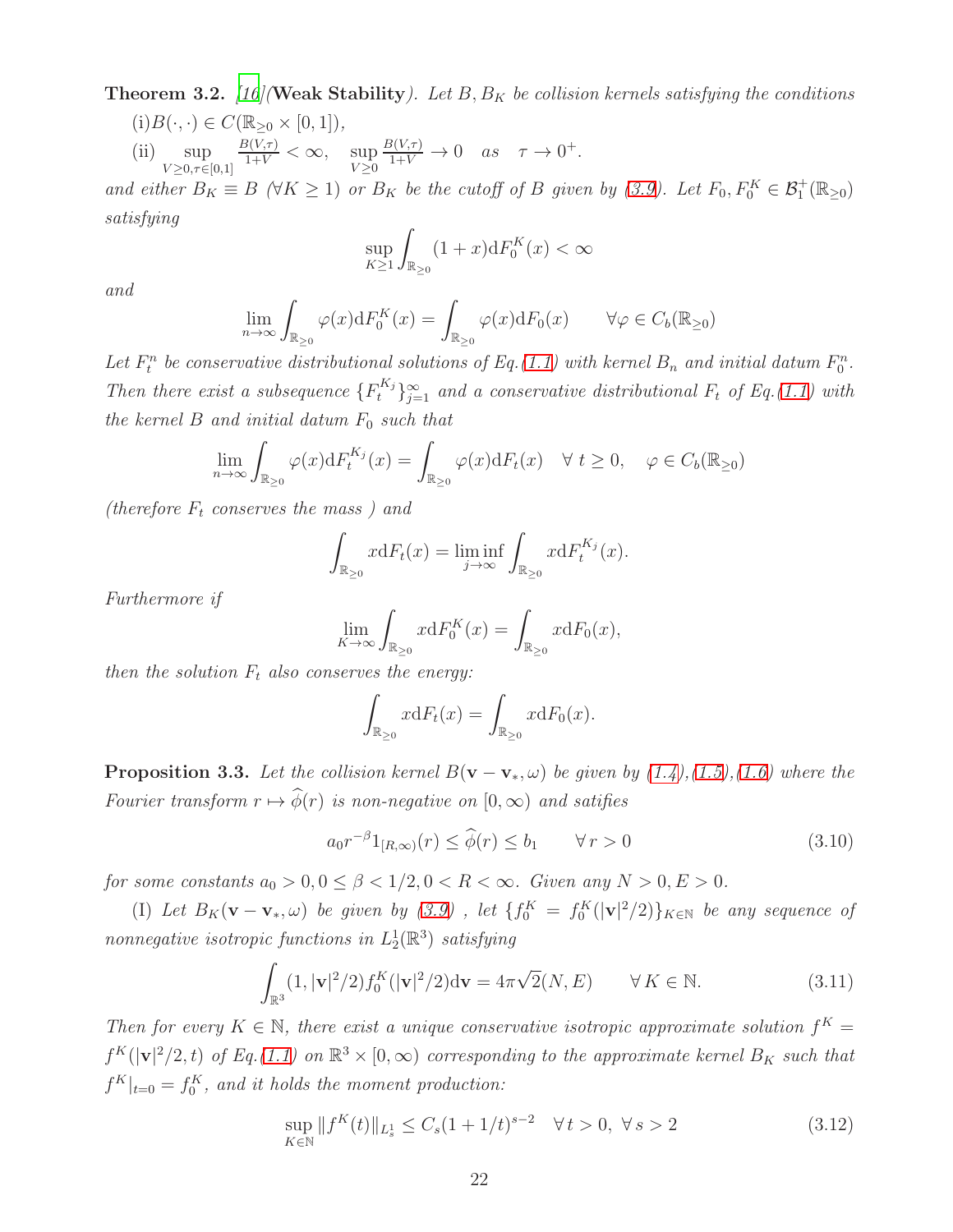**Theorem 3.2.** [16](**Weak Stability**). *Let $B, B_K$ be collision kernels satisfying the conditions*

(i)$B(\cdot,\cdot) \in C(\mathbb{R}_{\geq 0} \times [0,1])$,

(ii) $\sup\limits_{V\geq 0, \tau\in[0,1]} \frac{B(V,\tau)}{1+V} < \infty, \quad \sup\limits_{V\geq 0} \frac{B(V,\tau)}{1+V} \to 0 \quad as \quad \tau \to 0^+.$

*and either $B_K \equiv B$ ($\forall K \geq 1$) or $B_K$ be the cutoff of $B$ given by (3.9). Let $F_0, F_0^K \in \mathcal{B}_1^+(\mathbb{R}_{\geq 0})$ satisfying*

$$\sup_{K\geq 1} \int_{\mathbb{R}_{\geq 0}} (1+x) \mathrm{d}F_0^K(x) < \infty$$

*and*

$$\lim_{n\to\infty} \int_{\mathbb{R}_{\geq 0}} \varphi(x) \mathrm{d}F_0^K(x) = \int_{\mathbb{R}_{\geq 0}} \varphi(x) \mathrm{d}F_0(x) \qquad \forall \varphi \in C_b(\mathbb{R}_{\geq 0})$$

*Let $F_t^n$ be conservative distributional solutions of Eq.(1.1) with kernel $B_n$ and initial datum $F_0^n$. Then there exist a subsequence $\{F_t^{K_j}\}_{j=1}^{\infty}$ and a conservative distributional $F_t$ of Eq.(1.1) with the kernel $B$ and initial datum $F_0$ such that*

$$\lim_{n\to\infty} \int_{\mathbb{R}_{\geq 0}} \varphi(x) \mathrm{d}F_t^{K_j}(x) = \int_{\mathbb{R}_{\geq 0}} \varphi(x) \mathrm{d}F_t(x) \quad \forall\, t \geq 0, \quad \varphi \in C_b(\mathbb{R}_{\geq 0})$$

*(therefore $F_t$ conserves the mass ) and*

$$\int_{\mathbb{R}_{\geq 0}} x \mathrm{d}F_t(x) = \liminf_{j\to\infty} \int_{\mathbb{R}_{\geq 0}} x \mathrm{d}F_t^{K_j}(x).$$

*Furthermore if*

$$\lim_{K\to\infty} \int_{\mathbb{R}_{\geq 0}} x \mathrm{d}F_0^K(x) = \int_{\mathbb{R}_{\geq 0}} x \mathrm{d}F_0(x),$$

*then the solution $F_t$ also conserves the energy:*

$$\int_{\mathbb{R}_{\geq 0}} x \mathrm{d}F_t(x) = \int_{\mathbb{R}_{\geq 0}} x \mathrm{d}F_0(x).$$

**Proposition 3.3.** *Let the collision kernel $B(\mathbf{v}-\mathbf{v}_*, \omega)$ be given by (1.4),(1.5),(1.6) where the Fourier transform $r \mapsto \widehat{\phi}(r)$ is non-negative on $[0,\infty)$ and satifies*

$$a_0 r^{-\beta} 1_{[R,\infty)}(r) \leq \widehat{\phi}(r) \leq b_1 \qquad \forall\, r > 0 \tag{3.10}$$

*for some constants $a_0 > 0, 0 \leq \beta < 1/2, 0 < R < \infty$. Given any $N > 0, E > 0$.*

(I) *Let $B_K(\mathbf{v}-\mathbf{v}_*, \omega)$ be given by (3.9) , let $\{f_0^K = f_0^K(|\mathbf{v}|^2/2)\}_{K\in\mathbb{N}}$ be any sequence of nonnegative isotropic functions in $L_2^1(\mathbb{R}^3)$ satisfying*

$$\int_{\mathbb{R}^3} (1, |\mathbf{v}|^2/2) f_0^K(|\mathbf{v}|^2/2) \mathrm{d}\mathbf{v} = 4\pi\sqrt{2}(N,E) \qquad \forall\, K \in \mathbb{N}. \tag{3.11}$$

*Then for every $K \in \mathbb{N}$, there exist a unique conservative isotropic approximate solution $f^K = f^K(|\mathbf{v}|^2/2, t)$ of Eq.(1.1) on $\mathbb{R}^3 \times [0,\infty)$ corresponding to the approximate kernel $B_K$ such that $f^K|_{t=0} = f_0^K$, and it holds the moment production:*

$$\sup_{K\in\mathbb{N}} \|f^K(t)\|_{L_s^1} \leq C_s(1+1/t)^{s-2} \quad \forall\, t > 0,\ \forall\, s > 2 \tag{3.12}$$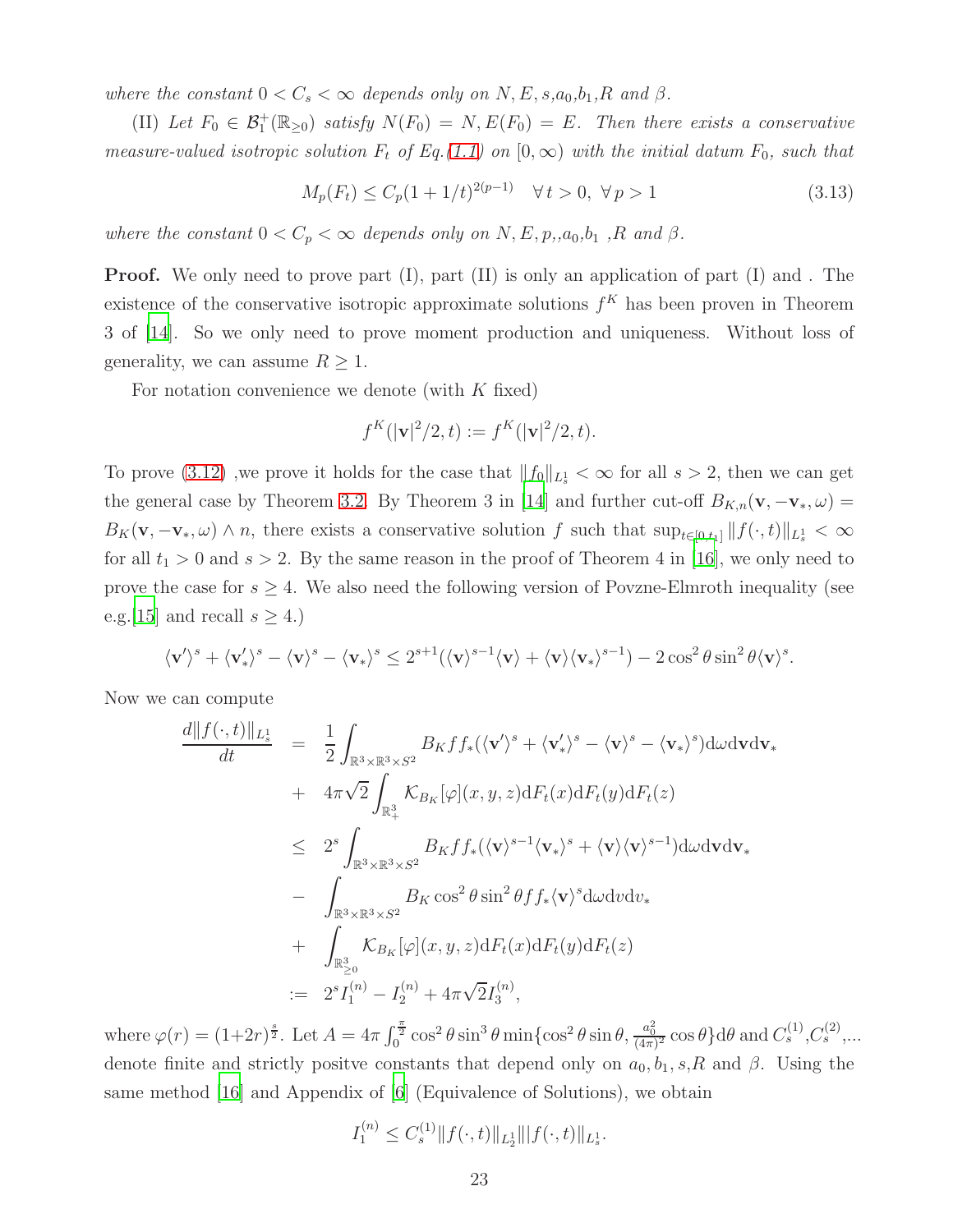*where the constant $0 < C_s < \infty$ depends only on $N, E, s, a_0, b_1, R$ and $\beta$.*

(II) *Let $F_0 \in \mathcal{B}_1^+(\mathbb{R}_{\geq 0})$ satisfy $N(F_0) = N, E(F_0) = E$. Then there exists a conservative measure-valued isotropic solution $F_t$ of Eq.(1.1) on $[0, \infty)$ with the initial datum $F_0$, such that*

$$M_p(F_t) \leq C_p(1 + 1/t)^{2(p-1)} \quad \forall\, t > 0,\ \forall\, p > 1 \tag{3.13}$$

*where the constant $0 < C_p < \infty$ depends only on $N, E, p,, a_0, b_1$ ,$R$ and $\beta$.*

**Proof.** We only need to prove part (I), part (II) is only an application of part (I) and . The existence of the conservative isotropic approximate solutions $f^K$ has been proven in Theorem 3 of [14]. So we only need to prove moment production and uniqueness. Without loss of generality, we can assume $R \geq 1$.

For notation convenience we denote (with $K$ fixed)

$$f^K(|\mathbf{v}|^2/2, t) := f^K(|\mathbf{v}|^2/2, t).$$

To prove (3.12) ,we prove it holds for the case that $\|f_0\|_{L^1_s} < \infty$ for all $s > 2$, then we can get the general case by Theorem 3.2. By Theorem 3 in [14] and further cut-off $B_{K,n}(\mathbf{v}, -\mathbf{v}_*, \omega) = B_K(\mathbf{v}, -\mathbf{v}_*, \omega) \wedge n$, there exists a conservative solution $f$ such that $\sup_{t\in[0,t_1]} \|f(\cdot, t)\|_{L^1_s} < \infty$ for all $t_1 > 0$ and $s > 2$. By the same reason in the proof of Theorem 4 in [16], we only need to prove the case for $s \geq 4$. We also need the following version of Povzne-Elmroth inequality (see e.g.[15] and recall $s \geq 4$.)

$$\langle \mathbf{v}' \rangle^s + \langle \mathbf{v}'_* \rangle^s - \langle \mathbf{v} \rangle^s - \langle \mathbf{v}_* \rangle^s \leq 2^{s+1}(\langle \mathbf{v} \rangle^{s-1}\langle \mathbf{v} \rangle + \langle \mathbf{v} \rangle\langle \mathbf{v}_* \rangle^{s-1}) - 2\cos^2\theta\sin^2\theta\langle \mathbf{v} \rangle^s.$$

Now we can compute

$$\begin{aligned}
\frac{d\|f(\cdot,t)\|_{L^1_s}}{dt} &= \frac{1}{2}\int_{\mathbb{R}^3\times\mathbb{R}^3\times S^2} B_K f f_*(\langle \mathbf{v}' \rangle^s + \langle \mathbf{v}'_* \rangle^s - \langle \mathbf{v} \rangle^s - \langle \mathbf{v}_* \rangle^s)\mathrm{d}\omega\mathrm{d}\mathbf{v}\mathrm{d}\mathbf{v}_* \\
&+ 4\pi\sqrt{2}\int_{\mathbb{R}^3_+} \mathcal{K}_{B_K}[\varphi](x,y,z)\mathrm{d}F_t(x)\mathrm{d}F_t(y)\mathrm{d}F_t(z) \\
&\leq 2^s\int_{\mathbb{R}^3\times\mathbb{R}^3\times S^2} B_K f f_*(\langle \mathbf{v} \rangle^{s-1}\langle \mathbf{v}_* \rangle^s + \langle \mathbf{v} \rangle\langle \mathbf{v} \rangle^{s-1})\mathrm{d}\omega\mathrm{d}\mathbf{v}\mathrm{d}\mathbf{v}_* \\
&- \int_{\mathbb{R}^3\times\mathbb{R}^3\times S^2} B_K \cos^2\theta\sin^2\theta f f_*\langle \mathbf{v} \rangle^s \mathrm{d}\omega\mathrm{d}v\mathrm{d}v_* \\
&+ \int_{\mathbb{R}^3_{\geq 0}} \mathcal{K}_{B_K}[\varphi](x,y,z)\mathrm{d}F_t(x)\mathrm{d}F_t(y)\mathrm{d}F_t(z) \\
&:= 2^s I_1^{(n)} - I_2^{(n)} + 4\pi\sqrt{2}I_3^{(n)},
\end{aligned}$$

where $\varphi(r) = (1+2r)^{\frac{s}{2}}$. Let $A = 4\pi\int_0^{\frac{\pi}{2}} \cos^2\theta\sin^3\theta\min\{\cos^2\theta\sin\theta, \frac{a_0^2}{(4\pi)^2}\cos\theta\}\mathrm{d}\theta$ and $C_s^{(1)}, C_s^{(2)}$,... denote finite and strictly positve constants that depend only on $a_0, b_1, s, R$ and $\beta$. Using the same method [16] and Appendix of [6] (Equivalence of Solutions), we obtain

$$I_1^{(n)} \leq C_s^{(1)}\|f(\cdot,t)\|_{L^1_2}\|\|f(\cdot,t)\|_{L^1_s}.$$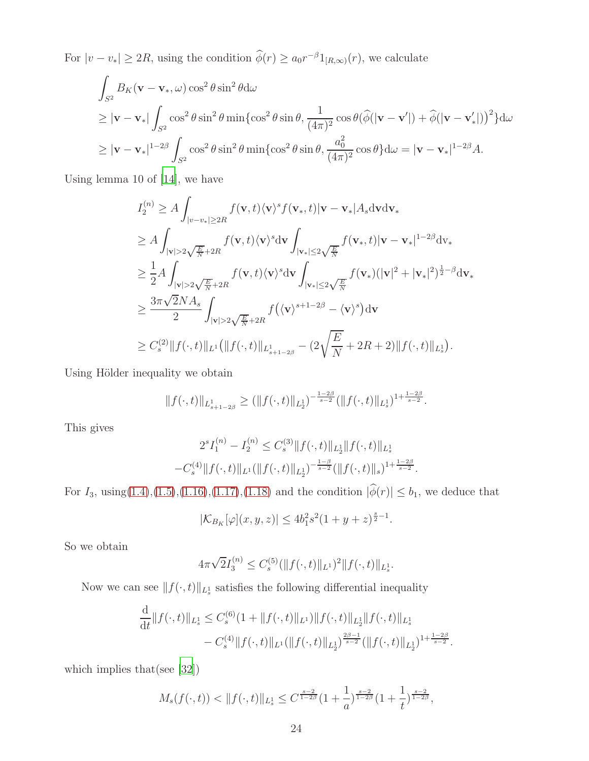For $|v - v_*| \geq 2R$, using the condition $\widehat{\phi}(r) \geq a_0 r^{-\beta} 1_{[R,\infty)}(r)$, we calculate

$$
\begin{aligned}
&\int_{S^2} B_K(\mathbf{v} - \mathbf{v}_*, \omega) \cos^2\theta \sin^2\theta \mathrm{d}\omega \\
&\geq |\mathbf{v} - \mathbf{v}_*| \int_{S^2} \cos^2\theta \sin^2\theta \min\{\cos^2\theta \sin\theta, \frac{1}{(4\pi)^2} \cos\theta (\widehat{\phi}(|\mathbf{v} - \mathbf{v}'|) + \widehat{\phi}(|\mathbf{v} - \mathbf{v}'_*|))^2\} \mathrm{d}\omega \\
&\geq |\mathbf{v} - \mathbf{v}_*|^{1-2\beta} \int_{S^2} \cos^2\theta \sin^2\theta \min\{\cos^2\theta \sin\theta, \frac{a_0^2}{(4\pi)^2} \cos\theta\} \mathrm{d}\omega = |\mathbf{v} - \mathbf{v}_*|^{1-2\beta} A.
\end{aligned}
$$

Using lemma 10 of [14], we have

$$
\begin{aligned}
I_2^{(n)} &\geq A \int_{|v-v_*| \geq 2R} f(\mathbf{v}, t) \langle \mathbf{v} \rangle^s f(\mathbf{v}_*, t) |\mathbf{v} - \mathbf{v}_*| A_s \mathrm{d}\mathbf{v} \mathrm{d}\mathbf{v}_* \\
&\geq A \int_{|\mathbf{v}| > 2\sqrt{\frac{E}{N}} + 2R} f(\mathbf{v}, t) \langle \mathbf{v} \rangle^s \mathrm{d}\mathbf{v} \int_{|\mathbf{v}_*| \leq 2\sqrt{\frac{E}{N}}} f(\mathbf{v}_*, t) |\mathbf{v} - \mathbf{v}_*|^{1-2\beta} \mathrm{d}\mathrm{v}_* \\
&\geq \frac{1}{2} A \int_{|\mathbf{v}| > 2\sqrt{\frac{E}{N}} + 2R} f(\mathbf{v}, t) \langle \mathbf{v} \rangle^s \mathrm{d}\mathbf{v} \int_{|\mathbf{v}_*| \leq 2\sqrt{\frac{E}{N}}} f(\mathbf{v}_*) (|\mathbf{v}|^2 + |\mathbf{v}_*|^2)^{\frac{1}{2} - \beta} \mathrm{d}\mathbf{v}_* \\
&\geq \frac{3\pi\sqrt{2} N A_s}{2} \int_{|\mathbf{v}| > 2\sqrt{\frac{E}{N}} + 2R} f\big(\langle \mathbf{v} \rangle^{s+1-2\beta} - \langle \mathbf{v} \rangle^s\big) \mathrm{d}\mathbf{v} \\
&\geq C_s^{(2)} \|f(\cdot, t)\|_{L^1} \big(\|f(\cdot, t)\|_{L^1_{s+1-2\beta}} - (2\sqrt{\frac{E}{N}} + 2R + 2) \|f(\cdot, t)\|_{L^1_s}\big).
\end{aligned}
$$

Using Hölder inequality we obtain

$$
\|f(\cdot, t)\|_{L^1_{s+1-2\beta}} \geq (\|f(\cdot, t)\|_{L^1_2})^{-\frac{1-2\beta}{s-2}} (\|f(\cdot, t)\|_{L^1_s})^{1 + \frac{1-2\beta}{s-2}}.
$$

This gives

$$
\begin{aligned}
2^s I_1^{(n)} - I_2^{(n)} &\leq C_s^{(3)} \|f(\cdot, t)\|_{L^1_2} \|f(\cdot, t)\|_{L^1_s} \\
&- C_s^{(4)} \|f(\cdot, t)\|_{L^1} (\|f(\cdot, t)\|_{L^1_2})^{-\frac{1-\beta}{s-2}} (\|f(\cdot, t)\|_s)^{1 + \frac{1-2\beta}{s-2}}.
\end{aligned}
$$

For $I_3$, using(1.4),(1.5),(1.16),(1.17),(1.18) and the condition $|\widehat{\phi}(r)| \leq b_1$, we deduce that

$$
|\mathcal{K}_{B_K}[\varphi](x, y, z)| \leq 4 b_1^2 s^2 (1 + y + z)^{\frac{s}{2} - 1}.
$$

So we obtain

$$
4\pi\sqrt{2} I_3^{(n)} \leq C_s^{(5)} (\|f(\cdot, t)\|_{L^1})^2 \|f(\cdot, t)\|_{L^1_s}.
$$

Now we can see $\|f(\cdot, t)\|_{L^1_s}$ satisfies the following differential inequality

$$
\begin{aligned}
\frac{\mathrm{d}}{\mathrm{d}t} \|f(\cdot, t)\|_{L^1_s} &\leq C_s^{(6)} (1 + \|f(\cdot, t)\|_{L^1}) \|f(\cdot, t)\|_{L^1_2} \|f(\cdot, t)\|_{L^1_s} \\
&- C_s^{(4)} \|f(\cdot, t)\|_{L^1} (\|f(\cdot, t)\|_{L^1_2})^{\frac{2\beta - 1}{s-2}} (\|f(\cdot, t)\|_{L^1_2})^{1 + \frac{1-2\beta}{s-2}}.
\end{aligned}
$$

which implies that(see [32])

$$
M_s(f(\cdot, t)) < \|f(\cdot, t)\|_{L^1_s} \leq C^{\frac{s-2}{1-2\beta}} (1 + \frac{1}{a})^{\frac{s-2}{1-2\beta}} (1 + \frac{1}{t})^{\frac{s-2}{1-2\beta}},
$$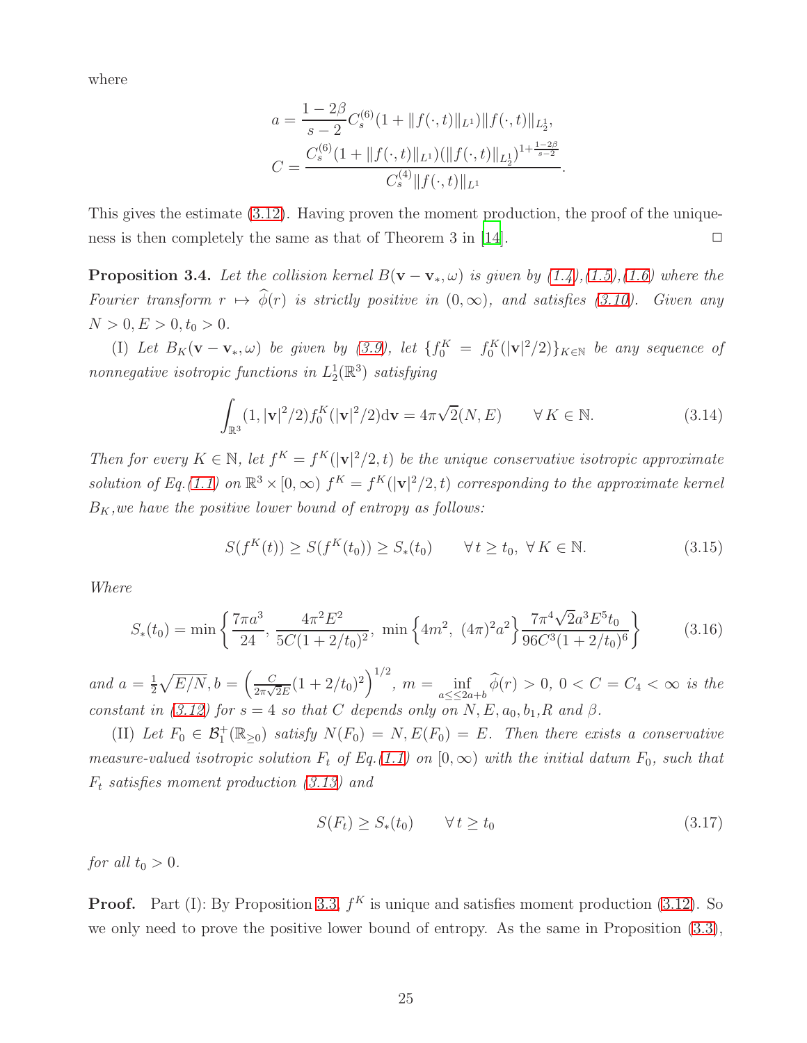where

$$a = \frac{1-2\beta}{s-2} C_s^{(6)}(1+\|f(\cdot,t)\|_{L^1})\|f(\cdot,t)\|_{L^1_2},$$
$$C = \frac{C_s^{(6)}(1+\|f(\cdot,t)\|_{L^1})(\|f(\cdot,t)\|_{L^1_2})^{1+\frac{1-2\beta}{s-2}}}{C_s^{(4)}\|f(\cdot,t)\|_{L^1}}.$$

This gives the estimate (3.12). Having proven the moment production, the proof of the uniqueness is then completely the same as that of Theorem 3 in [14]. $\square$

**Proposition 3.4.** *Let the collision kernel $B(\mathbf{v}-\mathbf{v}_*,\omega)$ is given by (1.4),(1.5),(1.6) where the Fourier transform $r \mapsto \widehat{\phi}(r)$ is strictly positive in $(0,\infty)$, and satisfies (3.10). Given any $N>0, E>0, t_0>0$.*

(I) *Let $B_K(\mathbf{v}-\mathbf{v}_*,\omega)$ be given by (3.9), let $\{f_0^K = f_0^K(|\mathbf{v}|^2/2)\}_{K\in\mathbb{N}}$ be any sequence of nonnegative isotropic functions in $L^1_2(\mathbb{R}^3)$ satisfying*

$$\int_{\mathbb{R}^3}(1,|\mathbf{v}|^2/2)f_0^K(|\mathbf{v}|^2/2)\mathrm{d}\mathbf{v} = 4\pi\sqrt{2}(N,E) \qquad \forall\, K\in\mathbb{N}. \tag{3.14}$$

*Then for every $K\in\mathbb{N}$, let $f^K = f^K(|\mathbf{v}|^2/2,t)$ be the unique conservative isotropic approximate solution of Eq.(1.1) on $\mathbb{R}^3\times[0,\infty)$ $f^K = f^K(|\mathbf{v}|^2/2,t)$ corresponding to the approximate kernel $B_K$,we have the positive lower bound of entropy as follows:*

$$S(f^K(t)) \ge S(f^K(t_0)) \ge S_*(t_0) \qquad \forall\, t\ge t_0,\ \forall\, K\in\mathbb{N}. \tag{3.15}$$

*Where*

$$S_*(t_0) = \min\left\{\frac{7\pi a^3}{24},\ \frac{4\pi^2 E^2}{5C(1+2/t_0)^2},\ \min\left\{4m^2,\ (4\pi)^2a^2\right\}\frac{7\pi^4\sqrt{2}a^3E^5t_0}{96C^3(1+2/t_0)^6}\right\} \tag{3.16}$$

*and $a=\frac{1}{2}\sqrt{E/N}, b=\left(\frac{C}{2\pi\sqrt{2}E}(1+2/t_0)^2\right)^{1/2}$, $m=\inf_{a\le\le 2a+b}\widehat{\phi}(r)>0$, $0<C=C_4<\infty$ is the constant in (3.12) for $s=4$ so that $C$ depends only on $N,E,a_0,b_1,R$ and $\beta$.*

(II) *Let $F_0\in\mathcal{B}_1^+(\mathbb{R}_{\ge 0})$ satisfy $N(F_0)=N, E(F_0)=E$. Then there exists a conservative measure-valued isotropic solution $F_t$ of Eq.(1.1) on $[0,\infty)$ with the initial datum $F_0$, such that $F_t$ satisfies moment production (3.13) and*

$$S(F_t) \ge S_*(t_0) \qquad \forall\, t\ge t_0 \tag{3.17}$$

*for all $t_0>0$.*

**Proof.** Part (I): By Proposition 3.3, $f^K$ is unique and satisfies moment production (3.12). So we only need to prove the positive lower bound of entropy. As the same in Proposition (3.3),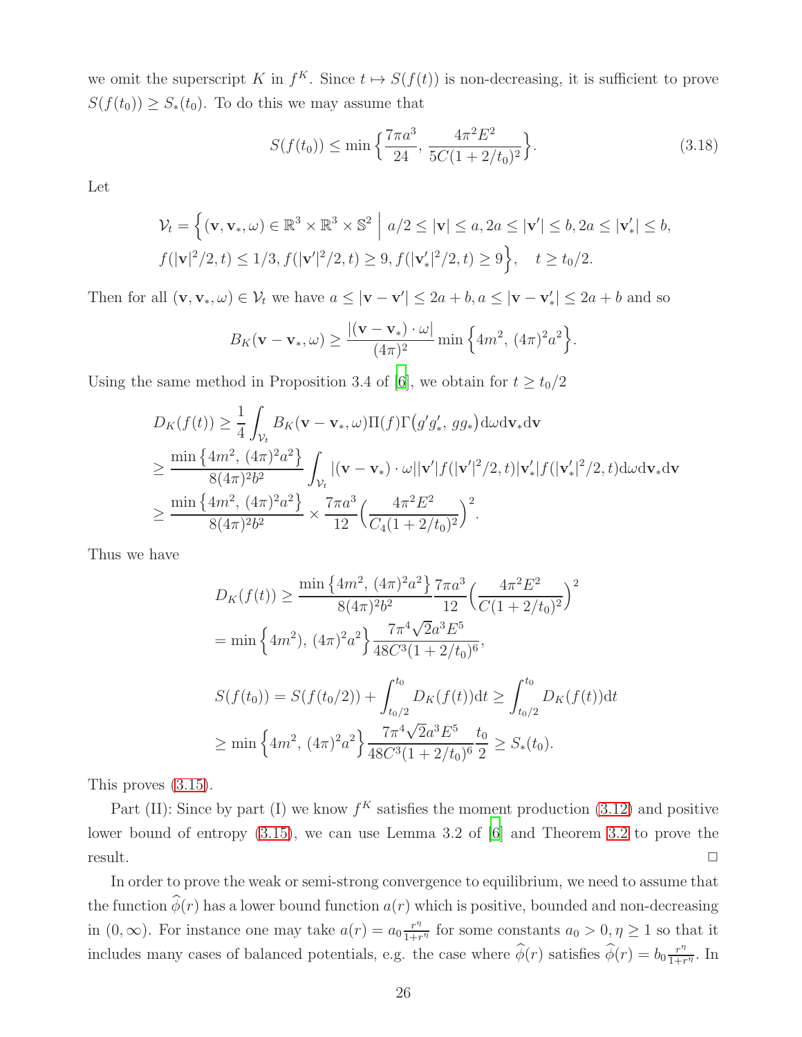we omit the superscript $K$ in $f^K$. Since $t \mapsto S(f(t))$ is non-decreasing, it is sufficient to prove $S(f(t_0)) \geq S_*(t_0)$. To do this we may assume that

$$S(f(t_0)) \leq \min\Big\{\frac{7\pi a^3}{24},\, \frac{4\pi^2 E^2}{5C(1+2/t_0)^2}\Big\}. \tag{3.18}$$

Let

$$\mathcal{V}_t = \Big\{(\mathbf{v}, \mathbf{v}_*, \omega) \in \mathbb{R}^3 \times \mathbb{R}^3 \times \mathbb{S}^2 \;\Big|\; a/2 \leq |\mathbf{v}| \leq a, 2a \leq |\mathbf{v}'| \leq b, 2a \leq |\mathbf{v}'_*| \leq b,$$
$$f(|\mathbf{v}|^2/2, t) \leq 1/3, f(|\mathbf{v}'|^2/2, t) \geq 9, f(|\mathbf{v}'_*|^2/2, t) \geq 9\Big\}, \quad t \geq t_0/2.$$

Then for all $(\mathbf{v}, \mathbf{v}_*, \omega) \in \mathcal{V}_t$ we have $a \leq |\mathbf{v} - \mathbf{v}'| \leq 2a + b, a \leq |\mathbf{v} - \mathbf{v}'_*| \leq 2a + b$ and so

$$B_K(\mathbf{v} - \mathbf{v}_*, \omega) \geq \frac{|(\mathbf{v} - \mathbf{v}_*) \cdot \omega|}{(4\pi)^2} \min\Big\{4m^2,\, (4\pi)^2 a^2\Big\}.$$

Using the same method in Proposition 3.4 of [6], we obtain for $t \geq t_0/2$

$$\begin{aligned}
D_K(f(t)) &\geq \frac{1}{4}\int_{\mathcal{V}_t} B_K(\mathbf{v} - \mathbf{v}_*, \omega)\Pi(f)\Gamma\big(g'g'_*,\, gg_*\big)\mathrm{d}\omega \mathrm{d}\mathbf{v}_*\mathrm{d}\mathbf{v} \\
&\geq \frac{\min\big\{4m^2,\, (4\pi)^2 a^2\big\}}{8(4\pi)^2 b^2}\int_{\mathcal{V}_t} |(\mathbf{v} - \mathbf{v}_*) \cdot \omega||\mathbf{v}'|f(|\mathbf{v}'|^2/2, t)|\mathbf{v}'_*|f(|\mathbf{v}'_*|^2/2, t)\mathrm{d}\omega \mathrm{d}\mathbf{v}_*\mathrm{d}\mathbf{v} \\
&\geq \frac{\min\big\{4m^2,\, (4\pi)^2 a^2\big\}}{8(4\pi)^2 b^2} \times \frac{7\pi a^3}{12}\Big(\frac{4\pi^2 E^2}{C_4(1+2/t_0)^2}\Big)^2.
\end{aligned}$$

Thus we have

$$\begin{aligned}
D_K(f(t)) &\geq \frac{\min\big\{4m^2,\, (4\pi)^2 a^2\big\}}{8(4\pi)^2 b^2}\frac{7\pi a^3}{12}\Big(\frac{4\pi^2 E^2}{C(1+2/t_0)^2}\Big)^2 \\
&= \min\Big\{4m^2),\, (4\pi)^2 a^2\Big\}\frac{7\pi^4\sqrt{2}a^3 E^5}{48C^3(1+2/t_0)^6},
\end{aligned}$$

$$\begin{aligned}
S(f(t_0)) &= S(f(t_0/2)) + \int_{t_0/2}^{t_0} D_K(f(t))\mathrm{d}t \geq \int_{t_0/2}^{t_0} D_K(f(t))\mathrm{d}t \\
&\geq \min\Big\{4m^2,\, (4\pi)^2 a^2\Big\}\frac{7\pi^4\sqrt{2}a^3 E^5}{48C^3(1+2/t_0)^6}\frac{t_0}{2} \geq S_*(t_0).
\end{aligned}$$

This proves (3.15).

Part (II): Since by part (I) we know $f^K$ satisfies the moment production (3.12) and positive lower bound of entropy (3.15), we can use Lemma 3.2 of [6] and Theorem 3.2 to prove the result. $\square$

In order to prove the weak or semi-strong convergence to equilibrium, we need to assume that the function $\widehat{\phi}(r)$ has a lower bound function $a(r)$ which is positive, bounded and non-decreasing in $(0, \infty)$. For instance one may take $a(r) = a_0\frac{r^\eta}{1+r^\eta}$ for some constants $a_0 > 0, \eta \geq 1$ so that it includes many cases of balanced potentials, e.g. the case where $\widehat{\phi}(r)$ satisfies $\widehat{\phi}(r) = b_0\frac{r^\eta}{1+r^\eta}$. In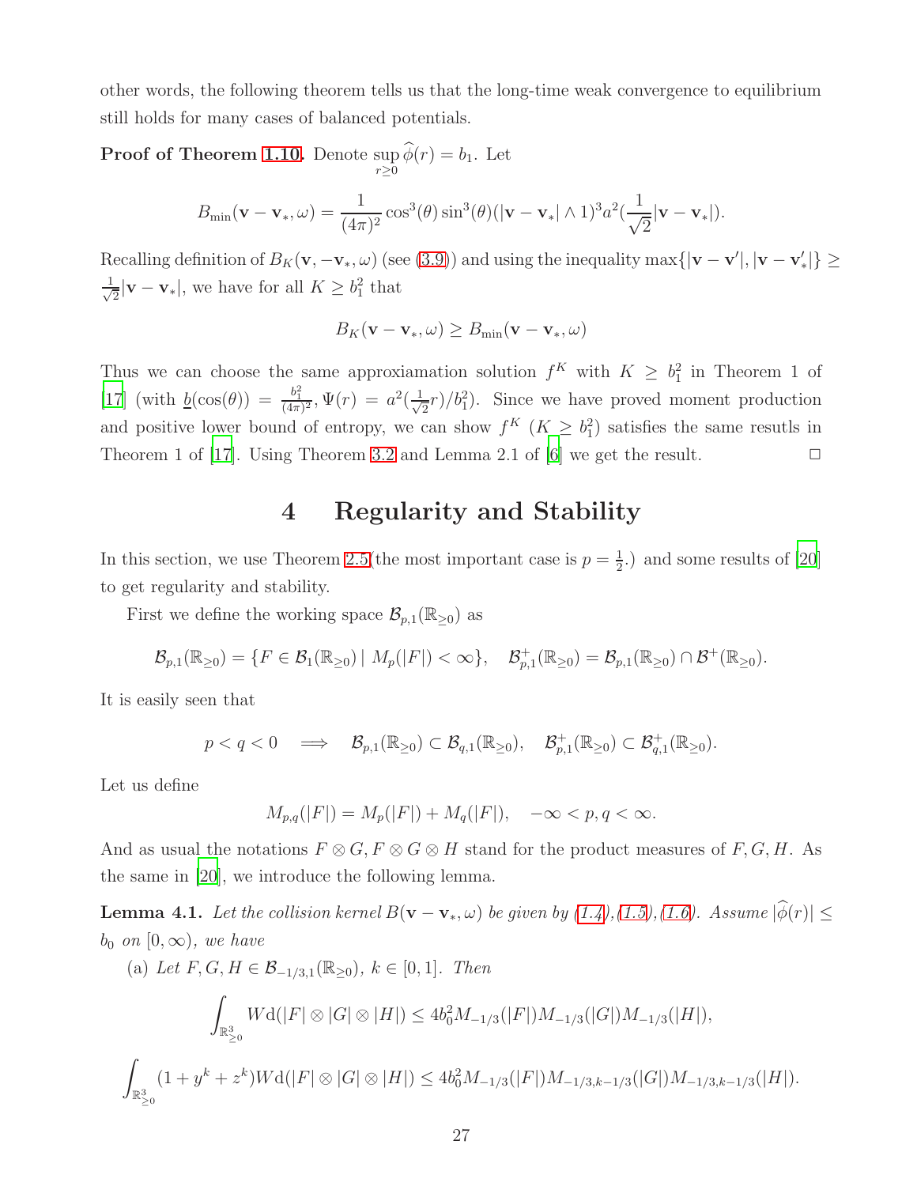other words, the following theorem tells us that the long-time weak convergence to equilibrium still holds for many cases of balanced potentials.

**Proof of Theorem 1.10.** Denote $\sup_{r\geq 0}\widehat{\phi}(r) = b_1$. Let

$$B_{\min}(\mathbf{v}-\mathbf{v}_*,\omega) = \frac{1}{(4\pi)^2}\cos^3(\theta)\sin^3(\theta)(|\mathbf{v}-\mathbf{v}_*|\wedge 1)^3 a^2(\frac{1}{\sqrt{2}}|\mathbf{v}-\mathbf{v}_*|).$$

Recalling definition of $B_K(\mathbf{v},-\mathbf{v}_*,\omega)$ (see (3.9)) and using the inequality $\max\{|\mathbf{v}-\mathbf{v}'|,|\mathbf{v}-\mathbf{v}'_*|\}\geq \frac{1}{\sqrt{2}}|\mathbf{v}-\mathbf{v}_*|$, we have for all $K\geq b_1^2$ that

$$B_K(\mathbf{v}-\mathbf{v}_*,\omega)\geq B_{\min}(\mathbf{v}-\mathbf{v}_*,\omega)$$

Thus we can choose the same approxiamation solution $f^K$ with $K\geq b_1^2$ in Theorem 1 of [17] (with $\underline{b}(\cos(\theta)) = \frac{b_1^2}{(4\pi)^2}, \Psi(r) = a^2(\frac{1}{\sqrt{2}}r)/b_1^2$). Since we have proved moment production and positive lower bound of entropy, we can show $f^K$ ($K\geq b_1^2$) satisfies the same resutls in Theorem 1 of [17]. Using Theorem 3.2 and Lemma 2.1 of [6] we get the result. □

# 4 Regularity and Stability

In this section, we use Theorem 2.5(the most important case is $p=\frac{1}{2}$.) and some results of [20] to get regularity and stability.

First we define the working space $\mathcal{B}_{p,1}(\mathbb{R}_{\geq 0})$ as

$$\mathcal{B}_{p,1}(\mathbb{R}_{\geq 0}) = \{F\in\mathcal{B}_1(\mathbb{R}_{\geq 0})\mid M_p(|F|)<\infty\},\quad \mathcal{B}^+_{p,1}(\mathbb{R}_{\geq 0}) = \mathcal{B}_{p,1}(\mathbb{R}_{\geq 0})\cap\mathcal{B}^+(\mathbb{R}_{\geq 0}).$$

It is easily seen that

$$p<q<0 \quad\Longrightarrow\quad \mathcal{B}_{p,1}(\mathbb{R}_{\geq 0})\subset\mathcal{B}_{q,1}(\mathbb{R}_{\geq 0}),\quad \mathcal{B}^+_{p,1}(\mathbb{R}_{\geq 0})\subset\mathcal{B}^+_{q,1}(\mathbb{R}_{\geq 0}).$$

Let us define

$$M_{p,q}(|F|) = M_p(|F|)+M_q(|F|),\quad -\infty<p,q<\infty.$$

And as usual the notations $F\otimes G, F\otimes G\otimes H$ stand for the product measures of $F,G,H$. As the same in [20], we introduce the following lemma.

**Lemma 4.1.** *Let the collision kernel $B(\mathbf{v}-\mathbf{v}_*,\omega)$ be given by (1.4),(1.5),(1.6). Assume $|\widehat{\phi}(r)|\leq b_0$ on $[0,\infty)$, we have*

(a) *Let $F,G,H\in\mathcal{B}_{-1/3,1}(\mathbb{R}_{\geq 0})$, $k\in[0,1]$. Then*

$$\int_{\mathbb{R}^3_{\geq 0}} W\mathrm{d}(|F|\otimes|G|\otimes|H|)\leq 4b_0^2 M_{-1/3}(|F|)M_{-1/3}(|G|)M_{-1/3}(|H|),$$

$$\int_{\mathbb{R}^3_{\geq 0}}(1+y^k+z^k)W\mathrm{d}(|F|\otimes|G|\otimes|H|)\leq 4b_0^2 M_{-1/3}(|F|)M_{-1/3,k-1/3}(|G|)M_{-1/3,k-1/3}(|H|).$$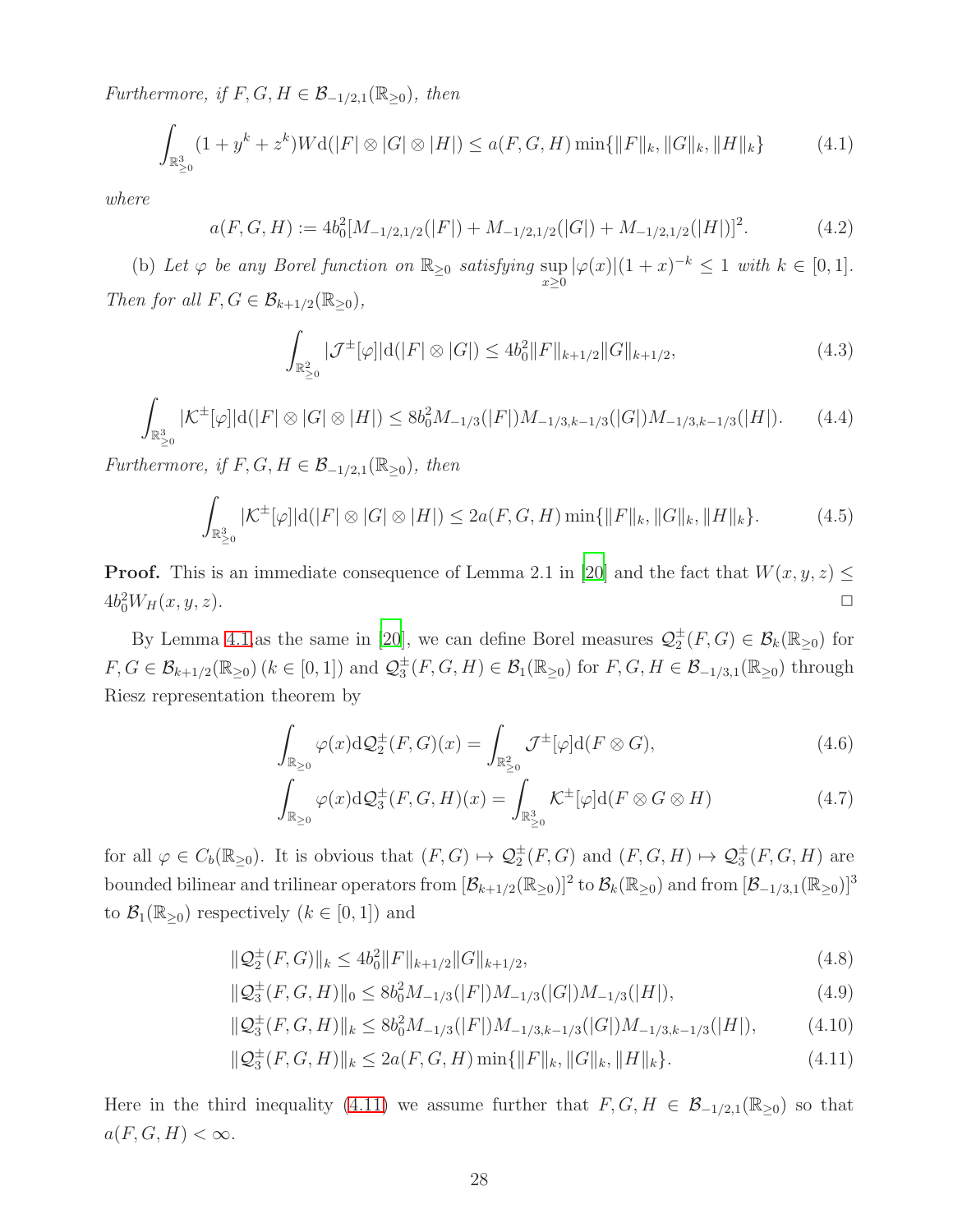*Furthermore, if $F, G, H \in \mathcal{B}_{-1/2,1}(\mathbb{R}_{\geq 0})$, then*

$$\int_{\mathbb{R}^3_{\geq 0}} (1 + y^k + z^k) W \mathrm{d}(|F| \otimes |G| \otimes |H|) \leq a(F, G, H) \min\{\|F\|_k, \|G\|_k, \|H\|_k\} \tag{4.1}$$

*where*

$$a(F, G, H) := 4b_0^2 [M_{-1/2,1/2}(|F|) + M_{-1/2,1/2}(|G|) + M_{-1/2,1/2}(|H|)]^2. \tag{4.2}$$

(b) *Let $\varphi$ be any Borel function on $\mathbb{R}_{\geq 0}$ satisfying $\sup_{x \geq 0} |\varphi(x)|(1 + x)^{-k} \leq 1$ with $k \in [0, 1]$. Then for all $F, G \in \mathcal{B}_{k+1/2}(\mathbb{R}_{\geq 0})$,*

$$\int_{\mathbb{R}^2_{\geq 0}} |\mathcal{J}^{\pm}[\varphi]| \mathrm{d}(|F| \otimes |G|) \leq 4b_0^2 \|F\|_{k+1/2} \|G\|_{k+1/2}, \tag{4.3}$$

$$\int_{\mathbb{R}^3_{\geq 0}} |\mathcal{K}^{\pm}[\varphi]| \mathrm{d}(|F| \otimes |G| \otimes |H|) \leq 8b_0^2 M_{-1/3}(|F|) M_{-1/3,k-1/3}(|G|) M_{-1/3,k-1/3}(|H|). \tag{4.4}$$

*Furthermore, if $F, G, H \in \mathcal{B}_{-1/2,1}(\mathbb{R}_{\geq 0})$, then*

$$\int_{\mathbb{R}^3_{\geq 0}} |\mathcal{K}^{\pm}[\varphi]| \mathrm{d}(|F| \otimes |G| \otimes |H|) \leq 2a(F, G, H) \min\{\|F\|_k, \|G\|_k, \|H\|_k\}. \tag{4.5}$$

**Proof.** This is an immediate consequence of Lemma 2.1 in [20] and the fact that $W(x, y, z) \leq 4b_0^2 W_H(x, y, z)$. □

By Lemma 4.1 as the same in [20], we can define Borel measures $\mathcal{Q}_2^{\pm}(F, G) \in \mathcal{B}_k(\mathbb{R}_{\geq 0})$ for $F, G \in \mathcal{B}_{k+1/2}(\mathbb{R}_{\geq 0})$ $(k \in [0, 1])$ and $\mathcal{Q}_3^{\pm}(F, G, H) \in \mathcal{B}_1(\mathbb{R}_{\geq 0})$ for $F, G, H \in \mathcal{B}_{-1/3,1}(\mathbb{R}_{\geq 0})$ through Riesz representation theorem by

$$\int_{\mathbb{R}_{\geq 0}} \varphi(x) \mathrm{d}\mathcal{Q}_2^{\pm}(F, G)(x) = \int_{\mathbb{R}^2_{\geq 0}} \mathcal{J}^{\pm}[\varphi] \mathrm{d}(F \otimes G), \tag{4.6}$$

$$\int_{\mathbb{R}_{\geq 0}} \varphi(x) \mathrm{d}\mathcal{Q}_3^{\pm}(F, G, H)(x) = \int_{\mathbb{R}^3_{\geq 0}} \mathcal{K}^{\pm}[\varphi] \mathrm{d}(F \otimes G \otimes H) \tag{4.7}$$

for all $\varphi \in C_b(\mathbb{R}_{\geq 0})$. It is obvious that $(F, G) \mapsto \mathcal{Q}_2^{\pm}(F, G)$ and $(F, G, H) \mapsto \mathcal{Q}_3^{\pm}(F, G, H)$ are bounded bilinear and trilinear operators from $[\mathcal{B}_{k+1/2}(\mathbb{R}_{\geq 0})]^2$ to $\mathcal{B}_k(\mathbb{R}_{\geq 0})$ and from $[\mathcal{B}_{-1/3,1}(\mathbb{R}_{\geq 0})]^3$ to $\mathcal{B}_1(\mathbb{R}_{\geq 0})$ respectively $(k \in [0, 1])$ and

$$\|\mathcal{Q}_2^{\pm}(F, G)\|_k \leq 4b_0^2 \|F\|_{k+1/2} \|G\|_{k+1/2}, \tag{4.8}$$

$$\|\mathcal{Q}_3^{\pm}(F, G, H)\|_0 \leq 8b_0^2 M_{-1/3}(|F|) M_{-1/3}(|G|) M_{-1/3}(|H|), \tag{4.9}$$

$$\|\mathcal{Q}_3^{\pm}(F, G, H)\|_k \leq 8b_0^2 M_{-1/3}(|F|) M_{-1/3,k-1/3}(|G|) M_{-1/3,k-1/3}(|H|), \tag{4.10}$$

$$\|\mathcal{Q}_3^{\pm}(F, G, H)\|_k \leq 2a(F, G, H) \min\{\|F\|_k, \|G\|_k, \|H\|_k\}. \tag{4.11}$$

Here in the third inequality (4.11) we assume further that $F, G, H \in \mathcal{B}_{-1/2,1}(\mathbb{R}_{\geq 0})$ so that $a(F, G, H) < \infty$.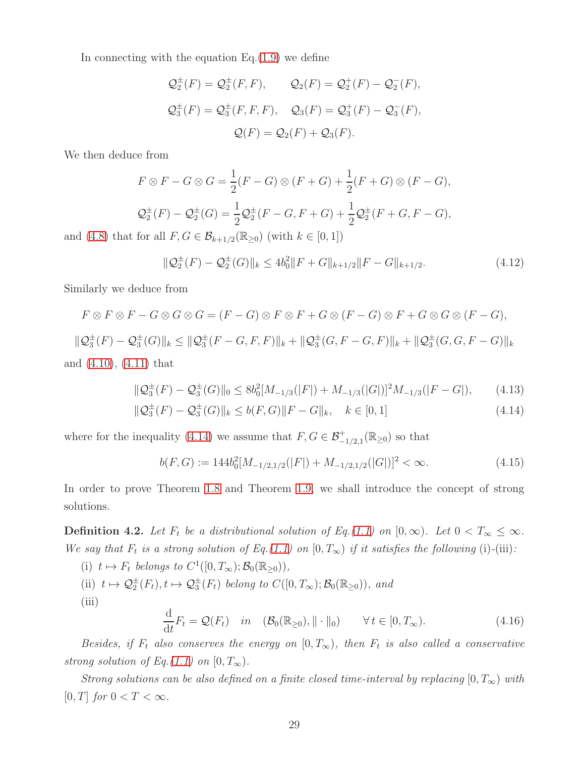In connecting with the equation Eq.(1.9) we define

$$\mathcal{Q}_2^{\pm}(F)=\mathcal{Q}_2^{\pm}(F,F),\qquad \mathcal{Q}_2(F)=\mathcal{Q}_2^{+}(F)-\mathcal{Q}_2^{-}(F),$$

$$\mathcal{Q}_3^{\pm}(F)=\mathcal{Q}_3^{\pm}(F,F,F),\quad \mathcal{Q}_3(F)=\mathcal{Q}_3^{+}(F)-\mathcal{Q}_3^{-}(F),$$

$$\mathcal{Q}(F)=\mathcal{Q}_2(F)+\mathcal{Q}_3(F).$$

We then deduce from

$$F\otimes F-G\otimes G=\frac{1}{2}(F-G)\otimes(F+G)+\frac{1}{2}(F+G)\otimes(F-G),$$

$$\mathcal{Q}_2^{\pm}(F)-\mathcal{Q}_2^{\pm}(G)=\frac{1}{2}\mathcal{Q}_2^{\pm}(F-G,F+G)+\frac{1}{2}\mathcal{Q}_2^{\pm}(F+G,F-G),$$

and (4.8) that for all $F,G\in\mathcal{B}_{k+1/2}(\mathbb{R}_{\ge0})$ (with $k\in[0,1]$)

$$\|\mathcal{Q}_2^{\pm}(F)-\mathcal{Q}_2^{\pm}(G)\|_k\le 4b_0^2\|F+G\|_{k+1/2}\|F-G\|_{k+1/2}. \tag{4.12}$$

Similarly we deduce from

$$F\otimes F\otimes F-G\otimes G\otimes G=(F-G)\otimes F\otimes F+G\otimes(F-G)\otimes F+G\otimes G\otimes(F-G),$$

$$\|\mathcal{Q}_3^{\pm}(F)-\mathcal{Q}_3^{\pm}(G)\|_k\le\|\mathcal{Q}_3^{\pm}(F-G,F,F)\|_k+\|\mathcal{Q}_3^{\pm}(G,F-G,F)\|_k+\|\mathcal{Q}_3^{\pm}(G,G,F-G)\|_k$$

and (4.10), (4.11) that

$$\|\mathcal{Q}_3^{\pm}(F)-\mathcal{Q}_3^{\pm}(G)\|_0\le 8b_0^2[M_{-1/3}(|F|)+M_{-1/3}(|G|)]^2M_{-1/3}(|F-G|), \tag{4.13}$$

$$\|\mathcal{Q}_3^{\pm}(F)-\mathcal{Q}_3^{\pm}(G)\|_k\le b(F,G)\|F-G\|_k,\quad k\in[0,1] \tag{4.14}$$

where for the inequality (4.14) we assume that $F,G\in\mathcal{B}_{-1/2,1}^{+}(\mathbb{R}_{\ge0})$ so that

$$b(F,G):=144b_0^2[M_{-1/2,1/2}(|F|)+M_{-1/2,1/2}(|G|)]^2<\infty. \tag{4.15}$$

In order to prove Theorem 1.8 and Theorem 1.9, we shall introduce the concept of strong solutions.

**Definition 4.2.** *Let $F_t$ be a distributional solution of Eq.(1.1) on $[0,\infty)$. Let $0<T_\infty\le\infty$. We say that $F_t$ is a strong solution of Eq.(1.1) on $[0,T_\infty)$ if it satisfies the following* (i)-(iii)*:*

(i) *$t\mapsto F_t$ belongs to $C^1([0,T_\infty);\mathcal{B}_0(\mathbb{R}_{\ge0}))$,*

(ii) *$t\mapsto\mathcal{Q}_2^{\pm}(F_t),t\mapsto\mathcal{Q}_3^{\pm}(F_t)$ belong to $C([0,T_\infty);\mathcal{B}_0(\mathbb{R}_{\ge0}))$, and*

(iii)

$$\frac{\mathrm{d}}{\mathrm{dt}}F_t=\mathcal{Q}(F_t)\quad in\quad(\mathcal{B}_0(\mathbb{R}_{\ge0}),\|\cdot\|_0)\qquad\forall\,t\in[0,T_\infty). \tag{4.16}$$

*Besides, if $F_t$ also conserves the energy on $[0,T_\infty)$, then $F_t$ is also called a conservative strong solution of Eq.(1.1) on $[0,T_\infty)$.*

*Strong solutions can be also defined on a finite closed time-interval by replacing $[0,T_\infty)$ with $[0,T]$ for $0<T<\infty$.*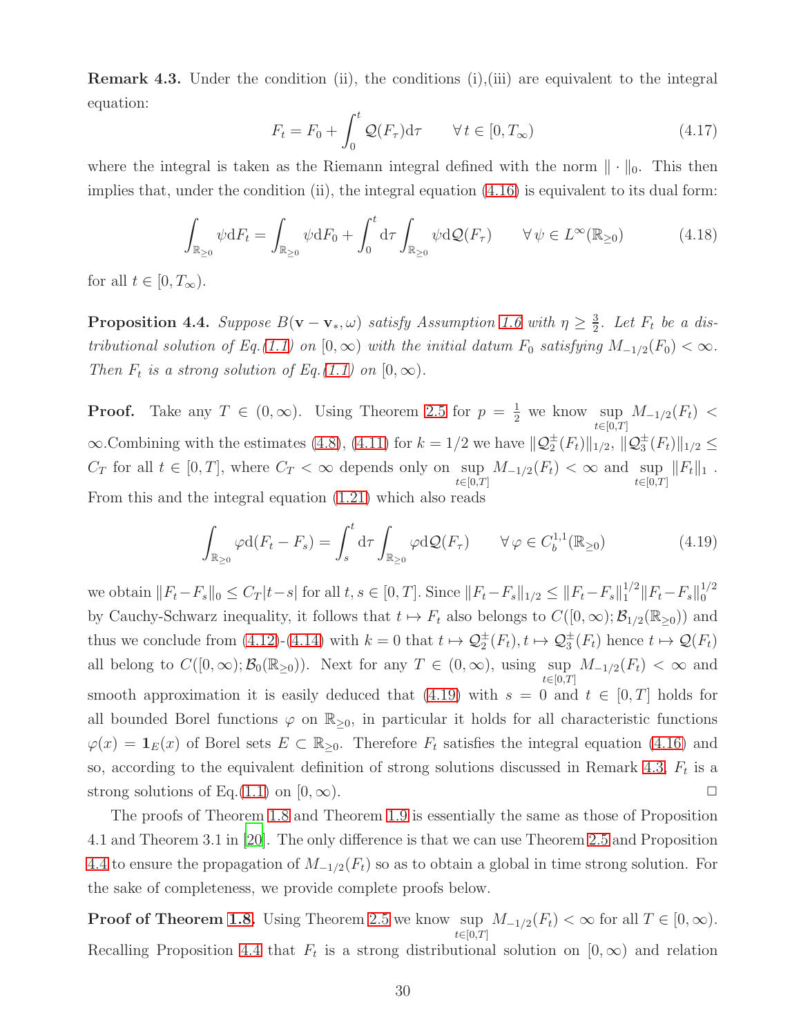**Remark 4.3.** Under the condition (ii), the conditions (i),(iii) are equivalent to the integral equation:

$$F_t = F_0 + \int_0^t \mathcal{Q}(F_\tau)\mathrm{d}\tau \qquad \forall\, t \in [0, T_\infty) \tag{4.17}$$

where the integral is taken as the Riemann integral defined with the norm $\|\cdot\|_0$. This then implies that, under the condition (ii), the integral equation (4.16) is equivalent to its dual form:

$$\int_{\mathbb{R}_{\geq 0}} \psi \mathrm{d}F_t = \int_{\mathbb{R}_{\geq 0}} \psi \mathrm{d}F_0 + \int_0^t \mathrm{d}\tau \int_{\mathbb{R}_{\geq 0}} \psi \mathrm{d}\mathcal{Q}(F_\tau) \qquad \forall\, \psi \in L^\infty(\mathbb{R}_{\geq 0}) \tag{4.18}$$

for all $t \in [0, T_\infty)$.

**Proposition 4.4.** *Suppose $B(\mathbf{v}-\mathbf{v}_*, \omega)$ satisfy Assumption 1.6 with $\eta \geq \frac{3}{2}$. Let $F_t$ be a distributional solution of Eq.(1.1) on $[0,\infty)$ with the initial datum $F_0$ satisfying $M_{-1/2}(F_0) < \infty$. Then $F_t$ is a strong solution of Eq.(1.1) on $[0, \infty)$.*

**Proof.** Take any $T \in (0, \infty)$. Using Theorem 2.5 for $p = \frac{1}{2}$ we know $\sup_{t\in[0,T]} M_{-1/2}(F_t) < \infty$.Combining with the estimates (4.8), (4.11) for $k = 1/2$ we have $\|\mathcal{Q}_2^{\pm}(F_t)\|_{1/2}$, $\|\mathcal{Q}_3^{\pm}(F_t)\|_{1/2} \leq C_T$ for all $t \in [0,T]$, where $C_T < \infty$ depends only on $\sup_{t\in[0,T]} M_{-1/2}(F_t) < \infty$ and $\sup_{t\in[0,T]} \|F_t\|_1$ . From this and the integral equation (1.21) which also reads

$$\int_{\mathbb{R}_{\geq 0}} \varphi \mathrm{d}(F_t - F_s) = \int_s^t \mathrm{d}\tau \int_{\mathbb{R}_{\geq 0}} \varphi \mathrm{d}\mathcal{Q}(F_\tau) \qquad \forall\, \varphi \in C_b^{1,1}(\mathbb{R}_{\geq 0}) \tag{4.19}$$

we obtain $\|F_t - F_s\|_0 \leq C_T|t-s|$ for all $t, s \in [0,T]$. Since $\|F_t - F_s\|_{1/2} \leq \|F_t - F_s\|_1^{1/2}\|F_t - F_s\|_0^{1/2}$ by Cauchy-Schwarz inequality, it follows that $t \mapsto F_t$ also belongs to $C([0,\infty); \mathcal{B}_{1/2}(\mathbb{R}_{\geq 0}))$ and thus we conclude from (4.12)-(4.14) with $k = 0$ that $t \mapsto \mathcal{Q}_2^{\pm}(F_t), t \mapsto \mathcal{Q}_3^{\pm}(F_t)$ hence $t \mapsto \mathcal{Q}(F_t)$ all belong to $C([0,\infty); \mathcal{B}_0(\mathbb{R}_{\geq 0}))$. Next for any $T \in (0, \infty)$, using $\sup_{t\in[0,T]} M_{-1/2}(F_t) < \infty$ and smooth approximation it is easily deduced that (4.19) with $s = 0$ and $t \in [0,T]$ holds for all bounded Borel functions $\varphi$ on $\mathbb{R}_{\geq 0}$, in particular it holds for all characteristic functions $\varphi(x) = \mathbf{1}_E(x)$ of Borel sets $E \subset \mathbb{R}_{\geq 0}$. Therefore $F_t$ satisfies the integral equation (4.16) and so, according to the equivalent definition of strong solutions discussed in Remark 4.3, $F_t$ is a strong solutions of Eq.(1.1) on $[0, \infty)$. $\square$

The proofs of Theorem 1.8 and Theorem 1.9 is essentially the same as those of Proposition 4.1 and Theorem 3.1 in [20]. The only difference is that we can use Theorem 2.5 and Proposition 4.4 to ensure the propagation of $M_{-1/2}(F_t)$ so as to obtain a global in time strong solution. For the sake of completeness, we provide complete proofs below.

**Proof of Theorem 1.8.** Using Theorem 2.5 we know $\sup_{t\in[0,T]} M_{-1/2}(F_t) < \infty$ for all $T \in [0, \infty)$. Recalling Proposition 4.4 that $F_t$ is a strong distributional solution on $[0,\infty)$ and relation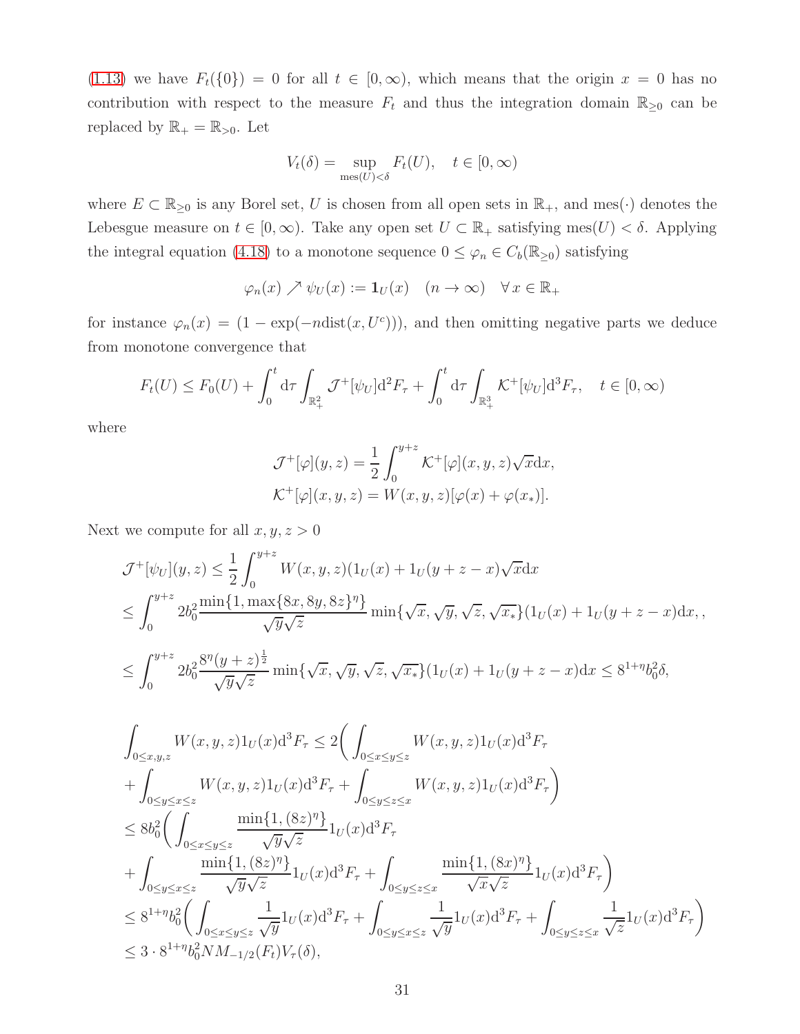(1.13) we have $F_t(\{0\}) = 0$ for all $t \in [0, \infty)$, which means that the origin $x = 0$ has no contribution with respect to the measure $F_t$ and thus the integration domain $\mathbb{R}_{\geq 0}$ can be replaced by $\mathbb{R}_+ = \mathbb{R}_{>0}$. Let

$$V_t(\delta) = \sup_{\mathrm{mes}(U)<\delta} F_t(U), \quad t \in [0, \infty)$$

where $E \subset \mathbb{R}_{\geq 0}$ is any Borel set, $U$ is chosen from all open sets in $\mathbb{R}_+$, and $\mathrm{mes}(\cdot)$ denotes the Lebesgue measure on $t \in [0, \infty)$. Take any open set $U \subset \mathbb{R}_+$ satisfying $\mathrm{mes}(U) < \delta$. Applying the integral equation (4.18) to a monotone sequence $0 \leq \varphi_n \in C_b(\mathbb{R}_{\geq 0})$ satisfying

$$\varphi_n(x) \nearrow \psi_U(x) := \mathbf{1}_U(x) \quad (n \to \infty) \quad \forall\, x \in \mathbb{R}_+$$

for instance $\varphi_n(x) = (1 - \exp(-n\mathrm{dist}(x, U^c)))$, and then omitting negative parts we deduce from monotone convergence that

$$F_t(U) \leq F_0(U) + \int_0^t \mathrm{d}\tau \int_{\mathbb{R}_+^2} \mathcal{J}^+[\psi_U]\mathrm{d}^2 F_\tau + \int_0^t \mathrm{d}\tau \int_{\mathbb{R}_+^3} \mathcal{K}^+[\psi_U]\mathrm{d}^3 F_\tau, \quad t \in [0, \infty)$$

where

$$\mathcal{J}^+[\varphi](y, z) = \frac{1}{2}\int_0^{y+z} \mathcal{K}^+[\varphi](x, y, z)\sqrt{x}\mathrm{d}x,$$
$$\mathcal{K}^+[\varphi](x, y, z) = W(x, y, z)[\varphi(x) + \varphi(x_*)].$$

Next we compute for all $x, y, z > 0$

$$\begin{aligned}
&\mathcal{J}^+[\psi_U](y, z) \leq \frac{1}{2}\int_0^{y+z} W(x, y, z)(1_U(x) + 1_U(y + z - x)\sqrt{x}\mathrm{d}x \\
&\leq \int_0^{y+z} 2b_0^2 \frac{\min\{1, \max\{8x, 8y, 8z\}^\eta\}}{\sqrt{y}\sqrt{z}} \min\{\sqrt{x}, \sqrt{y}, \sqrt{z}, \sqrt{x_*}\}(1_U(x) + 1_U(y + z - x)\mathrm{d}x, , \\
&\leq \int_0^{y+z} 2b_0^2 \frac{8^\eta (y + z)^{\frac{1}{2}}}{\sqrt{y}\sqrt{z}} \min\{\sqrt{x}, \sqrt{y}, \sqrt{z}, \sqrt{x_*}\}(1_U(x) + 1_U(y + z - x)\mathrm{d}x \leq 8^{1+\eta} b_0^2 \delta,
\end{aligned}$$

$$\begin{aligned}
&\int_{0\leq x,y,z} W(x, y, z)1_U(x)\mathrm{d}^3 F_\tau \leq 2\bigg( \int_{0\leq x\leq y\leq z} W(x, y, z)1_U(x)\mathrm{d}^3 F_\tau \\
&+ \int_{0\leq y\leq x\leq z} W(x, y, z)1_U(x)\mathrm{d}^3 F_\tau + \int_{0\leq y\leq z\leq x} W(x, y, z)1_U(x)\mathrm{d}^3 F_\tau \bigg) \\
&\leq 8b_0^2 \bigg( \int_{0\leq x\leq y\leq z} \frac{\min\{1, (8z)^\eta\}}{\sqrt{y}\sqrt{z}} 1_U(x)\mathrm{d}^3 F_\tau \\
&+ \int_{0\leq y\leq x\leq z} \frac{\min\{1, (8z)^\eta\}}{\sqrt{y}\sqrt{z}} 1_U(x)\mathrm{d}^3 F_\tau + \int_{0\leq y\leq z\leq x} \frac{\min\{1, (8x)^\eta\}}{\sqrt{x}\sqrt{z}} 1_U(x)\mathrm{d}^3 F_\tau \bigg) \\
&\leq 8^{1+\eta} b_0^2 \bigg( \int_{0\leq x\leq y\leq z} \frac{1}{\sqrt{y}} 1_U(x)\mathrm{d}^3 F_\tau + \int_{0\leq y\leq x\leq z} \frac{1}{\sqrt{y}} 1_U(x)\mathrm{d}^3 F_\tau + \int_{0\leq y\leq z\leq x} \frac{1}{\sqrt{z}} 1_U(x)\mathrm{d}^3 F_\tau \bigg) \\
&\leq 3 \cdot 8^{1+\eta} b_0^2 N M_{-1/2}(F_t) V_\tau(\delta),
\end{aligned}$$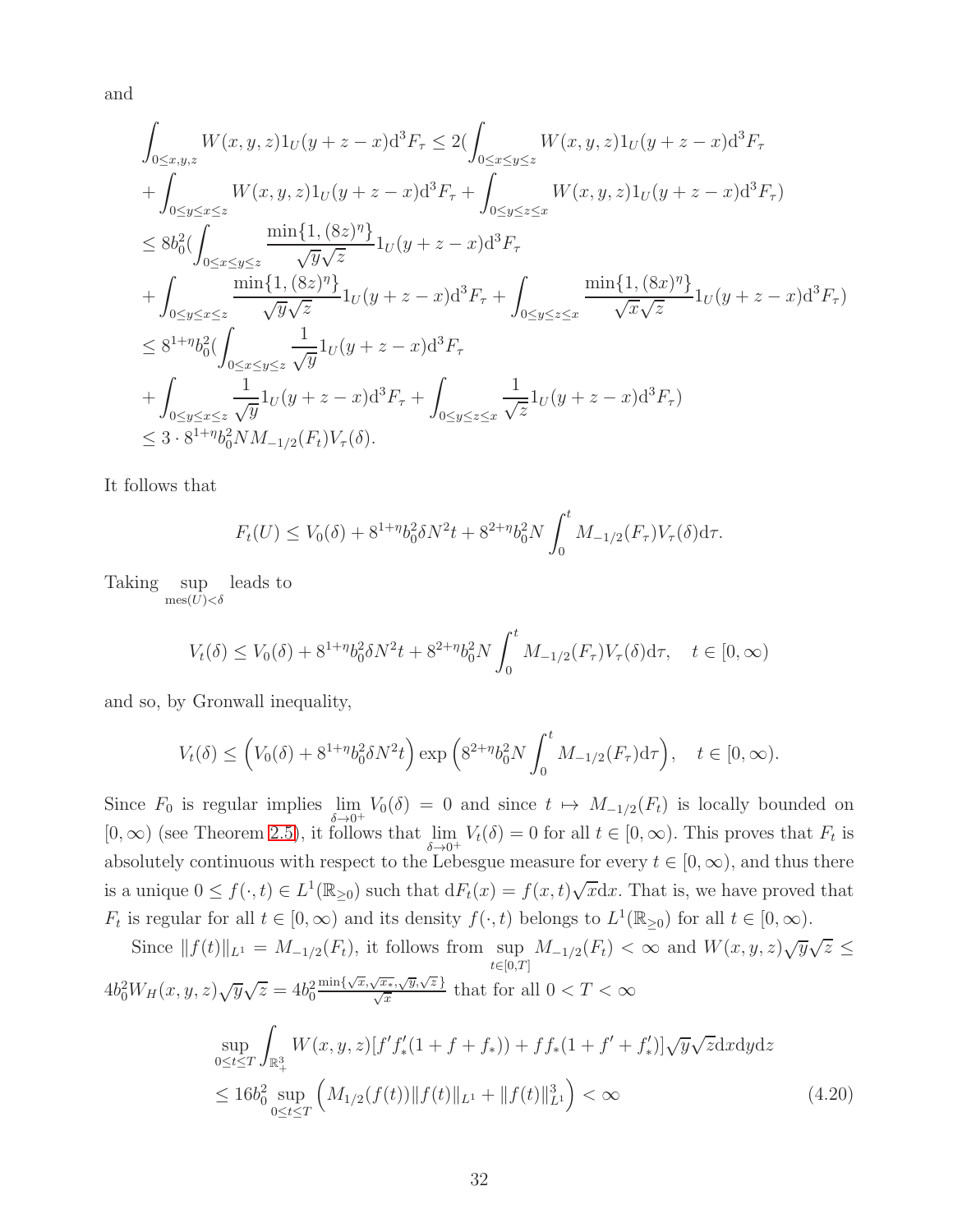and

$$
\begin{aligned}
&\int_{0\le x,y,z} W(x,y,z)1_U(y+z-x)\mathrm{d}^3F_\tau \le 2\Big(\int_{0\le x\le y\le z} W(x,y,z)1_U(y+z-x)\mathrm{d}^3F_\tau \\
&+\int_{0\le y\le x\le z} W(x,y,z)1_U(y+z-x)\mathrm{d}^3F_\tau+\int_{0\le y\le z\le x} W(x,y,z)1_U(y+z-x)\mathrm{d}^3F_\tau\Big) \\
&\le 8b_0^2\Big(\int_{0\le x\le y\le z} \frac{\min\{1,(8z)^\eta\}}{\sqrt{y}\sqrt{z}}1_U(y+z-x)\mathrm{d}^3F_\tau \\
&+\int_{0\le y\le x\le z} \frac{\min\{1,(8z)^\eta\}}{\sqrt{y}\sqrt{z}}1_U(y+z-x)\mathrm{d}^3F_\tau+\int_{0\le y\le z\le x} \frac{\min\{1,(8x)^\eta\}}{\sqrt{x}\sqrt{z}}1_U(y+z-x)\mathrm{d}^3F_\tau\Big) \\
&\le 8^{1+\eta}b_0^2\Big(\int_{0\le x\le y\le z} \frac{1}{\sqrt{y}}1_U(y+z-x)\mathrm{d}^3F_\tau \\
&+\int_{0\le y\le x\le z} \frac{1}{\sqrt{y}}1_U(y+z-x)\mathrm{d}^3F_\tau+\int_{0\le y\le z\le x} \frac{1}{\sqrt{z}}1_U(y+z-x)\mathrm{d}^3F_\tau\Big) \\
&\le 3\cdot 8^{1+\eta}b_0^2 N M_{-1/2}(F_t)V_\tau(\delta).
\end{aligned}
$$

It follows that

$$
F_t(U)\le V_0(\delta)+8^{1+\eta}b_0^2\delta N^2 t+8^{2+\eta}b_0^2 N\int_0^t M_{-1/2}(F_\tau)V_\tau(\delta)\mathrm{d}\tau.
$$

Taking $\sup\limits_{\mathrm{mes}(U)<\delta}$ leads to

$$
V_t(\delta)\le V_0(\delta)+8^{1+\eta}b_0^2\delta N^2 t+8^{2+\eta}b_0^2 N\int_0^t M_{-1/2}(F_\tau)V_\tau(\delta)\mathrm{d}\tau,\quad t\in[0,\infty)
$$

and so, by Gronwall inequality,

$$
V_t(\delta)\le \Big(V_0(\delta)+8^{1+\eta}b_0^2\delta N^2 t\Big)\exp\Big(8^{2+\eta}b_0^2 N\int_0^t M_{-1/2}(F_\tau)\mathrm{d}\tau\Big),\quad t\in[0,\infty).
$$

Since $F_0$ is regular implies $\lim\limits_{\delta\to 0^+}V_0(\delta)=0$ and since $t\mapsto M_{-1/2}(F_t)$ is locally bounded on $[0,\infty)$ (see Theorem 2.5), it follows that $\lim\limits_{\delta\to0^+}V_t(\delta)=0$ for all $t\in[0,\infty)$. This proves that $F_t$ is absolutely continuous with respect to the Lebesgue measure for every $t\in[0,\infty)$, and thus there is a unique $0\le f(\cdot,t)\in L^1(\mathbb{R}_{\ge0})$ such that $\mathrm{d}F_t(x)=f(x,t)\sqrt{x}\mathrm{d}x$. That is, we have proved that $F_t$ is regular for all $t\in[0,\infty)$ and its density $f(\cdot,t)$ belongs to $L^1(\mathbb{R}_{\ge0})$ for all $t\in[0,\infty)$.

Since $\|f(t)\|_{L^1}=M_{-1/2}(F_t)$, it follows from $\sup\limits_{t\in[0,T]}M_{-1/2}(F_t)<\infty$ and $W(x,y,z)\sqrt{y}\sqrt{z}\le 4b_0^2W_H(x,y,z)\sqrt{y}\sqrt{z}=4b_0^2\frac{\min\{\sqrt{x},\sqrt{x_*},\sqrt{y},\sqrt{z}\}}{\sqrt{x}}$ that for all $0<T<\infty$

$$
\begin{aligned}
&\sup_{0\le t\le T}\int_{\mathbb{R}_+^3} W(x,y,z)[f'f_*'(1+f+f_*))+ff_*(1+f'+f_*')]\sqrt{y}\sqrt{z}\mathrm{d}x\mathrm{d}y\mathrm{d}z \\
&\le 16b_0^2\sup_{0\le t\le T}\Big(M_{1/2}(f(t))\|f(t)\|_{L^1}+\|f(t)\|_{L^1}^3\Big)<\infty
\end{aligned}
\tag{4.20}
$$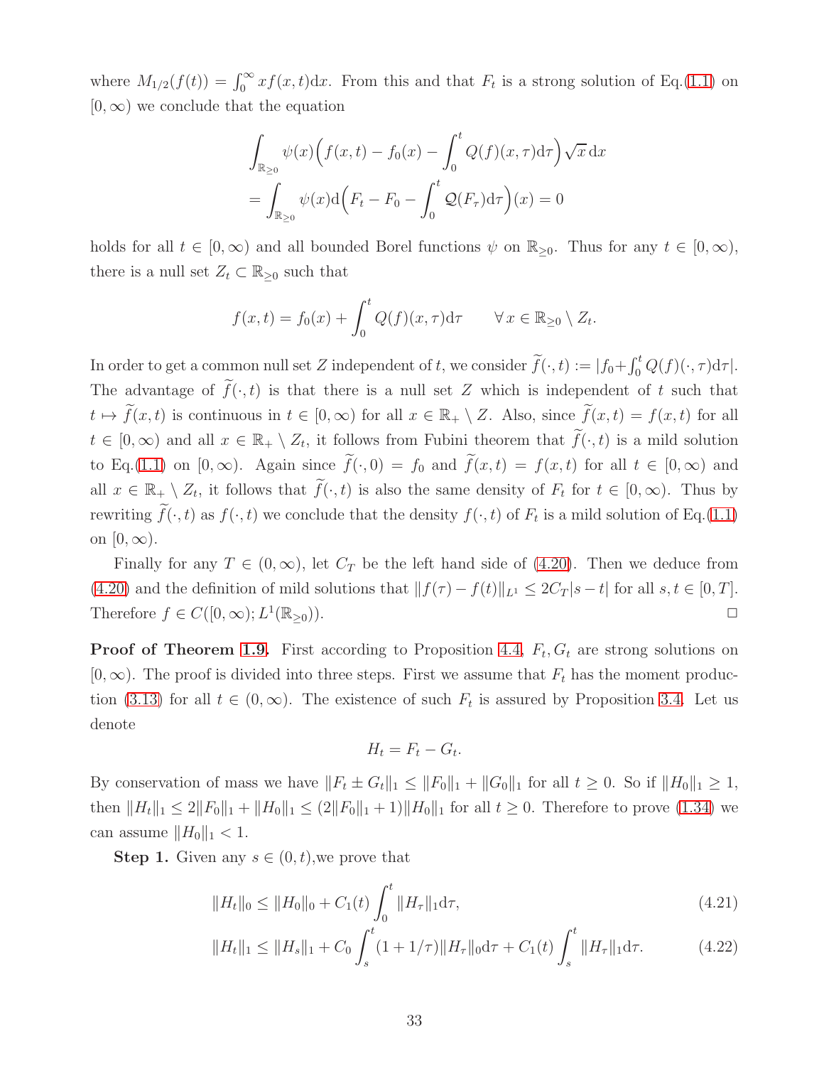where $M_{1/2}(f(t)) = \int_0^\infty x f(x,t)\mathrm{d}x$. From this and that $F_t$ is a strong solution of Eq.(1.1) on $[0,\infty)$ we conclude that the equation

$$\int_{\mathbb{R}_{\ge 0}} \psi(x)\Big(f(x,t) - f_0(x) - \int_0^t Q(f)(x,\tau)\mathrm{d}\tau\Big)\sqrt{x}\,\mathrm{d}x$$
$$= \int_{\mathbb{R}_{\ge 0}} \psi(x)\mathrm{d}\Big(F_t - F_0 - \int_0^t \mathcal{Q}(F_\tau)\mathrm{d}\tau\Big)(x) = 0$$

holds for all $t \in [0,\infty)$ and all bounded Borel functions $\psi$ on $\mathbb{R}_{\ge 0}$. Thus for any $t \in [0,\infty)$, there is a null set $Z_t \subset \mathbb{R}_{\ge 0}$ such that

$$f(x,t) = f_0(x) + \int_0^t Q(f)(x,\tau)\mathrm{d}\tau \qquad \forall\, x \in \mathbb{R}_{\ge 0} \setminus Z_t.$$

In order to get a common null set $Z$ independent of $t$, we consider $\widetilde{f}(\cdot,t) := |f_0 + \int_0^t Q(f)(\cdot,\tau)\mathrm{d}\tau|$. The advantage of $\widetilde{f}(\cdot,t)$ is that there is a null set $Z$ which is independent of $t$ such that $t \mapsto \widetilde{f}(x,t)$ is continuous in $t \in [0,\infty)$ for all $x \in \mathbb{R}_+ \setminus Z$. Also, since $\widetilde{f}(x,t) = f(x,t)$ for all $t \in [0,\infty)$ and all $x \in \mathbb{R}_+ \setminus Z_t$, it follows from Fubini theorem that $\widetilde{f}(\cdot,t)$ is a mild solution to Eq.(1.1) on $[0,\infty)$. Again since $\widetilde{f}(\cdot,0) = f_0$ and $\widetilde{f}(x,t) = f(x,t)$ for all $t \in [0,\infty)$ and all $x \in \mathbb{R}_+ \setminus Z_t$, it follows that $\widetilde{f}(\cdot,t)$ is also the same density of $F_t$ for $t \in [0,\infty)$. Thus by rewriting $\widetilde{f}(\cdot,t)$ as $f(\cdot,t)$ we conclude that the density $f(\cdot,t)$ of $F_t$ is a mild solution of Eq.(1.1) on $[0,\infty)$.

Finally for any $T \in (0,\infty)$, let $C_T$ be the left hand side of (4.20). Then we deduce from (4.20) and the definition of mild solutions that $\|f(\tau) - f(t)\|_{L^1} \le 2C_T|s-t|$ for all $s,t \in [0,T]$. Therefore $f \in C([0,\infty); L^1(\mathbb{R}_{\ge 0}))$. $\square$

**Proof of Theorem 1.9.** First according to Proposition 4.4, $F_t, G_t$ are strong solutions on $[0,\infty)$. The proof is divided into three steps. First we assume that $F_t$ has the moment production (3.13) for all $t \in (0,\infty)$. The existence of such $F_t$ is assured by Proposition 3.4. Let us denote

$$H_t = F_t - G_t.$$

By conservation of mass we have $\|F_t \pm G_t\|_1 \le \|F_0\|_1 + \|G_0\|_1$ for all $t \ge 0$. So if $\|H_0\|_1 \ge 1$, then $\|H_t\|_1 \le 2\|F_0\|_1 + \|H_0\|_1 \le (2\|F_0\|_1 + 1)\|H_0\|_1$ for all $t \ge 0$. Therefore to prove (1.34) we can assume $\|H_0\|_1 < 1$.

**Step 1.** Given any $s \in (0,t)$,we prove that

$$\|H_t\|_0 \le \|H_0\|_0 + C_1(t)\int_0^t \|H_\tau\|_1 \mathrm{d}\tau, \tag{4.21}$$

$$\|H_t\|_1 \le \|H_s\|_1 + C_0\int_s^t (1 + 1/\tau)\|H_\tau\|_0 \mathrm{d}\tau + C_1(t)\int_s^t \|H_\tau\|_1 \mathrm{d}\tau. \tag{4.22}$$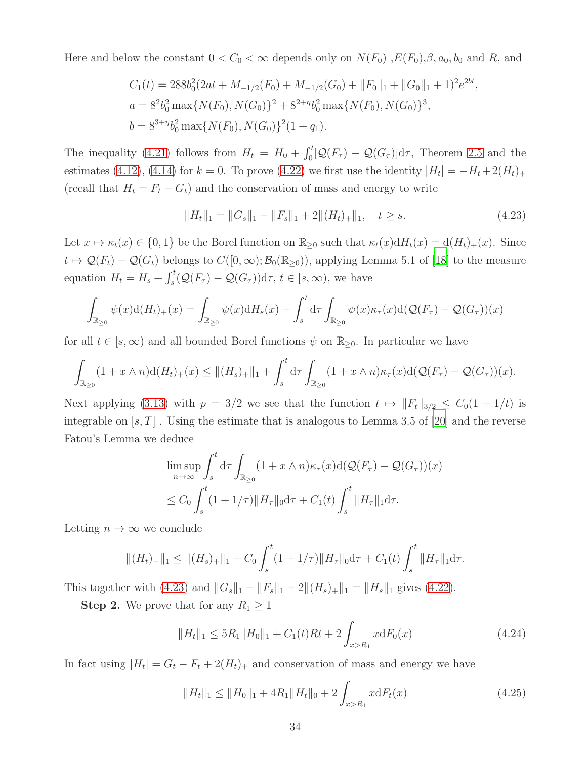Here and below the constant $0 < C_0 < \infty$ depends only on $N(F_0)$ ,$E(F_0)$,$\beta, a_0, b_0$ and $R$, and

$$
\begin{aligned}
&C_1(t) = 288 b_0^2 (2at + M_{-1/2}(F_0) + M_{-1/2}(G_0) + \|F_0\|_1 + \|G_0\|_1 + 1)^2 e^{2bt},\\
&a = 8^2 b_0^2 \max\{N(F_0), N(G_0)\}^2 + 8^{2+\eta} b_0^2 \max\{N(F_0), N(G_0)\}^3,\\
&b = 8^{3+\eta} b_0^2 \max\{N(F_0), N(G_0)\}^2 (1 + q_1).
\end{aligned}
$$

The inequality (4.21) follows from $H_t = H_0 + \int_0^t [\mathcal{Q}(F_\tau) - \mathcal{Q}(G_\tau)] \mathrm{d}\tau$, Theorem 2.5 and the estimates (4.12), (4.14) for $k = 0$. To prove (4.22) we first use the identity $|H_t| = -H_t + 2(H_t)_+$ (recall that $H_t = F_t - G_t$) and the conservation of mass and energy to write

$$
\|H_t\|_1 = \|G_s\|_1 - \|F_s\|_1 + 2\|(H_t)_+\|_1, \quad t \geq s. \tag{4.23}
$$

Let $x \mapsto \kappa_t(x) \in \{0, 1\}$ be the Borel function on $\mathbb{R}_{\geq 0}$ such that $\kappa_t(x)\mathrm{d}H_t(x) = \mathrm{d}(H_t)_+(x)$. Since $t \mapsto \mathcal{Q}(F_t) - \mathcal{Q}(G_t)$ belongs to $C([0, \infty); \mathcal{B}_0(\mathbb{R}_{\geq 0}))$, applying Lemma 5.1 of [18] to the measure equation $H_t = H_s + \int_s^t (\mathcal{Q}(F_\tau) - \mathcal{Q}(G_\tau)) \mathrm{d}\tau$, $t \in [s, \infty)$, we have

$$
\int_{\mathbb{R}_{\geq 0}} \psi(x) \mathrm{d}(H_t)_+(x) = \int_{\mathbb{R}_{\geq 0}} \psi(x) \mathrm{d}H_s(x) + \int_s^t \mathrm{d}\tau \int_{\mathbb{R}_{\geq 0}} \psi(x) \kappa_\tau(x) \mathrm{d}(\mathcal{Q}(F_\tau) - \mathcal{Q}(G_\tau))(x)
$$

for all $t \in [s, \infty)$ and all bounded Borel functions $\psi$ on $\mathbb{R}_{\geq 0}$. In particular we have

$$
\int_{\mathbb{R}_{\geq 0}} (1 + x \wedge n) \mathrm{d}(H_t)_+(x) \leq \|(H_s)_+\|_1 + \int_s^t \mathrm{d}\tau \int_{\mathbb{R}_{\geq 0}} (1 + x \wedge n) \kappa_\tau(x) \mathrm{d}(\mathcal{Q}(F_\tau) - \mathcal{Q}(G_\tau))(x).
$$

Next applying (3.13) with $p = 3/2$ we see that the function $t \mapsto \|F_t\|_{3/2} \leq C_0(1 + 1/t)$ is integrable on $[s, T]$ . Using the estimate that is analogous to Lemma 3.5 of [20] and the reverse Fatou's Lemma we deduce

$$
\begin{aligned}
&\limsup_{n \to \infty} \int_s^t \mathrm{d}\tau \int_{\mathbb{R}_{\geq 0}} (1 + x \wedge n) \kappa_\tau(x) \mathrm{d}(\mathcal{Q}(F_\tau) - \mathcal{Q}(G_\tau))(x)\\
&\leq C_0 \int_s^t (1 + 1/\tau) \|H_\tau\|_0 \mathrm{d}\tau + C_1(t) \int_s^t \|H_\tau\|_1 \mathrm{d}\tau.
\end{aligned}
$$

Letting $n \to \infty$ we conclude

$$
\|(H_t)_+\|_1 \leq \|(H_s)_+\|_1 + C_0 \int_s^t (1 + 1/\tau) \|H_\tau\|_0 \mathrm{d}\tau + C_1(t) \int_s^t \|H_\tau\|_1 \mathrm{d}\tau.
$$

This together with (4.23) and $\|G_s\|_1 - \|F_s\|_1 + 2\|(H_s)_+\|_1 = \|H_s\|_1$ gives (4.22).

**Step 2.** We prove that for any $R_1 \geq 1$

$$
\|H_t\|_1 \leq 5R_1 \|H_0\|_1 + C_1(t) R t + 2 \int_{x > R_1} x \mathrm{d}F_0(x) \tag{4.24}
$$

In fact using $|H_t| = G_t - F_t + 2(H_t)_+$ and conservation of mass and energy we have

$$
\|H_t\|_1 \leq \|H_0\|_1 + 4R_1 \|H_t\|_0 + 2 \int_{x > R_1} x \mathrm{d}F_t(x) \tag{4.25}
$$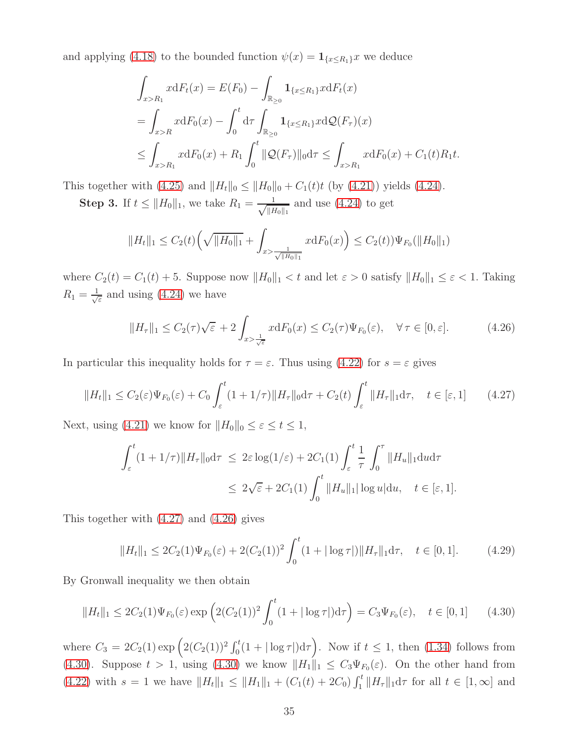and applying (4.18) to the bounded function $\psi(x) = \mathbf{1}_{\{x \le R_1\}} x$ we deduce

$$
\begin{aligned}
\int_{x>R_1} x \mathrm{d}F_t(x) &= E(F_0) - \int_{\mathbb{R}_{\ge 0}} \mathbf{1}_{\{x\le R_1\}} x \mathrm{d}F_t(x) \\
&= \int_{x>R} x \mathrm{d}F_0(x) - \int_0^t \mathrm{d}\tau \int_{\mathbb{R}_{\ge 0}} \mathbf{1}_{\{x\le R_1\}} x \mathrm{d}\mathcal{Q}(F_\tau)(x) \\
&\le \int_{x>R_1} x \mathrm{d}F_0(x) + R_1 \int_0^t \|\mathcal{Q}(F_\tau)\|_0 \mathrm{d}\tau \le \int_{x>R_1} x \mathrm{d}F_0(x) + C_1(t) R_1 t.
\end{aligned}
$$

This together with (4.25) and $\|H_t\|_0 \le \|H_0\|_0 + C_1(t)t$ (by (4.21)) yields (4.24).

**Step 3.** If $t \le \|H_0\|_1$, we take $R_1 = \frac{1}{\sqrt{\|H_0\|_1}}$ and use (4.24) to get

$$
\|H_t\|_1 \le C_2(t)\Big(\sqrt{\|H_0\|_1} + \int_{x>\frac{1}{\sqrt{\|H_0\|_1}}} x \mathrm{d}F_0(x)\Big) \le C_2(t))\Psi_{F_0}(\|H_0\|_1)
$$

where $C_2(t) = C_1(t) + 5$. Suppose now $\|H_0\|_1 < t$ and let $\varepsilon > 0$ satisfy $\|H_0\|_1 \le \varepsilon < 1$. Taking $R_1 = \frac{1}{\sqrt{\varepsilon}}$ and using (4.24) we have

$$
\|H_\tau\|_1 \le C_2(\tau)\sqrt{\varepsilon} + 2\int_{x>\frac{1}{\sqrt{\varepsilon}}} x \mathrm{d}F_0(x) \le C_2(\tau)\Psi_{F_0}(\varepsilon), \quad \forall\, \tau \in [0, \varepsilon]. \tag{4.26}
$$

In particular this inequality holds for $\tau = \varepsilon$. Thus using (4.22) for $s = \varepsilon$ gives

$$
\|H_t\|_1 \le C_2(\varepsilon)\Psi_{F_0}(\varepsilon) + C_0 \int_\varepsilon^t (1 + 1/\tau)\|H_\tau\|_0 \mathrm{d}\tau + C_2(t)\int_\varepsilon^t \|H_\tau\|_1 \mathrm{d}\tau, \quad t \in [\varepsilon, 1] \tag{4.27}
$$

Next, using (4.21) we know for $\|H_0\|_0 \le \varepsilon \le t \le 1$,

$$
\begin{aligned}
\int_\varepsilon^t (1 + 1/\tau)\|H_\tau\|_0 \mathrm{d}\tau \;&\le\; 2\varepsilon \log(1/\varepsilon) + 2C_1(1)\int_\varepsilon^t \frac{1}{\tau}\int_0^\tau \|H_u\|_1 \mathrm{d}u \mathrm{d}\tau \\
&\le\; 2\sqrt{\varepsilon} + 2C_1(1)\int_0^t \|H_u\|_1 |\log u| \mathrm{d}u, \quad t \in [\varepsilon, 1].
\end{aligned}
$$

This together with (4.27) and (4.26) gives

$$
\|H_t\|_1 \le 2C_2(1)\Psi_{F_0}(\varepsilon) + 2(C_2(1))^2 \int_0^t (1 + |\log \tau|)\|H_\tau\|_1 \mathrm{d}\tau, \quad t \in [0, 1]. \tag{4.29}
$$

By Gronwall inequality we then obtain

$$
\|H_t\|_1 \le 2C_2(1)\Psi_{F_0}(\varepsilon)\exp\Big(2(C_2(1))^2 \int_0^t (1 + |\log \tau|)\mathrm{d}\tau\Big) = C_3 \Psi_{F_0}(\varepsilon), \quad t \in [0, 1] \tag{4.30}
$$

where $C_3 = 2C_2(1)\exp\Big(2(C_2(1))^2 \int_0^1 (1 + |\log \tau|)\mathrm{d}\tau\Big)$. Now if $t \le 1$, then (1.34) follows from (4.30). Suppose $t > 1$, using (4.30) we know $\|H_1\|_1 \le C_3 \Psi_{F_0}(\varepsilon)$. On the other hand from (4.22) with $s = 1$ we have $\|H_t\|_1 \le \|H_1\|_1 + (C_1(t) + 2C_0)\int_1^t \|H_\tau\|_1 \mathrm{d}\tau$ for all $t \in [1, \infty]$ and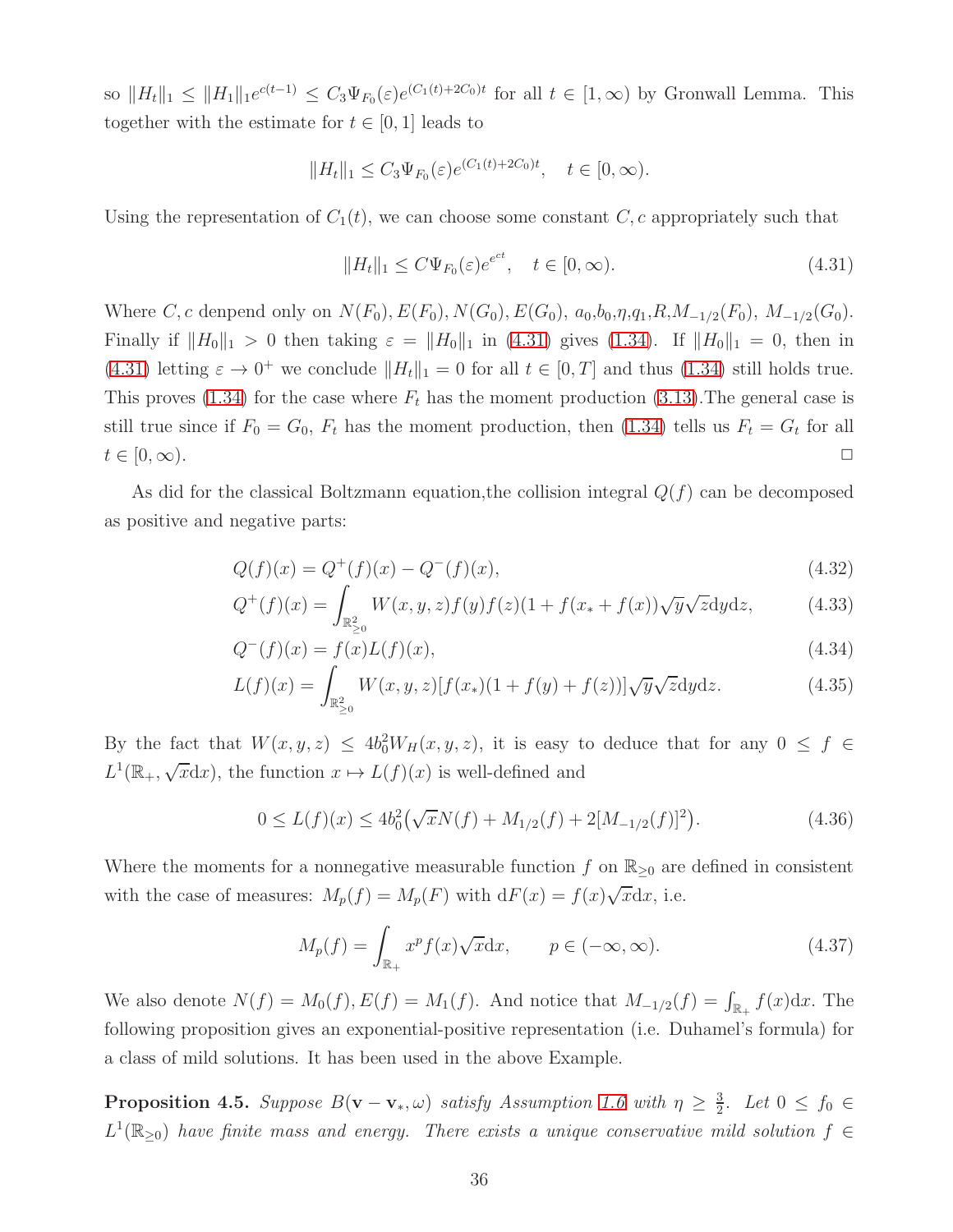so $\|H_t\|_1 \le \|H_1\|_1 e^{c(t-1)} \le C_3 \Psi_{F_0}(\varepsilon) e^{(C_1(t)+2C_0)t}$ for all $t \in [1, \infty)$ by Gronwall Lemma. This together with the estimate for $t \in [0, 1]$ leads to

$$\|H_t\|_1 \le C_3 \Psi_{F_0}(\varepsilon) e^{(C_1(t)+2C_0)t}, \quad t \in [0, \infty).$$

Using the representation of $C_1(t)$, we can choose some constant $C, c$ appropriately such that

$$\|H_t\|_1 \le C \Psi_{F_0}(\varepsilon) e^{e^{ct}}, \quad t \in [0, \infty). \tag{4.31}$$

Where $C, c$ denpend only on $N(F_0), E(F_0), N(G_0), E(G_0)$, $a_0$,$b_0$,$\eta$,$q_1$,$R$,$M_{-1/2}(F_0)$, $M_{-1/2}(G_0)$. Finally if $\|H_0\|_1 > 0$ then taking $\varepsilon = \|H_0\|_1$ in (4.31) gives (1.34). If $\|H_0\|_1 = 0$, then in (4.31) letting $\varepsilon \to 0^+$ we conclude $\|H_t\|_1 = 0$ for all $t \in [0, T]$ and thus (1.34) still holds true. This proves (1.34) for the case where $F_t$ has the moment production (3.13).The general case is still true since if $F_0 = G_0$, $F_t$ has the moment production, then (1.34) tells us $F_t = G_t$ for all $t \in [0, \infty)$. □

As did for the classical Boltzmann equation,the collision integral $Q(f)$ can be decomposed as positive and negative parts:

$$Q(f)(x) = Q^+(f)(x) - Q^-(f)(x), \tag{4.32}$$

$$Q^+(f)(x) = \int_{\mathbb{R}^2_{\ge 0}} W(x, y, z) f(y) f(z)(1 + f(x_* + f(x))\sqrt{y}\sqrt{z}\mathrm{d}y\mathrm{d}z, \tag{4.33}$$

$$Q^-(f)(x) = f(x)L(f)(x), \tag{4.34}$$

$$L(f)(x) = \int_{\mathbb{R}^2_{\ge 0}} W(x, y, z)[f(x_*)(1 + f(y) + f(z))]\sqrt{y}\sqrt{z}\mathrm{d}y\mathrm{d}z. \tag{4.35}$$

By the fact that $W(x, y, z) \le 4b_0^2 W_H(x, y, z)$, it is easy to deduce that for any $0 \le f \in L^1(\mathbb{R}_+, \sqrt{x}\mathrm{d}x)$, the function $x \mapsto L(f)(x)$ is well-defined and

$$0 \le L(f)(x) \le 4b_0^2\big(\sqrt{x}N(f) + M_{1/2}(f) + 2[M_{-1/2}(f)]^2\big). \tag{4.36}$$

Where the moments for a nonnegative measurable function $f$ on $\mathbb{R}_{\ge 0}$ are defined in consistent with the case of measures: $M_p(f) = M_p(F)$ with $\mathrm{d}F(x) = f(x)\sqrt{x}\mathrm{d}x$, i.e.

$$M_p(f) = \int_{\mathbb{R}_+} x^p f(x)\sqrt{x}\mathrm{d}x, \qquad p \in (-\infty, \infty). \tag{4.37}$$

We also denote $N(f) = M_0(f), E(f) = M_1(f)$. And notice that $M_{-1/2}(f) = \int_{\mathbb{R}_+} f(x)\mathrm{d}x$. The following proposition gives an exponential-positive representation (i.e. Duhamel's formula) for a class of mild solutions. It has been used in the above Example.

**Proposition 4.5.** *Suppose $B(\mathbf{v} - \mathbf{v}_*, \omega)$ satisfy Assumption 1.6 with $\eta \ge \frac{3}{2}$. Let $0 \le f_0 \in L^1(\mathbb{R}_{\ge 0})$ have finite mass and energy. There exists a unique conservative mild solution $f \in$*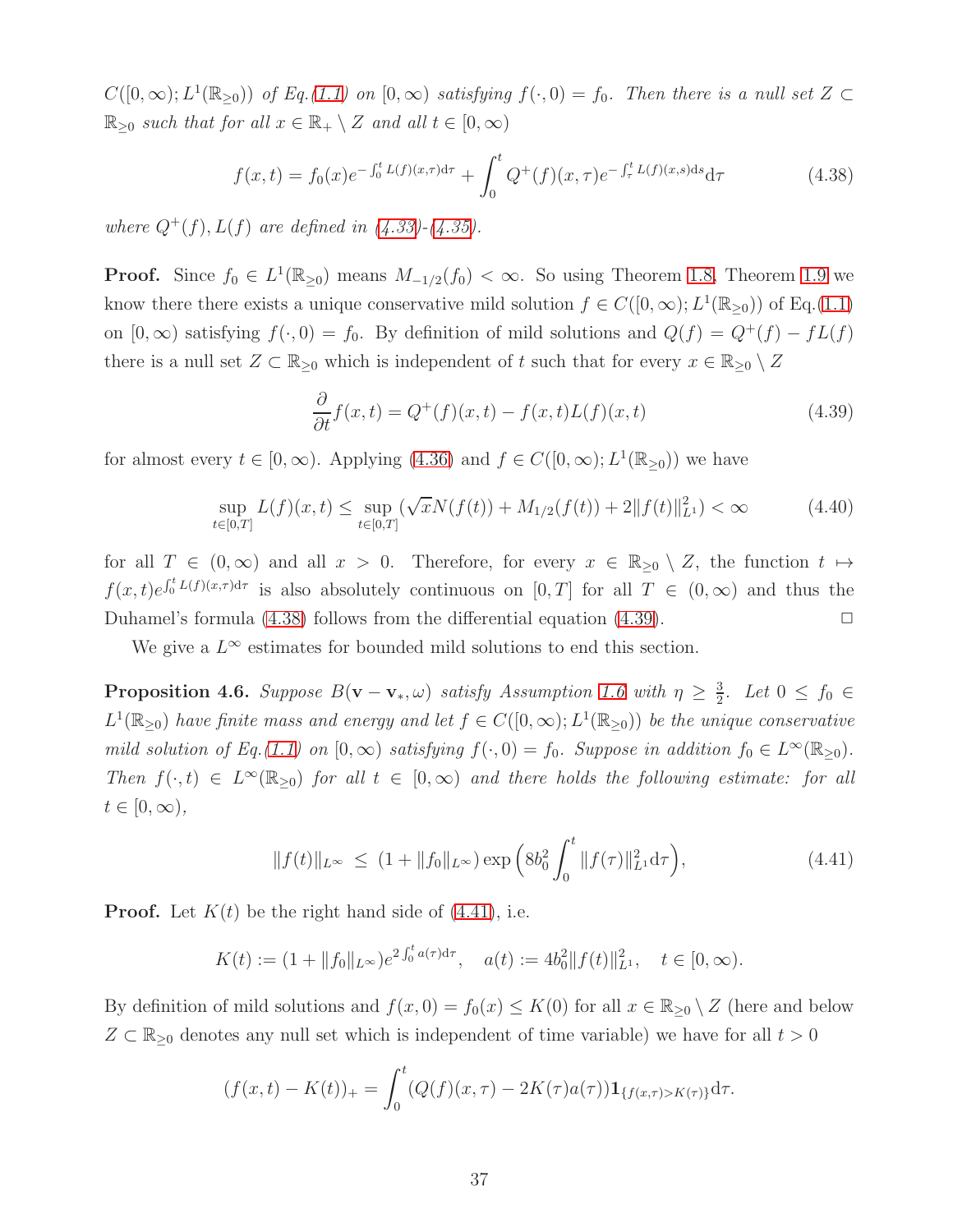$C([0,\infty);L^1(\mathbb{R}_{\ge 0}))$ *of Eq.(1.1) on* $[0,\infty)$ *satisfying* $f(\cdot,0)=f_0$. *Then there is a null set* $Z\subset\mathbb{R}_{\ge 0}$ *such that for all* $x\in\mathbb{R}_+\setminus Z$ *and all* $t\in[0,\infty)$

$$f(x,t)=f_0(x)e^{-\int_0^t L(f)(x,\tau)\mathrm{d}\tau}+\int_0^t Q^+(f)(x,\tau)e^{-\int_\tau^t L(f)(x,s)\mathrm{d}s}\mathrm{d}\tau \tag{4.38}$$

*where* $Q^+(f), L(f)$ *are defined in (4.33)-(4.35).*

**Proof.** Since $f_0\in L^1(\mathbb{R}_{\ge 0})$ means $M_{-1/2}(f_0)<\infty$. So using Theorem 1.8, Theorem 1.9 we know there there exists a unique conservative mild solution $f\in C([0,\infty);L^1(\mathbb{R}_{\ge 0}))$ of Eq.(1.1) on $[0,\infty)$ satisfying $f(\cdot,0)=f_0$. By definition of mild solutions and $Q(f)=Q^+(f)-fL(f)$ there is a null set $Z\subset\mathbb{R}_{\ge 0}$ which is independent of $t$ such that for every $x\in\mathbb{R}_{\ge 0}\setminus Z$

$$\frac{\partial}{\partial t}f(x,t)=Q^+(f)(x,t)-f(x,t)L(f)(x,t) \tag{4.39}$$

for almost every $t\in[0,\infty)$. Applying (4.36) and $f\in C([0,\infty);L^1(\mathbb{R}_{\ge 0}))$ we have

$$\sup_{t\in[0,T]}L(f)(x,t)\le\sup_{t\in[0,T]}(\sqrt{x}N(f(t))+M_{1/2}(f(t))+2\|f(t)\|^2_{L^1})<\infty \tag{4.40}$$

for all $T\in(0,\infty)$ and all $x>0$. Therefore, for every $x\in\mathbb{R}_{\ge 0}\setminus Z$, the function $t\mapsto f(x,t)e^{\int_0^t L(f)(x,\tau)\mathrm{d}\tau}$ is also absolutely continuous on $[0,T]$ for all $T\in(0,\infty)$ and thus the Duhamel's formula (4.38) follows from the differential equation (4.39). $\Box$

We give a $L^\infty$ estimates for bounded mild solutions to end this section.

**Proposition 4.6.** *Suppose* $B(\mathbf{v}-\mathbf{v}_*,\omega)$ *satisfy Assumption 1.6 with* $\eta\ge\frac{3}{2}$. *Let* $0\le f_0\in L^1(\mathbb{R}_{\ge 0})$ *have finite mass and energy and let* $f\in C([0,\infty);L^1(\mathbb{R}_{\ge 0}))$ *be the unique conservative mild solution of Eq.(1.1) on* $[0,\infty)$ *satisfying* $f(\cdot,0)=f_0$. *Suppose in addition* $f_0\in L^\infty(\mathbb{R}_{\ge 0})$. *Then* $f(\cdot,t)\in L^\infty(\mathbb{R}_{\ge 0})$ *for all* $t\in[0,\infty)$ *and there holds the following estimate: for all* $t\in[0,\infty)$,

$$\|f(t)\|_{L^\infty}\ \le\ (1+\|f_0\|_{L^\infty})\exp\Big(8b_0^2\int_0^t\|f(\tau)\|^2_{L^1}\mathrm{d}\tau\Big), \tag{4.41}$$

**Proof.** Let $K(t)$ be the right hand side of (4.41), i.e.

$$K(t):=(1+\|f_0\|_{L^\infty})e^{2\int_0^t a(\tau)\mathrm{d}\tau},\quad a(t):=4b_0^2\|f(t)\|^2_{L^1},\quad t\in[0,\infty).$$

By definition of mild solutions and $f(x,0)=f_0(x)\le K(0)$ for all $x\in\mathbb{R}_{\ge 0}\setminus Z$ (here and below $Z\subset\mathbb{R}_{\ge 0}$ denotes any null set which is independent of time variable) we have for all $t>0$

$$(f(x,t)-K(t))_+=\int_0^t(Q(f)(x,\tau)-2K(\tau)a(\tau))\mathbf{1}_{\{f(x,\tau)>K(\tau)\}}\mathrm{d}\tau.$$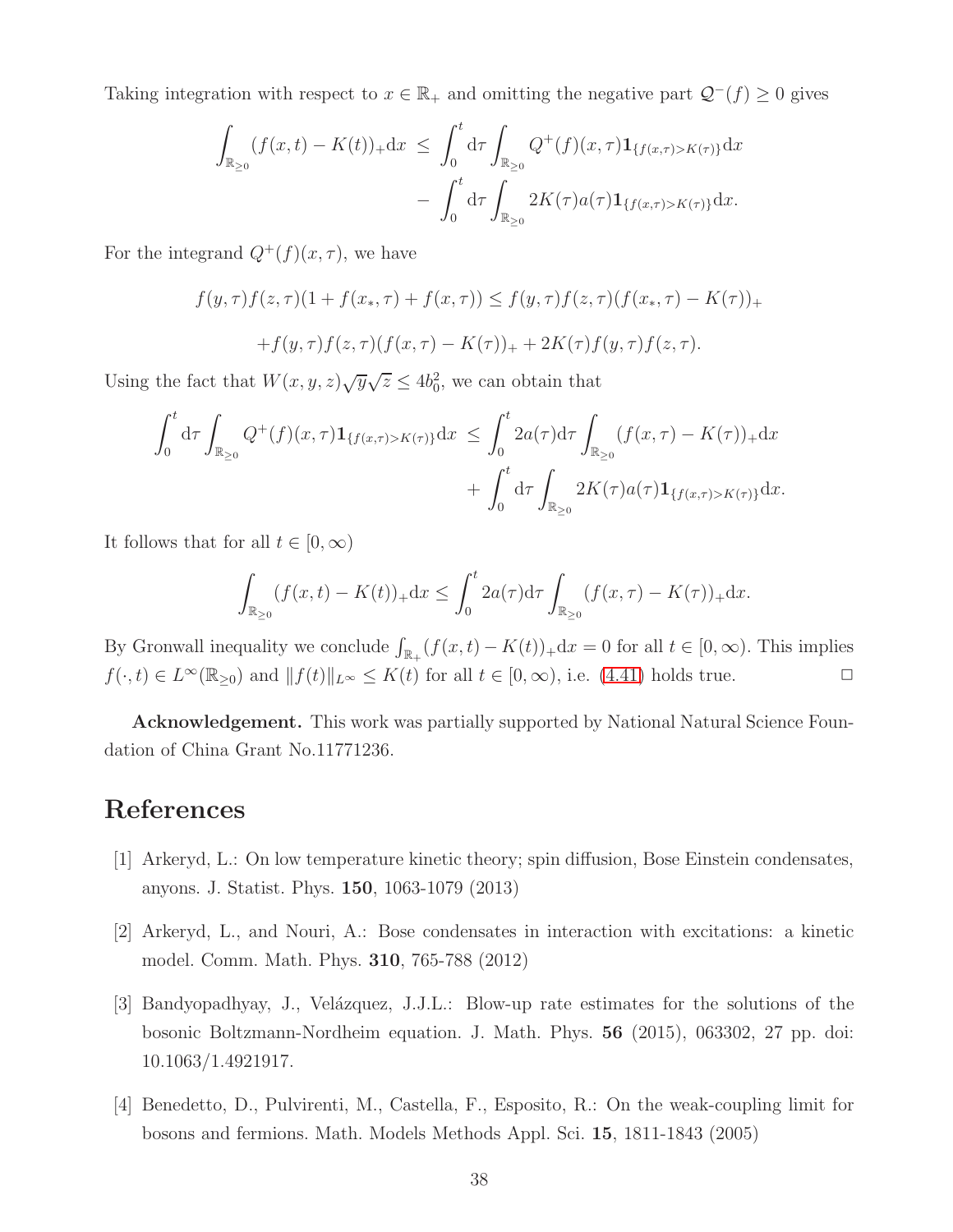Taking integration with respect to $x \in \mathbb{R}_+$ and omitting the negative part $\mathcal{Q}^-(f) \geq 0$ gives

$$
\begin{aligned}
\int_{\mathbb{R}_{\geq 0}} (f(x,t) - K(t))_+ \mathrm{d}x \ &\leq \ \int_0^t \mathrm{d}\tau \int_{\mathbb{R}_{\geq 0}} Q^+(f)(x,\tau) \mathbf{1}_{\{f(x,\tau) > K(\tau)\}} \mathrm{d}x \\
&\quad - \ \int_0^t \mathrm{d}\tau \int_{\mathbb{R}_{\geq 0}} 2K(\tau) a(\tau) \mathbf{1}_{\{f(x,\tau) > K(\tau)\}} \mathrm{d}x.
\end{aligned}
$$

For the integrand $Q^+(f)(x,\tau)$, we have

$$
\begin{aligned}
f(y,\tau) f(z,\tau)(1 + f(x_*,\tau) + f(x,\tau)) &\leq f(y,\tau) f(z,\tau)(f(x_*,\tau) - K(\tau))_+ \\
&+ f(y,\tau) f(z,\tau)(f(x,\tau) - K(\tau))_+ + 2K(\tau) f(y,\tau) f(z,\tau).
\end{aligned}
$$

Using the fact that $W(x,y,z)\sqrt{y}\sqrt{z} \leq 4b_0^2$, we can obtain that

$$
\begin{aligned}
\int_0^t \mathrm{d}\tau \int_{\mathbb{R}_{\geq 0}} Q^+(f)(x,\tau) \mathbf{1}_{\{f(x,\tau) > K(\tau)\}} \mathrm{d}x \ &\leq \ \int_0^t 2a(\tau) \mathrm{d}\tau \int_{\mathbb{R}_{\geq 0}} (f(x,\tau) - K(\tau))_+ \mathrm{d}x \\
&\quad + \ \int_0^t \mathrm{d}\tau \int_{\mathbb{R}_{\geq 0}} 2K(\tau) a(\tau) \mathbf{1}_{\{f(x,\tau) > K(\tau)\}} \mathrm{d}x.
\end{aligned}
$$

It follows that for all $t \in [0, \infty)$

$$
\int_{\mathbb{R}_{\geq 0}} (f(x,t) - K(t))_+ \mathrm{d}x \leq \int_0^t 2a(\tau) \mathrm{d}\tau \int_{\mathbb{R}_{\geq 0}} (f(x,\tau) - K(\tau))_+ \mathrm{d}x.
$$

By Gronwall inequality we conclude $\int_{\mathbb{R}_+} (f(x,t) - K(t))_+ \mathrm{d}x = 0$ for all $t \in [0, \infty)$. This implies $f(\cdot, t) \in L^\infty(\mathbb{R}_{\geq 0})$ and $\|f(t)\|_{L^\infty} \leq K(t)$ for all $t \in [0, \infty)$, i.e. (4.41) holds true. □

**Acknowledgement.** This work was partially supported by National Natural Science Foundation of China Grant No.11771236.

# References

[1] Arkeryd, L.: On low temperature kinetic theory; spin diffusion, Bose Einstein condensates, anyons. J. Statist. Phys. **150**, 1063-1079 (2013)

[2] Arkeryd, L., and Nouri, A.: Bose condensates in interaction with excitations: a kinetic model. Comm. Math. Phys. **310**, 765-788 (2012)

[3] Bandyopadhyay, J., Velázquez, J.J.L.: Blow-up rate estimates for the solutions of the bosonic Boltzmann-Nordheim equation. J. Math. Phys. **56** (2015), 063302, 27 pp. doi: 10.1063/1.4921917.

[4] Benedetto, D., Pulvirenti, M., Castella, F., Esposito, R.: On the weak-coupling limit for bosons and fermions. Math. Models Methods Appl. Sci. **15**, 1811-1843 (2005)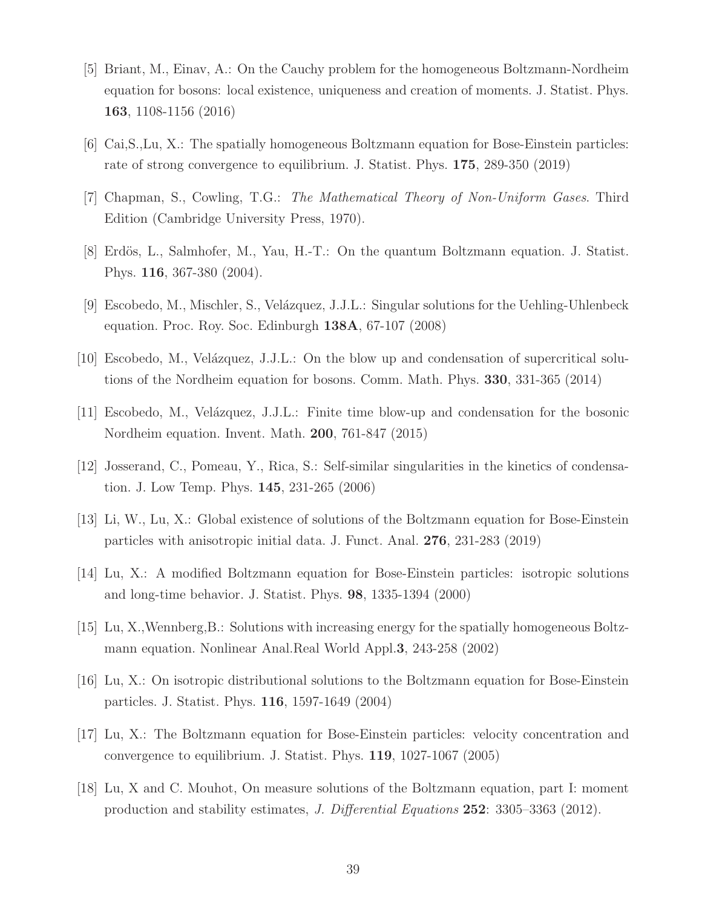[5] Briant, M., Einav, A.: On the Cauchy problem for the homogeneous Boltzmann-Nordheim equation for bosons: local existence, uniqueness and creation of moments. J. Statist. Phys. **163**, 1108-1156 (2016)

[6] Cai,S.,Lu, X.: The spatially homogeneous Boltzmann equation for Bose-Einstein particles: rate of strong convergence to equilibrium. J. Statist. Phys. **175**, 289-350 (2019)

[7] Chapman, S., Cowling, T.G.: *The Mathematical Theory of Non-Uniform Gases*. Third Edition (Cambridge University Press, 1970).

[8] Erdös, L., Salmhofer, M., Yau, H.-T.: On the quantum Boltzmann equation. J. Statist. Phys. **116**, 367-380 (2004).

[9] Escobedo, M., Mischler, S., Velázquez, J.J.L.: Singular solutions for the Uehling-Uhlenbeck equation. Proc. Roy. Soc. Edinburgh **138A**, 67-107 (2008)

[10] Escobedo, M., Velázquez, J.J.L.: On the blow up and condensation of supercritical solutions of the Nordheim equation for bosons. Comm. Math. Phys. **330**, 331-365 (2014)

[11] Escobedo, M., Velázquez, J.J.L.: Finite time blow-up and condensation for the bosonic Nordheim equation. Invent. Math. **200**, 761-847 (2015)

[12] Josserand, C., Pomeau, Y., Rica, S.: Self-similar singularities in the kinetics of condensation. J. Low Temp. Phys. **145**, 231-265 (2006)

[13] Li, W., Lu, X.: Global existence of solutions of the Boltzmann equation for Bose-Einstein particles with anisotropic initial data. J. Funct. Anal. **276**, 231-283 (2019)

[14] Lu, X.: A modified Boltzmann equation for Bose-Einstein particles: isotropic solutions and long-time behavior. J. Statist. Phys. **98**, 1335-1394 (2000)

[15] Lu, X.,Wennberg,B.: Solutions with increasing energy for the spatially homogeneous Boltzmann equation. Nonlinear Anal.Real World Appl.**3**, 243-258 (2002)

[16] Lu, X.: On isotropic distributional solutions to the Boltzmann equation for Bose-Einstein particles. J. Statist. Phys. **116**, 1597-1649 (2004)

[17] Lu, X.: The Boltzmann equation for Bose-Einstein particles: velocity concentration and convergence to equilibrium. J. Statist. Phys. **119**, 1027-1067 (2005)

[18] Lu, X and C. Mouhot, On measure solutions of the Boltzmann equation, part I: moment production and stability estimates, *J. Differential Equations* **252**: 3305–3363 (2012).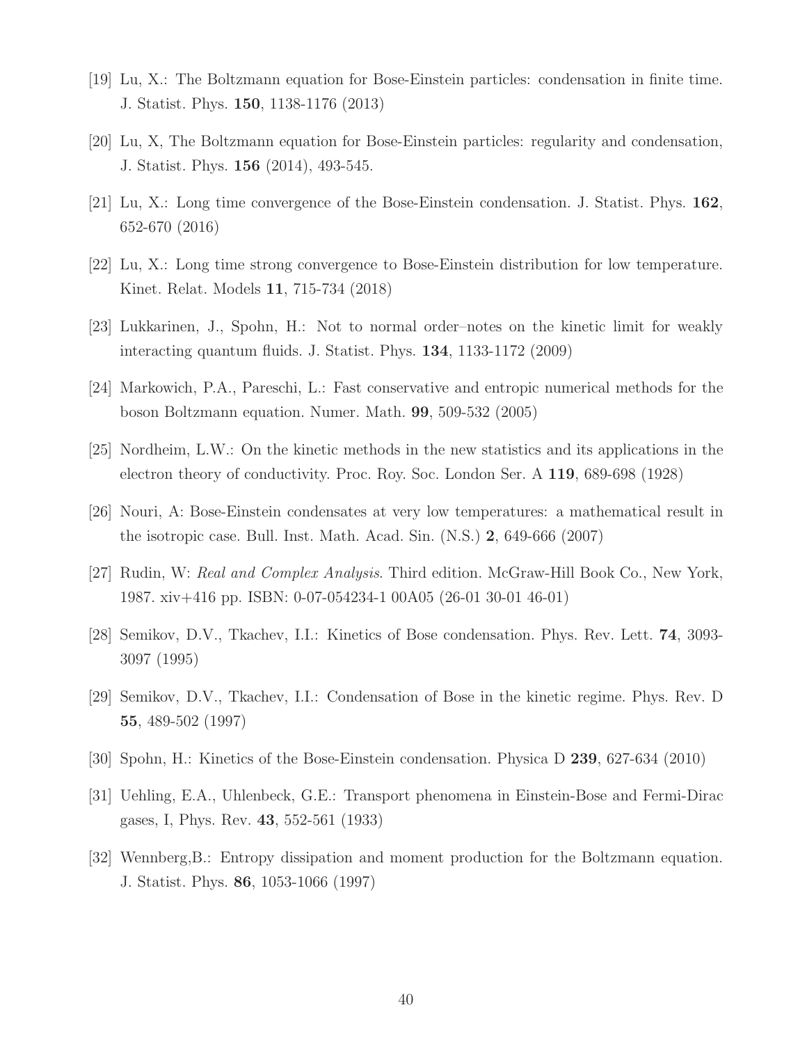[19] Lu, X.: The Boltzmann equation for Bose-Einstein particles: condensation in finite time. J. Statist. Phys. **150**, 1138-1176 (2013)

[20] Lu, X, The Boltzmann equation for Bose-Einstein particles: regularity and condensation, J. Statist. Phys. **156** (2014), 493-545.

[21] Lu, X.: Long time convergence of the Bose-Einstein condensation. J. Statist. Phys. **162**, 652-670 (2016)

[22] Lu, X.: Long time strong convergence to Bose-Einstein distribution for low temperature. Kinet. Relat. Models **11**, 715-734 (2018)

[23] Lukkarinen, J., Spohn, H.: Not to normal order–notes on the kinetic limit for weakly interacting quantum fluids. J. Statist. Phys. **134**, 1133-1172 (2009)

[24] Markowich, P.A., Pareschi, L.: Fast conservative and entropic numerical methods for the boson Boltzmann equation. Numer. Math. **99**, 509-532 (2005)

[25] Nordheim, L.W.: On the kinetic methods in the new statistics and its applications in the electron theory of conductivity. Proc. Roy. Soc. London Ser. A **119**, 689-698 (1928)

[26] Nouri, A: Bose-Einstein condensates at very low temperatures: a mathematical result in the isotropic case. Bull. Inst. Math. Acad. Sin. (N.S.) **2**, 649-666 (2007)

[27] Rudin, W: *Real and Complex Analysis*. Third edition. McGraw-Hill Book Co., New York, 1987. xiv+416 pp. ISBN: 0-07-054234-1 00A05 (26-01 30-01 46-01)

[28] Semikov, D.V., Tkachev, I.I.: Kinetics of Bose condensation. Phys. Rev. Lett. **74**, 3093-3097 (1995)

[29] Semikov, D.V., Tkachev, I.I.: Condensation of Bose in the kinetic regime. Phys. Rev. D **55**, 489-502 (1997)

[30] Spohn, H.: Kinetics of the Bose-Einstein condensation. Physica D **239**, 627-634 (2010)

[31] Uehling, E.A., Uhlenbeck, G.E.: Transport phenomena in Einstein-Bose and Fermi-Dirac gases, I, Phys. Rev. **43**, 552-561 (1933)

[32] Wennberg,B.: Entropy dissipation and moment production for the Boltzmann equation. J. Statist. Phys. **86**, 1053-1066 (1997)